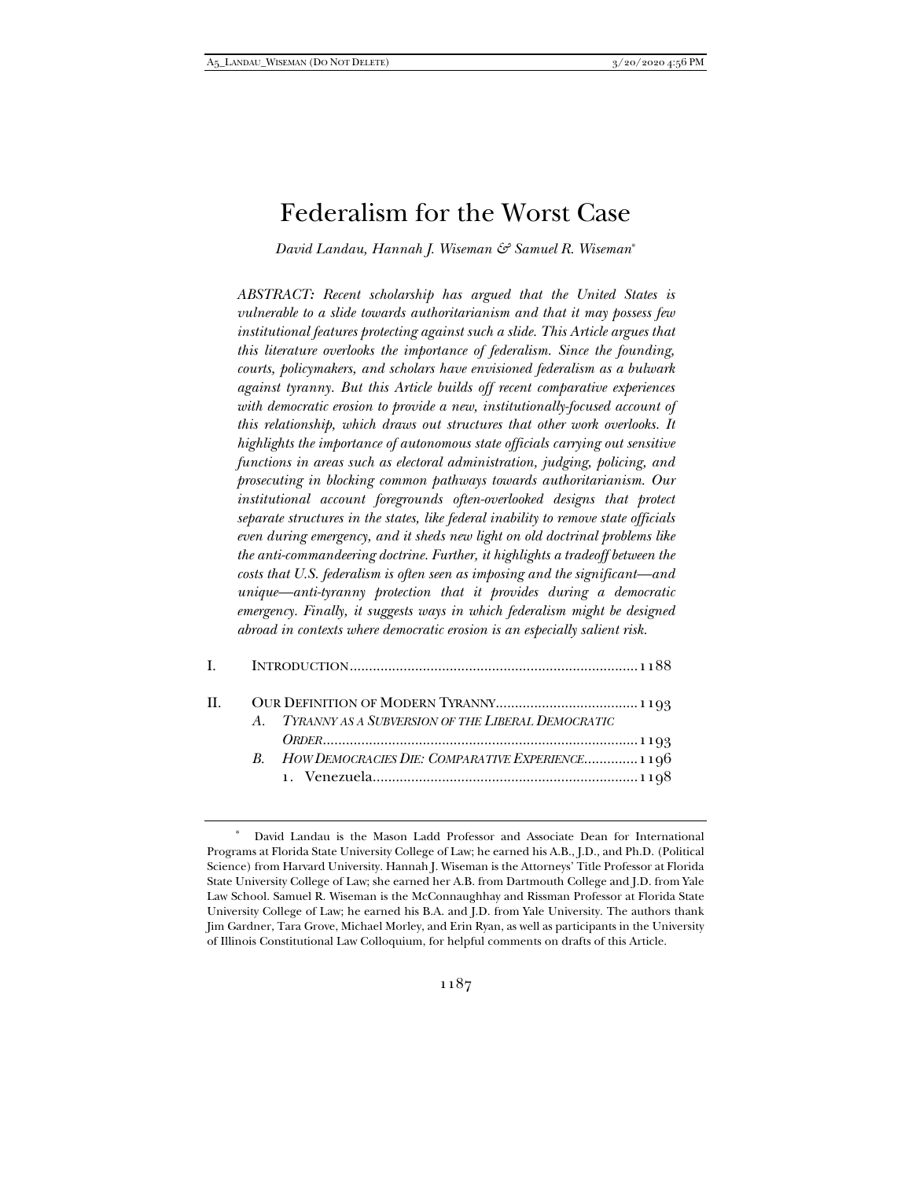# Federalism for the Worst Case

*David Landau, Hannah J. Wiseman & Samuel R. Wiseman*[*]

*ABSTRACT: Recent scholarship has argued that the United States is vulnerable to a slide towards authoritarianism and that it may possess few institutional features protecting against such a slide. This Article argues that this literature overlooks the importance of federalism. Since the founding, courts, policymakers, and scholars have envisioned federalism as a bulwark against tyranny. But this Article builds off recent comparative experiences with democratic erosion to provide a new, institutionally-focused account of this relationship, which draws out structures that other work overlooks. It highlights the importance of autonomous state officials carrying out sensitive functions in areas such as electoral administration, judging, policing, and prosecuting in blocking common pathways towards authoritarianism. Our institutional account foregrounds often-overlooked designs that protect separate structures in the states, like federal inability to remove state officials even during emergency, and it sheds new light on old doctrinal problems like the anti-commandeering doctrine. Further, it highlights a tradeoff between the costs that U.S. federalism is often seen as imposing and the significant—and unique—anti-tyranny protection that it provides during a democratic emergency. Finally, it suggests ways in which federalism might be designed abroad in contexts where democratic erosion is an especially salient risk.*

- I. INTRODUCTION .......... 1188
- II. OUR DEFINITION OF MODERN TYRANNY .......... 1193
  - A. *TYRANNY AS A SUBVERSION OF THE LIBERAL DEMOCRATIC ORDER* .......... 1193
  - B. *HOW DEMOCRACIES DIE: COMPARATIVE EXPERIENCE* .......... 1196
    - 1. Venezuela .......... 1198

[*] David Landau is the Mason Ladd Professor and Associate Dean for International Programs at Florida State University College of Law; he earned his A.B., J.D., and Ph.D. (Political Science) from Harvard University. Hannah J. Wiseman is the Attorneys' Title Professor at Florida State University College of Law; she earned her A.B. from Dartmouth College and J.D. from Yale Law School. Samuel R. Wiseman is the McConnaughhay and Rissman Professor at Florida State University College of Law; he earned his B.A. and J.D. from Yale University. The authors thank Jim Gardner, Tara Grove, Michael Morley, and Erin Ryan, as well as participants in the University of Illinois Constitutional Law Colloquium, for helpful comments on drafts of this Article.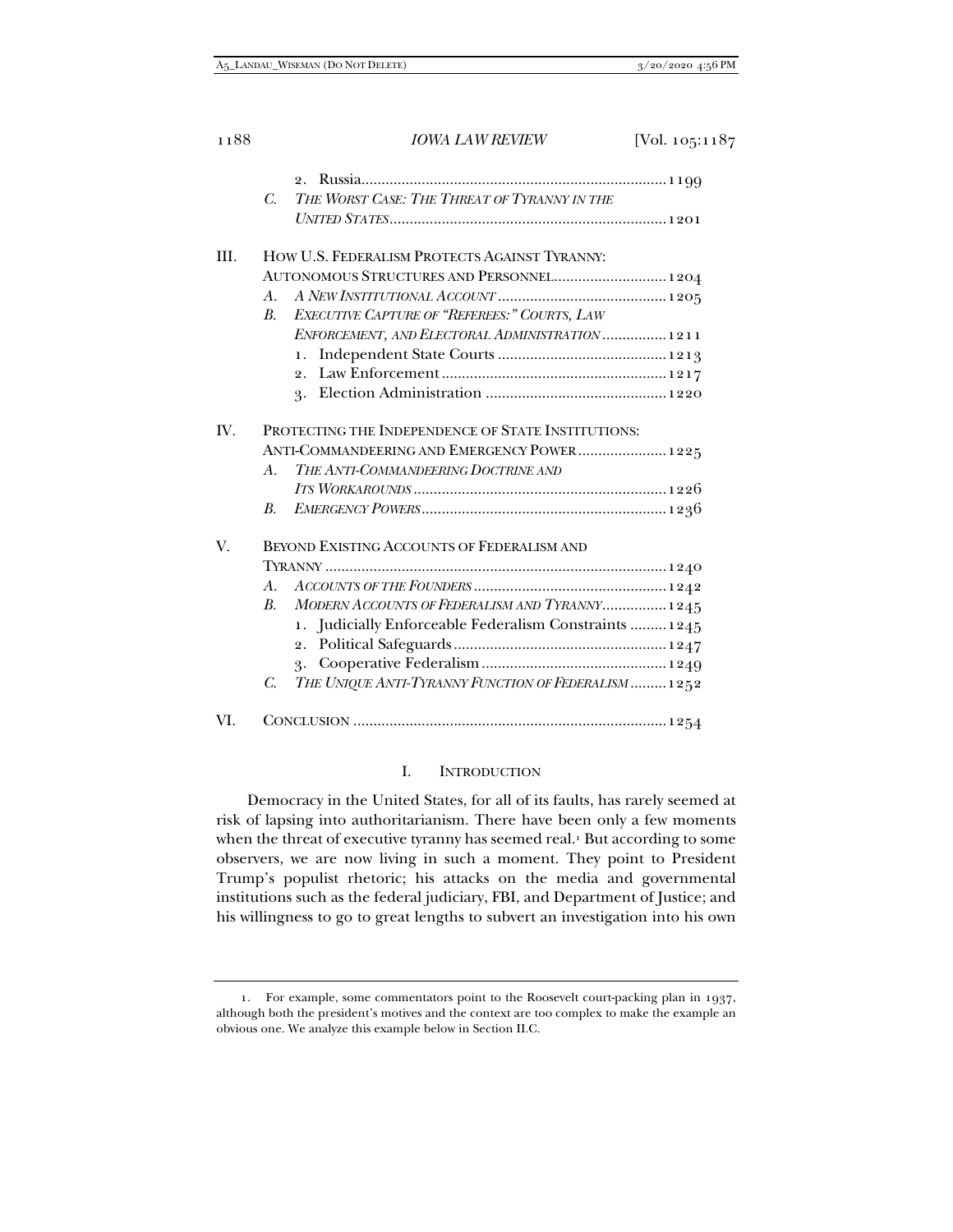2. Russia ........................................................................ 1199

C. *THE WORST CASE: THE THREAT OF TYRANNY IN THE UNITED STATES* ........................................................................ 1201

III. HOW U.S. FEDERALISM PROTECTS AGAINST TYRANNY: AUTONOMOUS STRUCTURES AND PERSONNEL ........................ 1204

A. *A NEW INSTITUTIONAL ACCOUNT* ........................................ 1205

B. *EXECUTIVE CAPTURE OF "REFEREES:" COURTS, LAW ENFORCEMENT, AND ELECTORAL ADMINISTRATION* ................ 1211

1. Independent State Courts ........................................ 1213

2. Law Enforcement ........................................................ 1217

3. Election Administration ............................................ 1220

IV. PROTECTING THE INDEPENDENCE OF STATE INSTITUTIONS: ANTI-COMMANDEERING AND EMERGENCY POWER ..................... 1225

A. *THE ANTI-COMMANDEERING DOCTRINE AND ITS WORKAROUNDS* .............................................................. 1226

B. *EMERGENCY POWERS* ............................................................ 1236

V. BEYOND EXISTING ACCOUNTS OF FEDERALISM AND TYRANNY ........................................................................................ 1240

A. *ACCOUNTS OF THE FOUNDERS* ............................................ 1242

B. *MODERN ACCOUNTS OF FEDERALISM AND TYRANNY* ................ 1245

1. Judicially Enforceable Federalism Constraints ......... 1245

2. Political Safeguards .................................................... 1247

3. Cooperative Federalism .............................................. 1249

C. *THE UNIQUE ANTI-TYRANNY FUNCTION OF FEDERALISM* ......... 1252

VI. CONCLUSION ............................................................................ 1254

# I. INTRODUCTION

Democracy in the United States, for all of its faults, has rarely seemed at risk of lapsing into authoritarianism. There have been only a few moments when the threat of executive tyranny has seemed real.[1] But according to some observers, we are now living in such a moment. They point to President Trump's populist rhetoric; his attacks on the media and governmental institutions such as the federal judiciary, FBI, and Department of Justice; and his willingness to go to great lengths to subvert an investigation into his own

1. For example, some commentators point to the Roosevelt court-packing plan in 1937, although both the president's motives and the context are too complex to make the example an obvious one. We analyze this example below in Section II.C.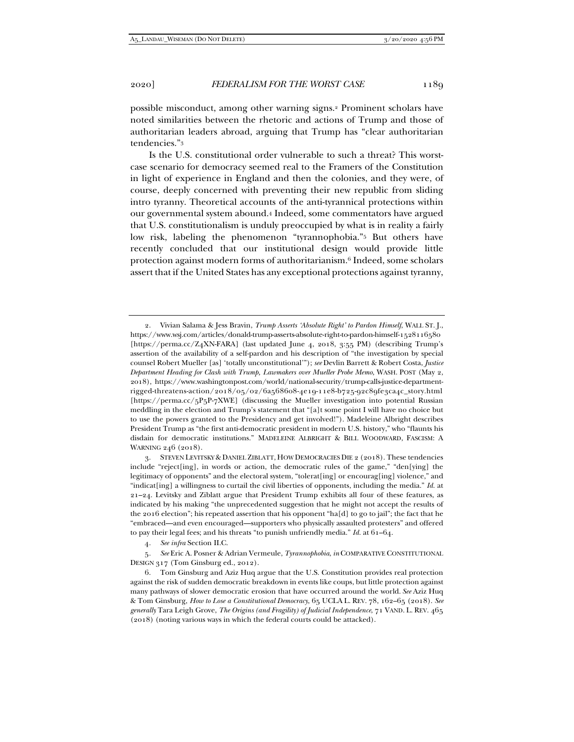possible misconduct, among other warning signs.[2] Prominent scholars have noted similarities between the rhetoric and actions of Trump and those of authoritarian leaders abroad, arguing that Trump has "clear authoritarian tendencies."[3]

Is the U.S. constitutional order vulnerable to such a threat? This worst-case scenario for democracy seemed real to the Framers of the Constitution in light of experience in England and then the colonies, and they were, of course, deeply concerned with preventing their new republic from sliding intro tyranny. Theoretical accounts of the anti-tyrannical protections within our governmental system abound.[4] Indeed, some commentators have argued that U.S. constitutionalism is unduly preoccupied by what is in reality a fairly low risk, labeling the phenomenon "tyrannophobia."[5] But others have recently concluded that our institutional design would provide little protection against modern forms of authoritarianism.[6] Indeed, some scholars assert that if the United States has any exceptional protections against tyranny,

---

2. Vivian Salama & Jess Bravin, *Trump Asserts 'Absolute Right' to Pardon Himself*, WALL ST. J., https://www.wsj.com/articles/donald-trump-asserts-absolute-right-to-pardon-himself-1528116580 [https://perma.cc/Z4XN-FARA] (last updated June 4, 2018, 3:55 PM) (describing Trump's assertion of the availability of a self-pardon and his description of "the investigation by special counsel Robert Mueller [as] 'totally unconstitutional'"); *see* Devlin Barrett & Robert Costa, *Justice Department Heading for Clash with Trump, Lawmakers over Mueller Probe Memo*, WASH. POST (May 2, 2018), https://www.washingtonpost.com/world/national-security/trump-calls-justice-department-rigged-threatens-action/2018/05/02/6a568608-4e19-11e8-b725-92c89fe3ca4c_story.html [https://perma.cc/5P5P-7XWE] (discussing the Mueller investigation into potential Russian meddling in the election and Trump's statement that "[a]t some point I will have no choice but to use the powers granted to the Presidency and get involved!"). Madeleine Albright describes President Trump as "the first anti-democratic president in modern U.S. history," who "flaunts his disdain for democratic institutions." MADELEINE ALBRIGHT & BILL WOODWARD, FASCISM: A WARNING 246 (2018).

3. STEVEN LEVITSKY & DANIEL ZIBLATT, HOW DEMOCRACIES DIE 2 (2018). These tendencies include "reject[ing], in words or action, the democratic rules of the game," "den[ying] the legitimacy of opponents" and the electoral system, "tolerat[ing] or encourag[ing] violence," and "indicat[ing] a willingness to curtail the civil liberties of opponents, including the media." *Id.* at 21–24. Levitsky and Ziblatt argue that President Trump exhibits all four of these features, as indicated by his making "the unprecedented suggestion that he might not accept the results of the 2016 election"; his repeated assertion that his opponent "ha[d] to go to jail"; the fact that he "embraced—and even encouraged—supporters who physically assaulted protesters" and offered to pay their legal fees; and his threats "to punish unfriendly media." *Id.* at 61–64.

4. *See infra* Section II.C.

5. *See* Eric A. Posner & Adrian Vermeule, *Tyrannophobia*, *in* COMPARATIVE CONSTITUTIONAL DESIGN 317 (Tom Ginsburg ed., 2012).

6. Tom Ginsburg and Aziz Huq argue that the U.S. Constitution provides real protection against the risk of sudden democratic breakdown in events like coups, but little protection against many pathways of slower democratic erosion that have occurred around the world. *See* Aziz Huq & Tom Ginsburg, *How to Lose a Constitutional Democracy*, 65 UCLA L. REV. 78, 162–65 (2018). *See generally* Tara Leigh Grove, *The Origins (and Fragility) of Judicial Independence*, 71 VAND. L. REV. 465 (2018) (noting various ways in which the federal courts could be attacked).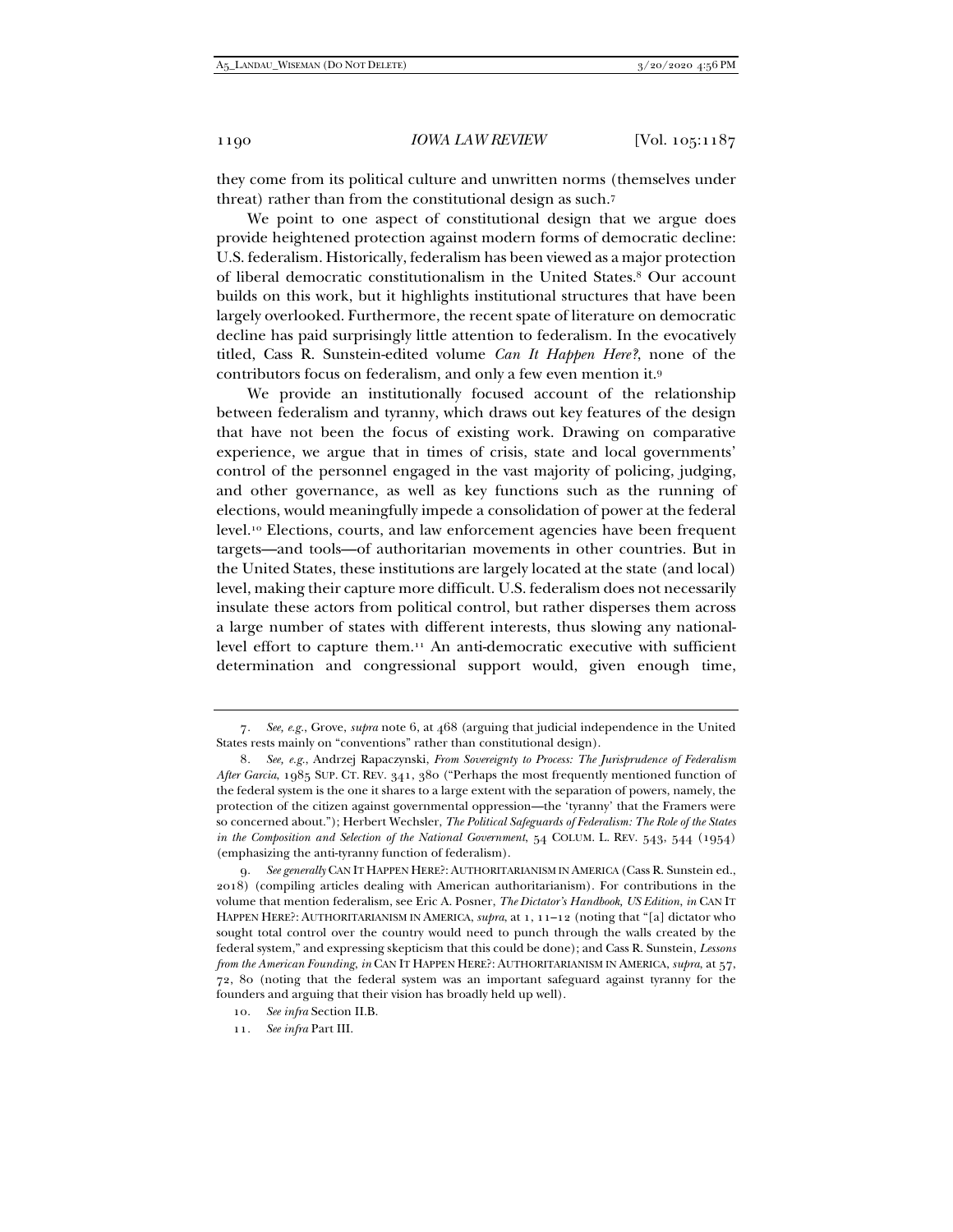they come from its political culture and unwritten norms (themselves under threat) rather than from the constitutional design as such.[7]

We point to one aspect of constitutional design that we argue does provide heightened protection against modern forms of democratic decline: U.S. federalism. Historically, federalism has been viewed as a major protection of liberal democratic constitutionalism in the United States.[8] Our account builds on this work, but it highlights institutional structures that have been largely overlooked. Furthermore, the recent spate of literature on democratic decline has paid surprisingly little attention to federalism. In the evocatively titled, Cass R. Sunstein-edited volume *Can It Happen Here?*, none of the contributors focus on federalism, and only a few even mention it.[9]

We provide an institutionally focused account of the relationship between federalism and tyranny, which draws out key features of the design that have not been the focus of existing work. Drawing on comparative experience, we argue that in times of crisis, state and local governments' control of the personnel engaged in the vast majority of policing, judging, and other governance, as well as key functions such as the running of elections, would meaningfully impede a consolidation of power at the federal level.[10] Elections, courts, and law enforcement agencies have been frequent targets—and tools—of authoritarian movements in other countries. But in the United States, these institutions are largely located at the state (and local) level, making their capture more difficult. U.S. federalism does not necessarily insulate these actors from political control, but rather disperses them across a large number of states with different interests, thus slowing any national-level effort to capture them.[11] An anti-democratic executive with sufficient determination and congressional support would, given enough time,

---

7. *See, e.g.*, Grove, *supra* note 6, at 468 (arguing that judicial independence in the United States rests mainly on "conventions" rather than constitutional design).

8. *See, e.g.*, Andrzej Rapaczynski, *From Sovereignty to Process: The Jurisprudence of Federalism After Garcia*, 1985 SUP. CT. REV. 341, 380 ("Perhaps the most frequently mentioned function of the federal system is the one it shares to a large extent with the separation of powers, namely, the protection of the citizen against governmental oppression—the 'tyranny' that the Framers were so concerned about."); Herbert Wechsler, *The Political Safeguards of Federalism: The Role of the States in the Composition and Selection of the National Government*, 54 COLUM. L. REV. 543, 544 (1954) (emphasizing the anti-tyranny function of federalism).

9. *See generally* CAN IT HAPPEN HERE?: AUTHORITARIANISM IN AMERICA (Cass R. Sunstein ed., 2018) (compiling articles dealing with American authoritarianism). For contributions in the volume that mention federalism, see Eric A. Posner, *The Dictator's Handbook, US Edition*, *in* CAN IT HAPPEN HERE?: AUTHORITARIANISM IN AMERICA, *supra*, at 1, 11–12 (noting that "[a] dictator who sought total control over the country would need to punch through the walls created by the federal system," and expressing skepticism that this could be done); and Cass R. Sunstein, *Lessons from the American Founding*, *in* CAN IT HAPPEN HERE?: AUTHORITARIANISM IN AMERICA, *supra*, at 57, 72, 80 (noting that the federal system was an important safeguard against tyranny for the founders and arguing that their vision has broadly held up well).

10. *See infra* Section II.B.

11. *See infra* Part III.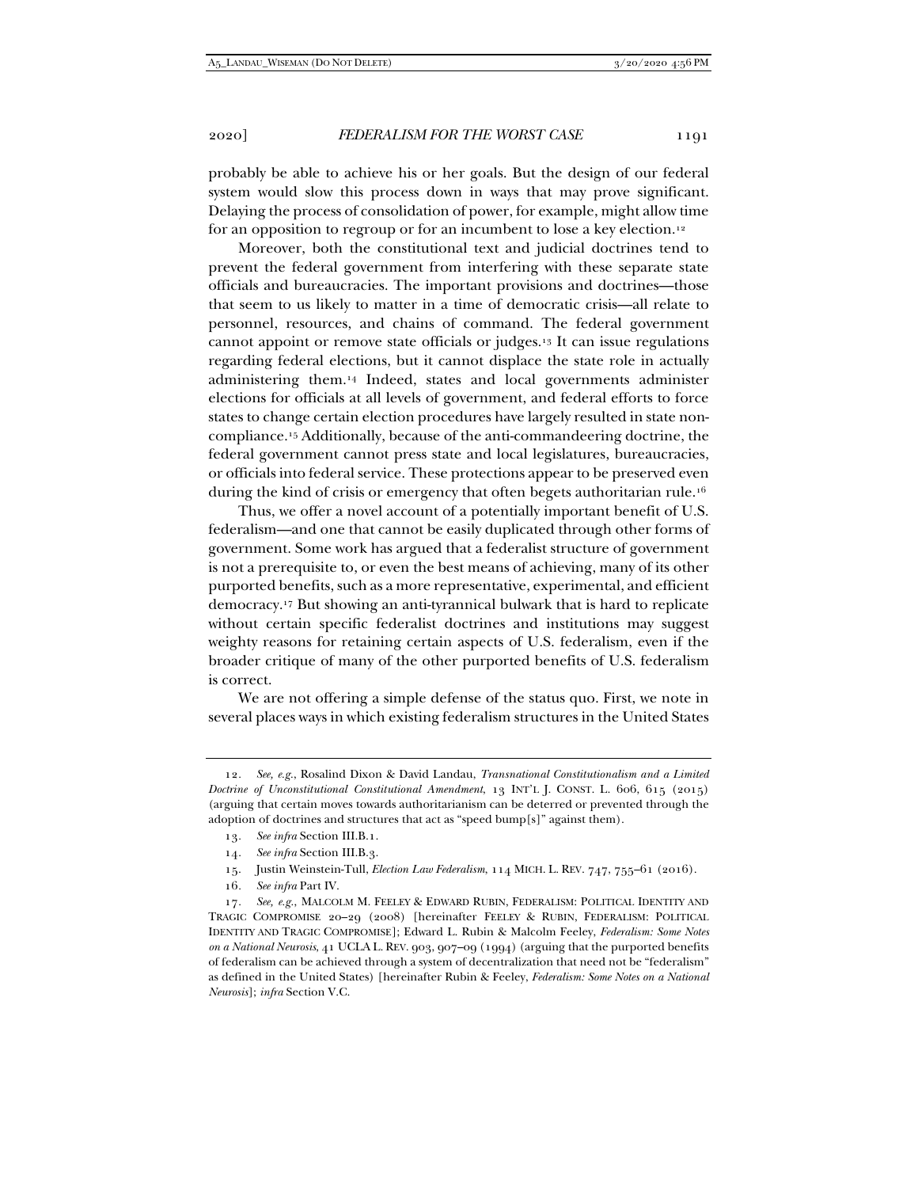probably be able to achieve his or her goals. But the design of our federal system would slow this process down in ways that may prove significant. Delaying the process of consolidation of power, for example, might allow time for an opposition to regroup or for an incumbent to lose a key election.[12]

Moreover, both the constitutional text and judicial doctrines tend to prevent the federal government from interfering with these separate state officials and bureaucracies. The important provisions and doctrines—those that seem to us likely to matter in a time of democratic crisis—all relate to personnel, resources, and chains of command. The federal government cannot appoint or remove state officials or judges.[13] It can issue regulations regarding federal elections, but it cannot displace the state role in actually administering them.[14] Indeed, states and local governments administer elections for officials at all levels of government, and federal efforts to force states to change certain election procedures have largely resulted in state non-compliance.[15] Additionally, because of the anti-commandeering doctrine, the federal government cannot press state and local legislatures, bureaucracies, or officials into federal service. These protections appear to be preserved even during the kind of crisis or emergency that often begets authoritarian rule.[16]

Thus, we offer a novel account of a potentially important benefit of U.S. federalism—and one that cannot be easily duplicated through other forms of government. Some work has argued that a federalist structure of government is not a prerequisite to, or even the best means of achieving, many of its other purported benefits, such as a more representative, experimental, and efficient democracy.[17] But showing an anti-tyrannical bulwark that is hard to replicate without certain specific federalist doctrines and institutions may suggest weighty reasons for retaining certain aspects of U.S. federalism, even if the broader critique of many of the other purported benefits of U.S. federalism is correct.

We are not offering a simple defense of the status quo. First, we note in several places ways in which existing federalism structures in the United States

---

12. *See, e.g.*, Rosalind Dixon & David Landau, *Transnational Constitutionalism and a Limited Doctrine of Unconstitutional Constitutional Amendment*, 13 INT'L J. CONST. L. 606, 615 (2015) (arguing that certain moves towards authoritarianism can be deterred or prevented through the adoption of doctrines and structures that act as "speed bump[s]" against them).

13. *See infra* Section III.B.1.

14. *See infra* Section III.B.3.

15. Justin Weinstein-Tull, *Election Law Federalism*, 114 MICH. L. REV. 747, 755–61 (2016).

16. *See infra* Part IV.

17. *See, e.g.*, MALCOLM M. FEELEY & EDWARD RUBIN, FEDERALISM: POLITICAL IDENTITY AND TRAGIC COMPROMISE 20–29 (2008) [hereinafter FEELEY & RUBIN, FEDERALISM: POLITICAL IDENTITY AND TRAGIC COMPROMISE]; Edward L. Rubin & Malcolm Feeley, *Federalism: Some Notes on a National Neurosis*, 41 UCLA L. REV. 903, 907–09 (1994) (arguing that the purported benefits of federalism can be achieved through a system of decentralization that need not be "federalism" as defined in the United States) [hereinafter Rubin & Feeley, *Federalism: Some Notes on a National Neurosis*]; *infra* Section V.C.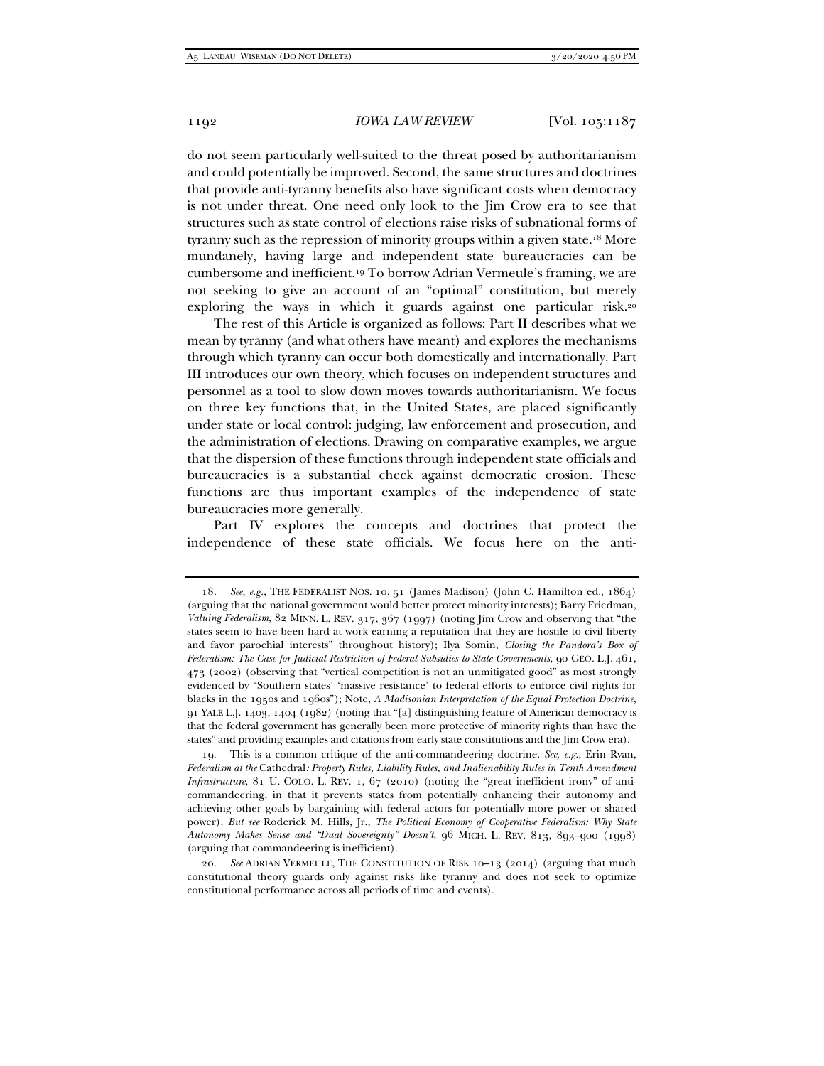do not seem particularly well-suited to the threat posed by authoritarianism and could potentially be improved. Second, the same structures and doctrines that provide anti-tyranny benefits also have significant costs when democracy is not under threat. One need only look to the Jim Crow era to see that structures such as state control of elections raise risks of subnational forms of tyranny such as the repression of minority groups within a given state.[18] More mundanely, having large and independent state bureaucracies can be cumbersome and inefficient.[19] To borrow Adrian Vermeule's framing, we are not seeking to give an account of an "optimal" constitution, but merely exploring the ways in which it guards against one particular risk.[20]

The rest of this Article is organized as follows: Part II describes what we mean by tyranny (and what others have meant) and explores the mechanisms through which tyranny can occur both domestically and internationally. Part III introduces our own theory, which focuses on independent structures and personnel as a tool to slow down moves towards authoritarianism. We focus on three key functions that, in the United States, are placed significantly under state or local control: judging, law enforcement and prosecution, and the administration of elections. Drawing on comparative examples, we argue that the dispersion of these functions through independent state officials and bureaucracies is a substantial check against democratic erosion. These functions are thus important examples of the independence of state bureaucracies more generally.

Part IV explores the concepts and doctrines that protect the independence of these state officials. We focus here on the anti-

---

18. *See, e.g.*, THE FEDERALIST NOS. 10, 51 (James Madison) (John C. Hamilton ed., 1864) (arguing that the national government would better protect minority interests); Barry Friedman, *Valuing Federalism*, 82 MINN. L. REV. 317, 367 (1997) (noting Jim Crow and observing that "the states seem to have been hard at work earning a reputation that they are hostile to civil liberty and favor parochial interests" throughout history); Ilya Somin, *Closing the Pandora's Box of Federalism: The Case for Judicial Restriction of Federal Subsidies to State Governments*, 90 GEO. L.J. 461, 473 (2002) (observing that "vertical competition is not an unmitigated good" as most strongly evidenced by "Southern states' 'massive resistance' to federal efforts to enforce civil rights for blacks in the 1950s and 1960s"); Note, *A Madisonian Interpretation of the Equal Protection Doctrine*, 91 YALE L.J. 1403, 1404 (1982) (noting that "[a] distinguishing feature of American democracy is that the federal government has generally been more protective of minority rights than have the states" and providing examples and citations from early state constitutions and the Jim Crow era).

19. This is a common critique of the anti-commandeering doctrine. *See, e.g.*, Erin Ryan, *Federalism at the* Cathedral*: Property Rules, Liability Rules, and Inalienability Rules in Tenth Amendment Infrastructure*, 81 U. COLO. L. REV. 1, 67 (2010) (noting the "great inefficient irony" of anti-commandeering, in that it prevents states from potentially enhancing their autonomy and achieving other goals by bargaining with federal actors for potentially more power or shared power). *But see* Roderick M. Hills, Jr., *The Political Economy of Cooperative Federalism: Why State Autonomy Makes Sense and "Dual Sovereignty" Doesn't*, 96 MICH. L. REV. 813, 893–900 (1998) (arguing that commandeering is inefficient).

20. *See* ADRIAN VERMEULE, THE CONSTITUTION OF RISK 10–13 (2014) (arguing that much constitutional theory guards only against risks like tyranny and does not seek to optimize constitutional performance across all periods of time and events).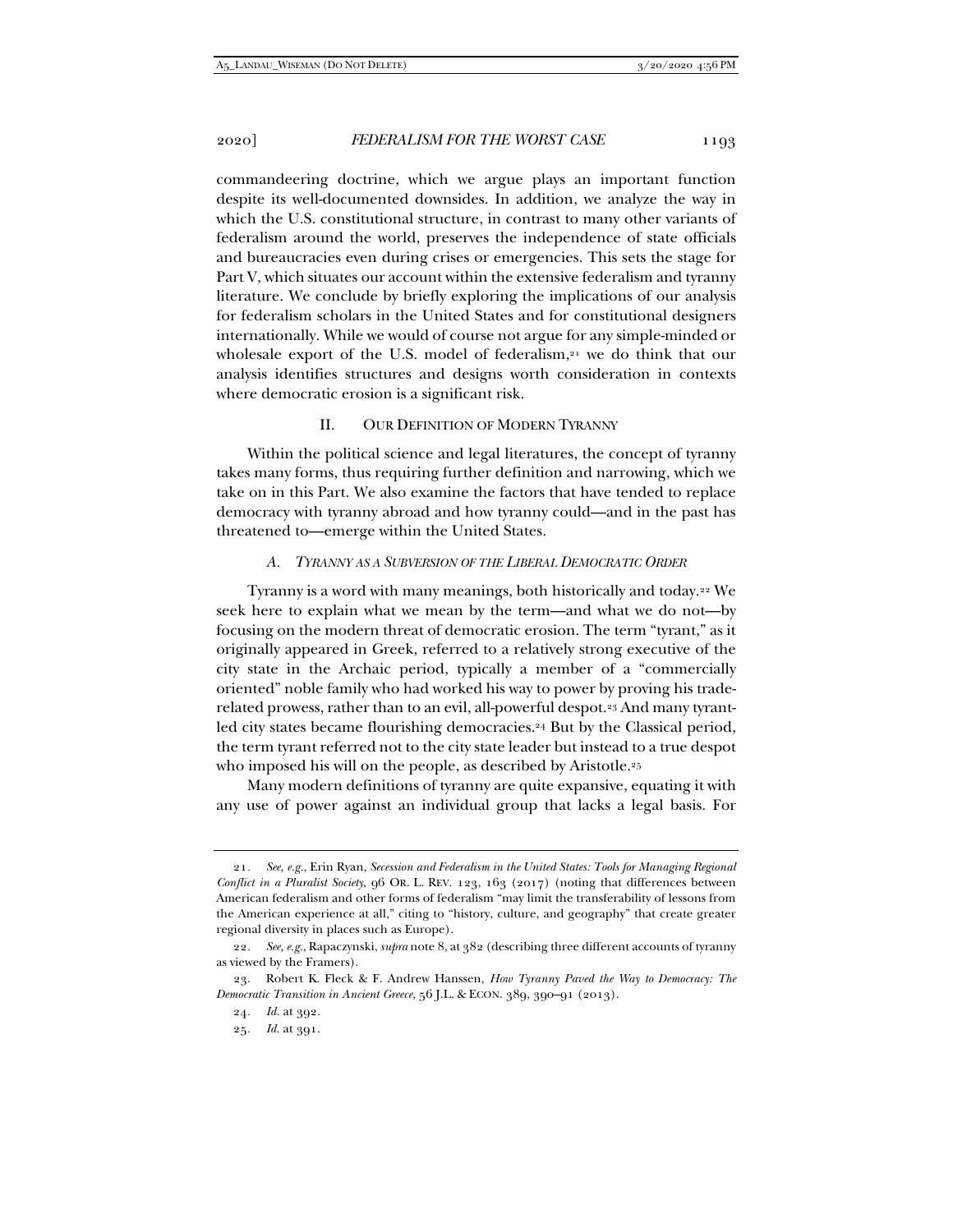commandeering doctrine, which we argue plays an important function despite its well-documented downsides. In addition, we analyze the way in which the U.S. constitutional structure, in contrast to many other variants of federalism around the world, preserves the independence of state officials and bureaucracies even during crises or emergencies. This sets the stage for Part V, which situates our account within the extensive federalism and tyranny literature. We conclude by briefly exploring the implications of our analysis for federalism scholars in the United States and for constitutional designers internationally. While we would of course not argue for any simple-minded or wholesale export of the U.S. model of federalism,[21] we do think that our analysis identifies structures and designs worth consideration in contexts where democratic erosion is a significant risk.

## II. OUR DEFINITION OF MODERN TYRANNY

Within the political science and legal literatures, the concept of tyranny takes many forms, thus requiring further definition and narrowing, which we take on in this Part. We also examine the factors that have tended to replace democracy with tyranny abroad and how tyranny could—and in the past has threatened to—emerge within the United States.

### A. *TYRANNY AS A SUBVERSION OF THE LIBERAL DEMOCRATIC ORDER*

Tyranny is a word with many meanings, both historically and today.[22] We seek here to explain what we mean by the term—and what we do not—by focusing on the modern threat of democratic erosion. The term "tyrant," as it originally appeared in Greek, referred to a relatively strong executive of the city state in the Archaic period, typically a member of a "commercially oriented" noble family who had worked his way to power by proving his trade-related prowess, rather than to an evil, all-powerful despot.[23] And many tyrant-led city states became flourishing democracies.[24] But by the Classical period, the term tyrant referred not to the city state leader but instead to a true despot who imposed his will on the people, as described by Aristotle.[25]

Many modern definitions of tyranny are quite expansive, equating it with any use of power against an individual group that lacks a legal basis. For

---

21. *See, e.g.*, Erin Ryan, *Secession and Federalism in the United States: Tools for Managing Regional Conflict in a Pluralist Society*, 96 OR. L. REV. 123, 163 (2017) (noting that differences between American federalism and other forms of federalism "may limit the transferability of lessons from the American experience at all," citing to "history, culture, and geography" that create greater regional diversity in places such as Europe).

22. *See, e.g.*, Rapaczynski, *supra* note 8, at 382 (describing three different accounts of tyranny as viewed by the Framers).

23. Robert K. Fleck & F. Andrew Hanssen, *How Tyranny Paved the Way to Democracy: The Democratic Transition in Ancient Greece*, 56 J.L. & ECON. 389, 390–91 (2013).

24. *Id.* at 392.

25. *Id.* at 391.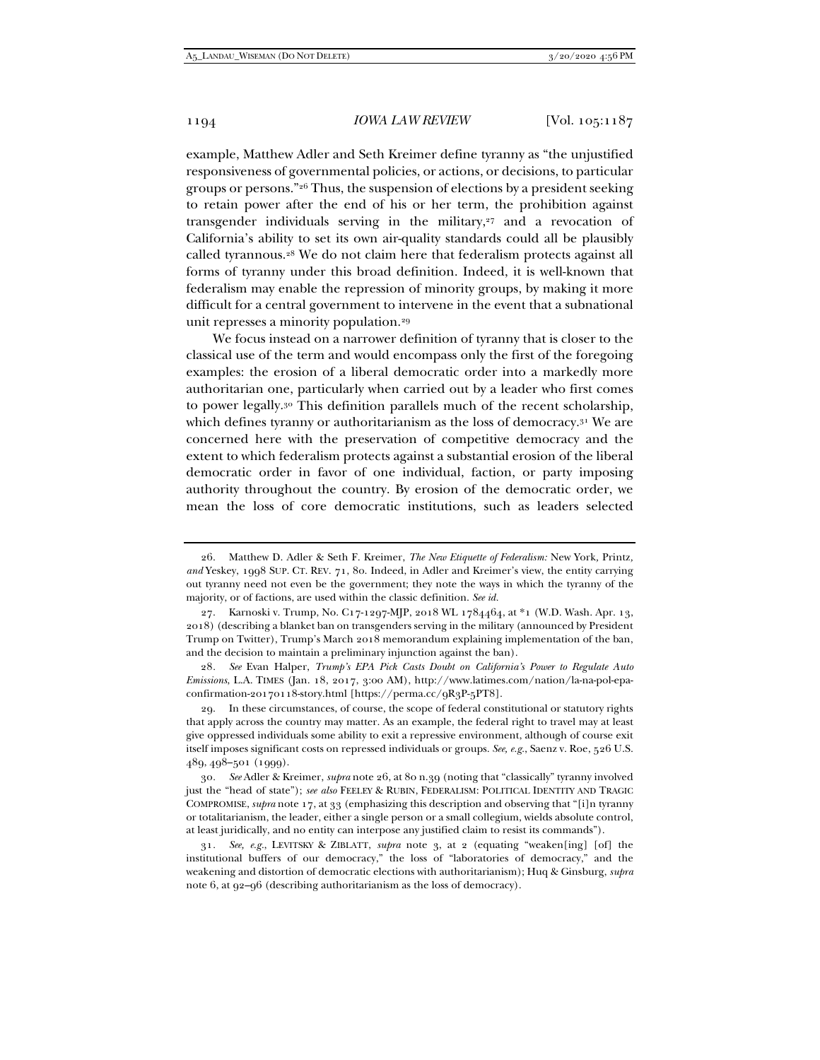example, Matthew Adler and Seth Kreimer define tyranny as "the unjustified responsiveness of governmental policies, or actions, or decisions, to particular groups or persons."[26] Thus, the suspension of elections by a president seeking to retain power after the end of his or her term, the prohibition against transgender individuals serving in the military,[27] and a revocation of California's ability to set its own air-quality standards could all be plausibly called tyrannous.[28] We do not claim here that federalism protects against all forms of tyranny under this broad definition. Indeed, it is well-known that federalism may enable the repression of minority groups, by making it more difficult for a central government to intervene in the event that a subnational unit represses a minority population.[29]

We focus instead on a narrower definition of tyranny that is closer to the classical use of the term and would encompass only the first of the foregoing examples: the erosion of a liberal democratic order into a markedly more authoritarian one, particularly when carried out by a leader who first comes to power legally.[30] This definition parallels much of the recent scholarship, which defines tyranny or authoritarianism as the loss of democracy.[31] We are concerned here with the preservation of competitive democracy and the extent to which federalism protects against a substantial erosion of the liberal democratic order in favor of one individual, faction, or party imposing authority throughout the country. By erosion of the democratic order, we mean the loss of core democratic institutions, such as leaders selected

---

26. Matthew D. Adler & Seth F. Kreimer, *The New Etiquette of Federalism:* New York, Printz, *and* Yeskey, 1998 SUP. CT. REV. 71, 80. Indeed, in Adler and Kreimer's view, the entity carrying out tyranny need not even be the government; they note the ways in which the tyranny of the majority, or of factions, are used within the classic definition. *See id.*

27. Karnoski v. Trump, No. C17-1297-MJP, 2018 WL 1784464, at *1 (W.D. Wash. Apr. 13, 2018) (describing a blanket ban on transgenders serving in the military (announced by President Trump on Twitter), Trump's March 2018 memorandum explaining implementation of the ban, and the decision to maintain a preliminary injunction against the ban).

28. *See* Evan Halper, *Trump's EPA Pick Casts Doubt on California's Power to Regulate Auto Emissions*, L.A. TIMES (Jan. 18, 2017, 3:00 AM), http://www.latimes.com/nation/la-na-pol-epa-confirmation-20170118-story.html [https://perma.cc/9R3P-5PT8].

29. In these circumstances, of course, the scope of federal constitutional or statutory rights that apply across the country may matter. As an example, the federal right to travel may at least give oppressed individuals some ability to exit a repressive environment, although of course exit itself imposes significant costs on repressed individuals or groups. *See, e.g.*, Saenz v. Roe, 526 U.S. 489, 498–501 (1999).

30. *See* Adler & Kreimer, *supra* note 26, at 80 n.39 (noting that "classically" tyranny involved just the "head of state"); *see also* FEELEY & RUBIN, FEDERALISM: POLITICAL IDENTITY AND TRAGIC COMPROMISE, *supra* note 17, at 33 (emphasizing this description and observing that "[i]n tyranny or totalitarianism, the leader, either a single person or a small collegium, wields absolute control, at least juridically, and no entity can interpose any justified claim to resist its commands").

31. *See, e.g.*, LEVITSKY & ZIBLATT, *supra* note 3, at 2 (equating "weaken[ing] [of] the institutional buffers of our democracy," the loss of "laboratories of democracy," and the weakening and distortion of democratic elections with authoritarianism); Huq & Ginsburg, *supra* note 6, at 92–96 (describing authoritarianism as the loss of democracy).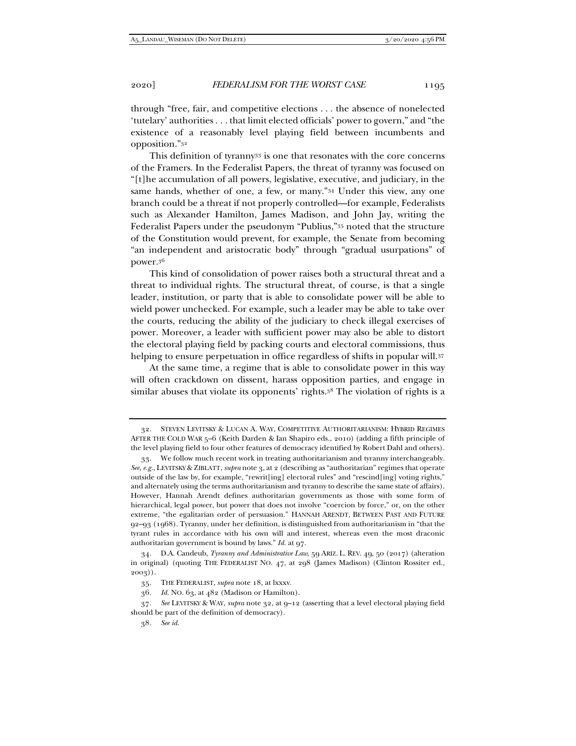through "free, fair, and competitive elections . . . the absence of nonelected 'tutelary' authorities . . . that limit elected officials' power to govern," and "the existence of a reasonably level playing field between incumbents and opposition."[32]

This definition of tyranny[33] is one that resonates with the core concerns of the Framers. In the Federalist Papers, the threat of tyranny was focused on "[t]he accumulation of all powers, legislative, executive, and judiciary, in the same hands, whether of one, a few, or many."[34] Under this view, any one branch could be a threat if not properly controlled—for example, Federalists such as Alexander Hamilton, James Madison, and John Jay, writing the Federalist Papers under the pseudonym "Publius,"[35] noted that the structure of the Constitution would prevent, for example, the Senate from becoming "an independent and aristocratic body" through "gradual usurpations" of power.[36]

This kind of consolidation of power raises both a structural threat and a threat to individual rights. The structural threat, of course, is that a single leader, institution, or party that is able to consolidate power will be able to wield power unchecked. For example, such a leader may be able to take over the courts, reducing the ability of the judiciary to check illegal exercises of power. Moreover, a leader with sufficient power may also be able to distort the electoral playing field by packing courts and electoral commissions, thus helping to ensure perpetuation in office regardless of shifts in popular will.[37]

At the same time, a regime that is able to consolidate power in this way will often crackdown on dissent, harass opposition parties, and engage in similar abuses that violate its opponents' rights.[38] The violation of rights is a

---

32. STEVEN LEVITSKY & LUCAN A. WAY, COMPETITIVE AUTHORITARIANISM: HYBRID REGIMES AFTER THE COLD WAR 5–6 (Keith Darden & Ian Shapiro eds., 2010) (adding a fifth principle of the level playing field to four other features of democracy identified by Robert Dahl and others).

33. We follow much recent work in treating authoritarianism and tyranny interchangeably. *See, e.g.*, LEVITSKY & ZIBLATT, *supra* note 3, at 2 (describing as "authoritarian" regimes that operate outside of the law by, for example, "rewrit[ing] electoral rules" and "rescind[ing] voting rights," and alternately using the terms authoritarianism and tyranny to describe the same state of affairs). However, Hannah Arendt defines authoritarian governments as those with some form of hierarchical, legal power, but power that does not involve "coercion by force," or, on the other extreme, "the egalitarian order of persuasion." HANNAH ARENDT, BETWEEN PAST AND FUTURE 92–93 (1968). Tyranny, under her definition, is distinguished from authoritarianism in "that the tyrant rules in accordance with his own will and interest, whereas even the most draconic authoritarian government is bound by laws." *Id.* at 97.

34. D.A. Candeub, *Tyranny and Administrative Law*, 59 ARIZ. L. REV. 49, 50 (2017) (alteration in original) (quoting THE FEDERALIST NO. 47, at 298 (James Madison) (Clinton Rossiter ed., 2003)).

35. THE FEDERALIST, *supra* note 18, at lxxxv.

36. *Id.* NO. 63, at 482 (Madison or Hamilton).

37. *See* LEVITSKY & WAY, *supra* note 32, at 9–12 (asserting that a level electoral playing field should be part of the definition of democracy).

38. *See id.*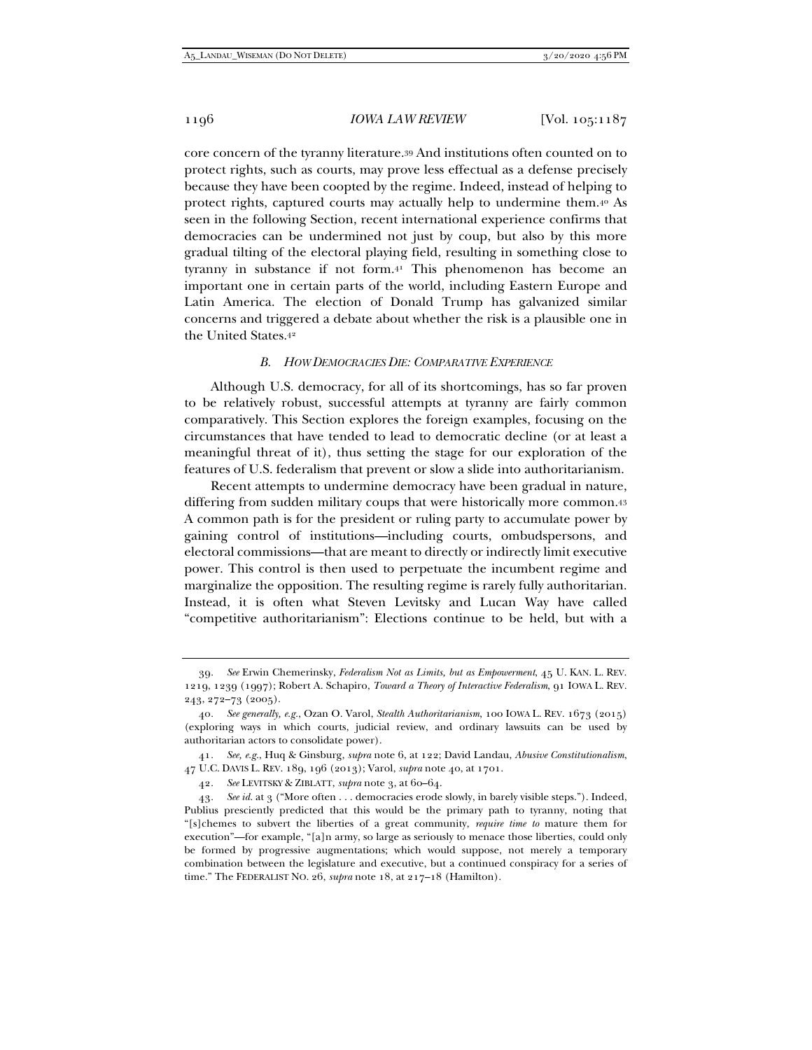core concern of the tyranny literature.[39] And institutions often counted on to protect rights, such as courts, may prove less effectual as a defense precisely because they have been coopted by the regime. Indeed, instead of helping to protect rights, captured courts may actually help to undermine them.[40] As seen in the following Section, recent international experience confirms that democracies can be undermined not just by coup, but also by this more gradual tilting of the electoral playing field, resulting in something close to tyranny in substance if not form.[41] This phenomenon has become an important one in certain parts of the world, including Eastern Europe and Latin America. The election of Donald Trump has galvanized similar concerns and triggered a debate about whether the risk is a plausible one in the United States.[42]

### *B. How Democracies Die: Comparative Experience*

Although U.S. democracy, for all of its shortcomings, has so far proven to be relatively robust, successful attempts at tyranny are fairly common comparatively. This Section explores the foreign examples, focusing on the circumstances that have tended to lead to democratic decline (or at least a meaningful threat of it), thus setting the stage for our exploration of the features of U.S. federalism that prevent or slow a slide into authoritarianism.

Recent attempts to undermine democracy have been gradual in nature, differing from sudden military coups that were historically more common.[43] A common path is for the president or ruling party to accumulate power by gaining control of institutions—including courts, ombudspersons, and electoral commissions—that are meant to directly or indirectly limit executive power. This control is then used to perpetuate the incumbent regime and marginalize the opposition. The resulting regime is rarely fully authoritarian. Instead, it is often what Steven Levitsky and Lucan Way have called "competitive authoritarianism": Elections continue to be held, but with a

---

39. *See* Erwin Chemerinsky, *Federalism Not as Limits, but as Empowerment*, 45 U. KAN. L. REV. 1219, 1239 (1997); Robert A. Schapiro, *Toward a Theory of Interactive Federalism*, 91 IOWA L. REV. 243, 272–73 (2005).

40. *See generally, e.g.*, Ozan O. Varol, *Stealth Authoritarianism*, 100 IOWA L. REV. 1673 (2015) (exploring ways in which courts, judicial review, and ordinary lawsuits can be used by authoritarian actors to consolidate power).

41. *See, e.g.*, Huq & Ginsburg, *supra* note 6, at 122; David Landau, *Abusive Constitutionalism*, 47 U.C. DAVIS L. REV. 189, 196 (2013); Varol, *supra* note 40, at 1701.

42. *See* LEVITSKY & ZIBLATT, *supra* note 3, at 60–64.

43. *See id.* at 3 ("More often . . . democracies erode slowly, in barely visible steps."). Indeed, Publius presciently predicted that this would be the primary path to tyranny, noting that "[s]chemes to subvert the liberties of a great community, *require time to* mature them for execution"—for example, "[a]n army, so large as seriously to menace those liberties, could only be formed by progressive augmentations; which would suppose, not merely a temporary combination between the legislature and executive, but a continued conspiracy for a series of time." The FEDERALIST NO. 26, *supra* note 18, at 217–18 (Hamilton).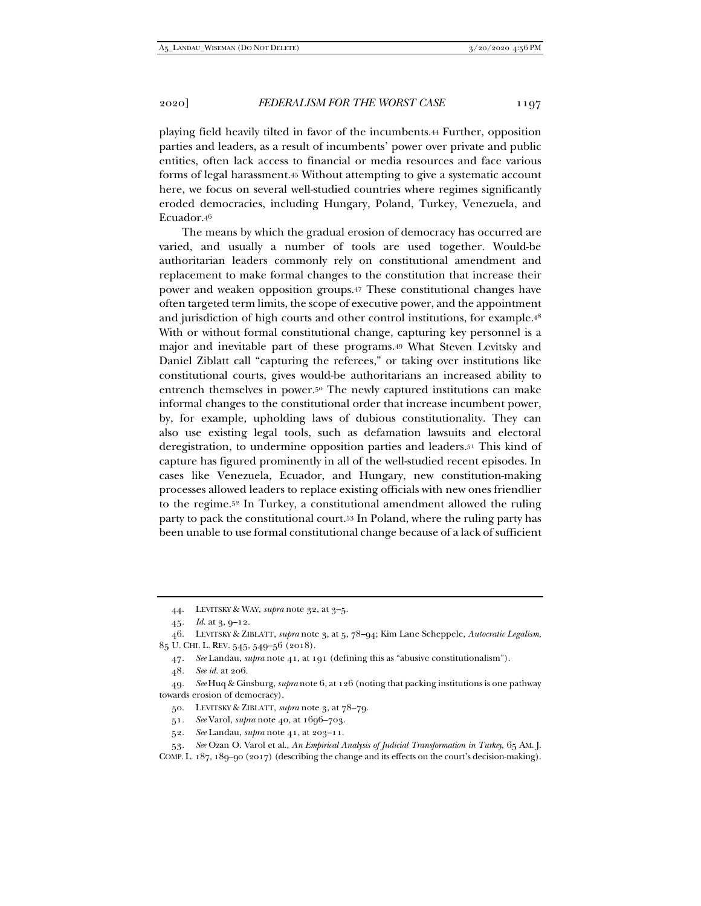playing field heavily tilted in favor of the incumbents.[44] Further, opposition parties and leaders, as a result of incumbents' power over private and public entities, often lack access to financial or media resources and face various forms of legal harassment.[45] Without attempting to give a systematic account here, we focus on several well-studied countries where regimes significantly eroded democracies, including Hungary, Poland, Turkey, Venezuela, and Ecuador.[46]

The means by which the gradual erosion of democracy has occurred are varied, and usually a number of tools are used together. Would-be authoritarian leaders commonly rely on constitutional amendment and replacement to make formal changes to the constitution that increase their power and weaken opposition groups.[47] These constitutional changes have often targeted term limits, the scope of executive power, and the appointment and jurisdiction of high courts and other control institutions, for example.[48] With or without formal constitutional change, capturing key personnel is a major and inevitable part of these programs.[49] What Steven Levitsky and Daniel Ziblatt call "capturing the referees," or taking over institutions like constitutional courts, gives would-be authoritarians an increased ability to entrench themselves in power.[50] The newly captured institutions can make informal changes to the constitutional order that increase incumbent power, by, for example, upholding laws of dubious constitutionality. They can also use existing legal tools, such as defamation lawsuits and electoral deregistration, to undermine opposition parties and leaders.[51] This kind of capture has figured prominently in all of the well-studied recent episodes. In cases like Venezuela, Ecuador, and Hungary, new constitution-making processes allowed leaders to replace existing officials with new ones friendlier to the regime.[52] In Turkey, a constitutional amendment allowed the ruling party to pack the constitutional court.[53] In Poland, where the ruling party has been unable to use formal constitutional change because of a lack of sufficient

---

44. LEVITSKY & WAY, *supra* note 32, at 3–5.

45. *Id.* at 3, 9–12.

46. LEVITSKY & ZIBLATT, *supra* note 3, at 5, 78–94; Kim Lane Scheppele, *Autocratic Legalism*, 85 U. CHI. L. REV. 545, 549–56 (2018).

47. *See* Landau, *supra* note 41, at 191 (defining this as "abusive constitutionalism").

48. *See id.* at 206.

49. *See* Huq & Ginsburg, *supra* note 6, at 126 (noting that packing institutions is one pathway towards erosion of democracy).

50. LEVITSKY & ZIBLATT, *supra* note 3, at 78–79.

51. *See* Varol, *supra* note 40, at 1696–703.

52. *See* Landau, *supra* note 41, at 203–11.

53. *See* Ozan O. Varol et al., *An Empirical Analysis of Judicial Transformation in Turkey*, 65 AM. J. COMP. L. 187, 189–90 (2017) (describing the change and its effects on the court's decision-making).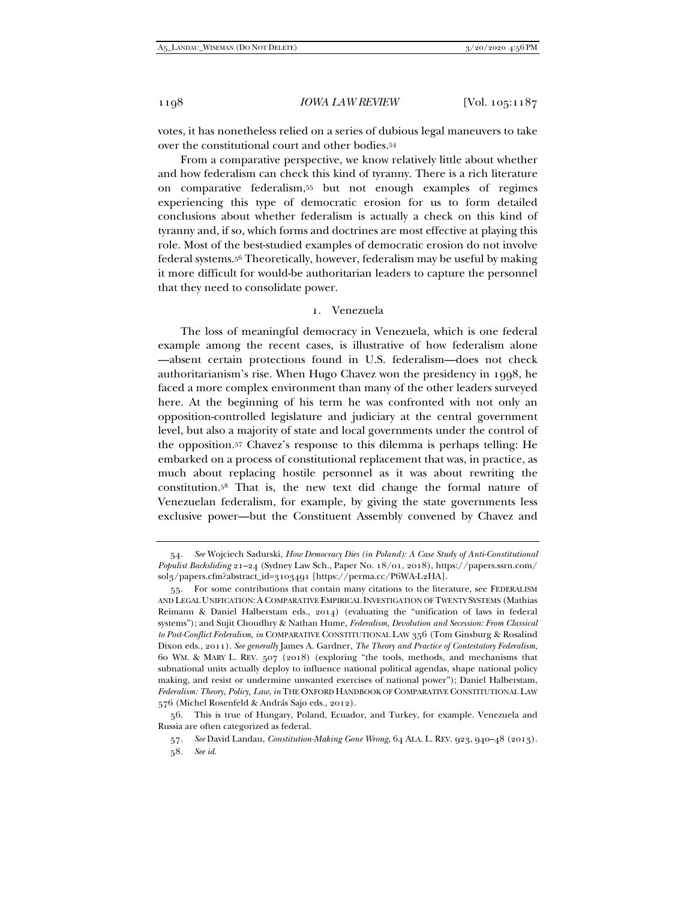votes, it has nonetheless relied on a series of dubious legal maneuvers to take over the constitutional court and other bodies.[54]

From a comparative perspective, we know relatively little about whether and how federalism can check this kind of tyranny. There is a rich literature on comparative federalism,[55] but not enough examples of regimes experiencing this type of democratic erosion for us to form detailed conclusions about whether federalism is actually a check on this kind of tyranny and, if so, which forms and doctrines are most effective at playing this role. Most of the best-studied examples of democratic erosion do not involve federal systems.[56] Theoretically, however, federalism may be useful by making it more difficult for would-be authoritarian leaders to capture the personnel that they need to consolidate power.

### 1. Venezuela

The loss of meaningful democracy in Venezuela, which is one federal example among the recent cases, is illustrative of how federalism alone—absent certain protections found in U.S. federalism—does not check authoritarianism's rise. When Hugo Chavez won the presidency in 1998, he faced a more complex environment than many of the other leaders surveyed here. At the beginning of his term he was confronted with not only an opposition-controlled legislature and judiciary at the central government level, but also a majority of state and local governments under the control of the opposition.[57] Chavez's response to this dilemma is perhaps telling: He embarked on a process of constitutional replacement that was, in practice, as much about replacing hostile personnel as it was about rewriting the constitution.[58] That is, the new text did change the formal nature of Venezuelan federalism, for example, by giving the state governments less exclusive power—but the Constituent Assembly convened by Chavez and

---

54. *See* Wojciech Sadurski, *How Democracy Dies (in Poland): A Case Study of Anti-Constitutional Populist Backsliding* 21–24 (Sydney Law Sch., Paper No. 18/01, 2018), https://papers.ssrn.com/sol3/papers.cfm?abstract_id=3103491 [https://perma.cc/P6WA-L2HA].

55. For some contributions that contain many citations to the literature, see FEDERALISM AND LEGAL UNIFICATION: A COMPARATIVE EMPIRICAL INVESTIGATION OF TWENTY SYSTEMS (Mathias Reimann & Daniel Halberstam eds., 2014) (evaluating the "unification of laws in federal systems"); and Sujit Choudhry & Nathan Hume, *Federalism, Devolution and Secession: From Classical to Post-Conflict Federalism*, *in* COMPARATIVE CONSTITUTIONAL LAW 356 (Tom Ginsburg & Rosalind Dixon eds., 2011). *See generally* James A. Gardner, *The Theory and Practice of Contestatory Federalism*, 60 WM. & MARY L. REV. 507 (2018) (exploring "the tools, methods, and mechanisms that subnational units actually deploy to influence national political agendas, shape national policy making, and resist or undermine unwanted exercises of national power"); Daniel Halberstam, *Federalism: Theory, Policy, Law*, *in* THE OXFORD HANDBOOK OF COMPARATIVE CONSTITUTIONAL LAW 576 (Michel Rosenfeld & András Sajo eds., 2012).

56. This is true of Hungary, Poland, Ecuador, and Turkey, for example. Venezuela and Russia are often categorized as federal.

57. *See* David Landau, *Constitution-Making Gone Wrong*, 64 ALA. L. REV. 923, 940–48 (2013).

58. *See id.*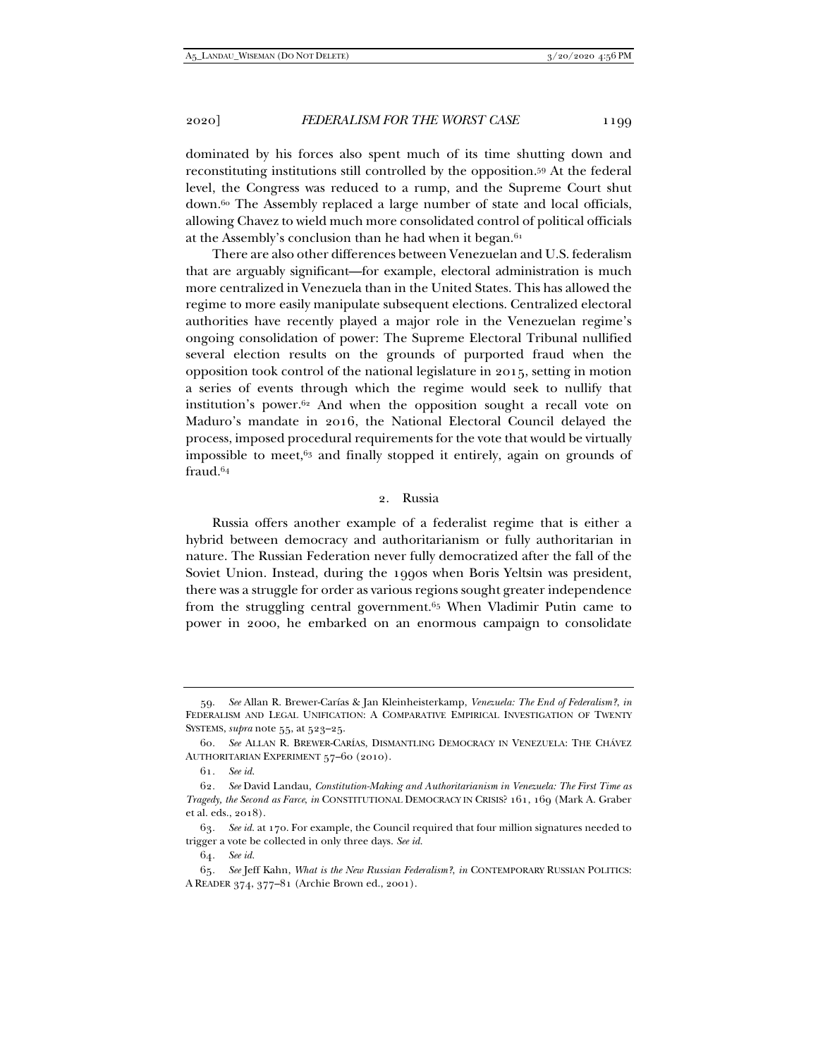dominated by his forces also spent much of its time shutting down and reconstituting institutions still controlled by the opposition.[59] At the federal level, the Congress was reduced to a rump, and the Supreme Court shut down.[60] The Assembly replaced a large number of state and local officials, allowing Chavez to wield much more consolidated control of political officials at the Assembly's conclusion than he had when it began.[61]

There are also other differences between Venezuelan and U.S. federalism that are arguably significant—for example, electoral administration is much more centralized in Venezuela than in the United States. This has allowed the regime to more easily manipulate subsequent elections. Centralized electoral authorities have recently played a major role in the Venezuelan regime's ongoing consolidation of power: The Supreme Electoral Tribunal nullified several election results on the grounds of purported fraud when the opposition took control of the national legislature in 2015, setting in motion a series of events through which the regime would seek to nullify that institution's power.[62] And when the opposition sought a recall vote on Maduro's mandate in 2016, the National Electoral Council delayed the process, imposed procedural requirements for the vote that would be virtually impossible to meet,[63] and finally stopped it entirely, again on grounds of fraud.[64]

### 2. Russia

Russia offers another example of a federalist regime that is either a hybrid between democracy and authoritarianism or fully authoritarian in nature. The Russian Federation never fully democratized after the fall of the Soviet Union. Instead, during the 1990s when Boris Yeltsin was president, there was a struggle for order as various regions sought greater independence from the struggling central government.[65] When Vladimir Putin came to power in 2000, he embarked on an enormous campaign to consolidate

---

59. *See* Allan R. Brewer-Carías & Jan Kleinheisterkamp, *Venezuela: The End of Federalism?*, *in* FEDERALISM AND LEGAL UNIFICATION: A COMPARATIVE EMPIRICAL INVESTIGATION OF TWENTY SYSTEMS, *supra* note 55, at 523–25.

60. *See* ALLAN R. BREWER-CARÍAS, DISMANTLING DEMOCRACY IN VENEZUELA: THE CHÁVEZ AUTHORITARIAN EXPERIMENT 57–60 (2010).

61. *See id.*

62. *See* David Landau, *Constitution-Making and Authoritarianism in Venezuela: The First Time as Tragedy, the Second as Farce*, *in* CONSTITUTIONAL DEMOCRACY IN CRISIS? 161, 169 (Mark A. Graber et al. eds., 2018).

63. *See id.* at 170. For example, the Council required that four million signatures needed to trigger a vote be collected in only three days. *See id.*

64. *See id.*

65. *See* Jeff Kahn, *What is the New Russian Federalism?*, *in* CONTEMPORARY RUSSIAN POLITICS: A READER 374, 377–81 (Archie Brown ed., 2001).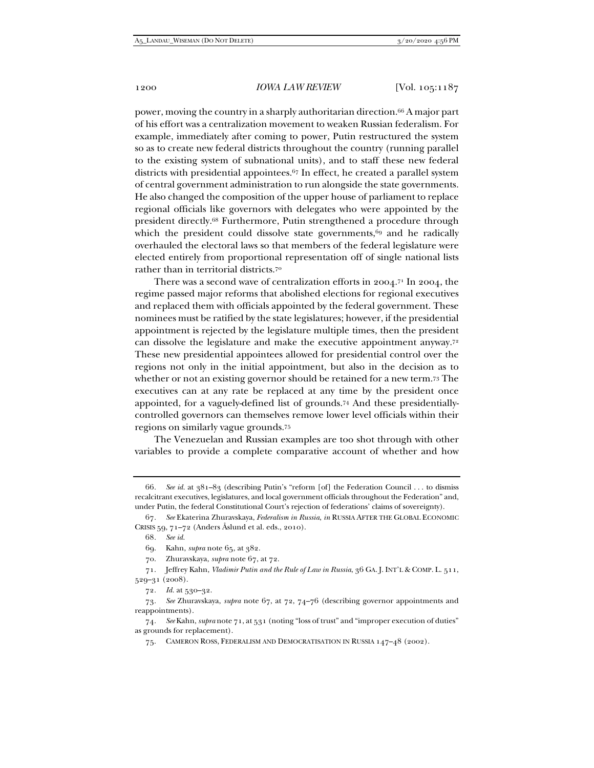power, moving the country in a sharply authoritarian direction.[66] A major part of his effort was a centralization movement to weaken Russian federalism. For example, immediately after coming to power, Putin restructured the system so as to create new federal districts throughout the country (running parallel to the existing system of subnational units), and to staff these new federal districts with presidential appointees.[67] In effect, he created a parallel system of central government administration to run alongside the state governments. He also changed the composition of the upper house of parliament to replace regional officials like governors with delegates who were appointed by the president directly.[68] Furthermore, Putin strengthened a procedure through which the president could dissolve state governments,[69] and he radically overhauled the electoral laws so that members of the federal legislature were elected entirely from proportional representation off of single national lists rather than in territorial districts.[70]

There was a second wave of centralization efforts in 2004.[71] In 2004, the regime passed major reforms that abolished elections for regional executives and replaced them with officials appointed by the federal government. These nominees must be ratified by the state legislatures; however, if the presidential appointment is rejected by the legislature multiple times, then the president can dissolve the legislature and make the executive appointment anyway.[72] These new presidential appointees allowed for presidential control over the regions not only in the initial appointment, but also in the decision as to whether or not an existing governor should be retained for a new term.[73] The executives can at any rate be replaced at any time by the president once appointed, for a vaguely-defined list of grounds.[74] And these presidentially-controlled governors can themselves remove lower level officials within their regions on similarly vague grounds.[75]

The Venezuelan and Russian examples are too shot through with other variables to provide a complete comparative account of whether and how

---

66. *See id.* at 381–83 (describing Putin's "reform [of] the Federation Council . . . to dismiss recalcitrant executives, legislatures, and local government officials throughout the Federation" and, under Putin, the federal Constitutional Court's rejection of federations' claims of sovereignty).

67. *See* Ekaterina Zhuravskaya, *Federalism in Russia*, *in* RUSSIA AFTER THE GLOBAL ECONOMIC CRISIS 59, 71–72 (Anders Åslund et al. eds., 2010).

68. *See id.*

69. Kahn, *supra* note 65, at 382.

70. Zhuravskaya, *supra* note 67, at 72.

71. Jeffrey Kahn, *Vladimir Putin and the Rule of Law in Russia*, 36 GA. J. INT'L & COMP. L. 511, 529–31 (2008).

72. *Id.* at 530–32.

73. *See* Zhuravskaya, *supra* note 67, at 72, 74–76 (describing governor appointments and reappointments).

74. *See* Kahn, *supra* note 71, at 531 (noting "loss of trust" and "improper execution of duties" as grounds for replacement).

75. CAMERON ROSS, FEDERALISM AND DEMOCRATISATION IN RUSSIA 147–48 (2002).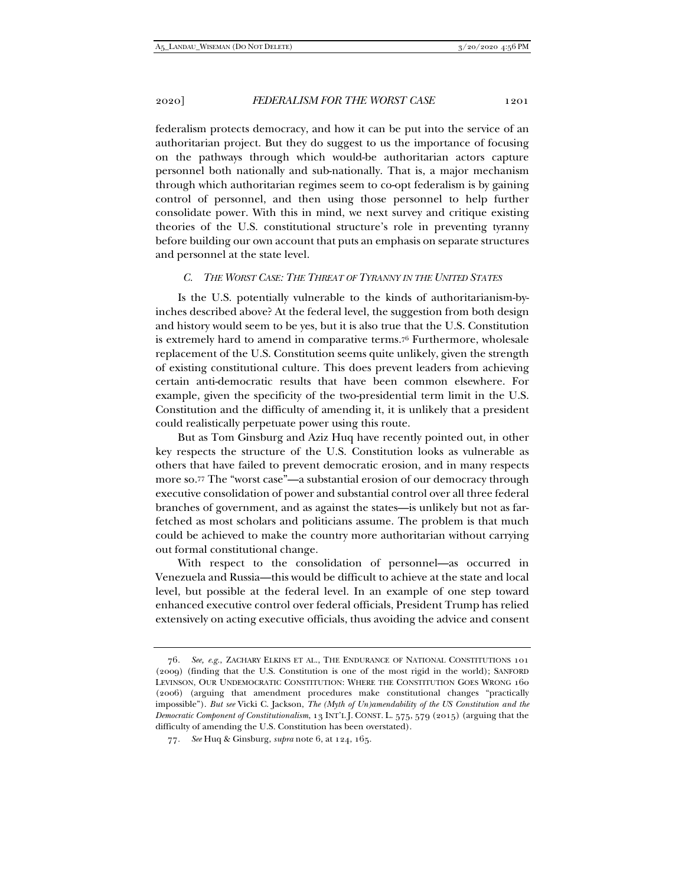federalism protects democracy, and how it can be put into the service of an authoritarian project. But they do suggest to us the importance of focusing on the pathways through which would-be authoritarian actors capture personnel both nationally and sub-nationally. That is, a major mechanism through which authoritarian regimes seem to co-opt federalism is by gaining control of personnel, and then using those personnel to help further consolidate power. With this in mind, we next survey and critique existing theories of the U.S. constitutional structure's role in preventing tyranny before building our own account that puts an emphasis on separate structures and personnel at the state level.

### *C. The Worst Case: The Threat of Tyranny in the United States*

Is the U.S. potentially vulnerable to the kinds of authoritarianism-by-inches described above? At the federal level, the suggestion from both design and history would seem to be yes, but it is also true that the U.S. Constitution is extremely hard to amend in comparative terms.[76] Furthermore, wholesale replacement of the U.S. Constitution seems quite unlikely, given the strength of existing constitutional culture. This does prevent leaders from achieving certain anti-democratic results that have been common elsewhere. For example, given the specificity of the two-presidential term limit in the U.S. Constitution and the difficulty of amending it, it is unlikely that a president could realistically perpetuate power using this route.

But as Tom Ginsburg and Aziz Huq have recently pointed out, in other key respects the structure of the U.S. Constitution looks as vulnerable as others that have failed to prevent democratic erosion, and in many respects more so.[77] The "worst case"—a substantial erosion of our democracy through executive consolidation of power and substantial control over all three federal branches of government, and as against the states—is unlikely but not as far-fetched as most scholars and politicians assume. The problem is that much could be achieved to make the country more authoritarian without carrying out formal constitutional change.

With respect to the consolidation of personnel—as occurred in Venezuela and Russia—this would be difficult to achieve at the state and local level, but possible at the federal level. In an example of one step toward enhanced executive control over federal officials, President Trump has relied extensively on acting executive officials, thus avoiding the advice and consent

---

76. *See, e.g.*, Zachary Elkins et al., The Endurance of National Constitutions 101 (2009) (finding that the U.S. Constitution is one of the most rigid in the world); Sanford Levinson, Our Undemocratic Constitution: Where the Constitution Goes Wrong 160 (2006) (arguing that amendment procedures make constitutional changes "practically impossible"). *But see* Vicki C. Jackson, *The (Myth of Un)amendability of the US Constitution and the Democratic Component of Constitutionalism*, 13 Int'l J. Const. L. 575, 579 (2015) (arguing that the difficulty of amending the U.S. Constitution has been overstated).

77. *See* Huq & Ginsburg, *supra* note 6, at 124, 165.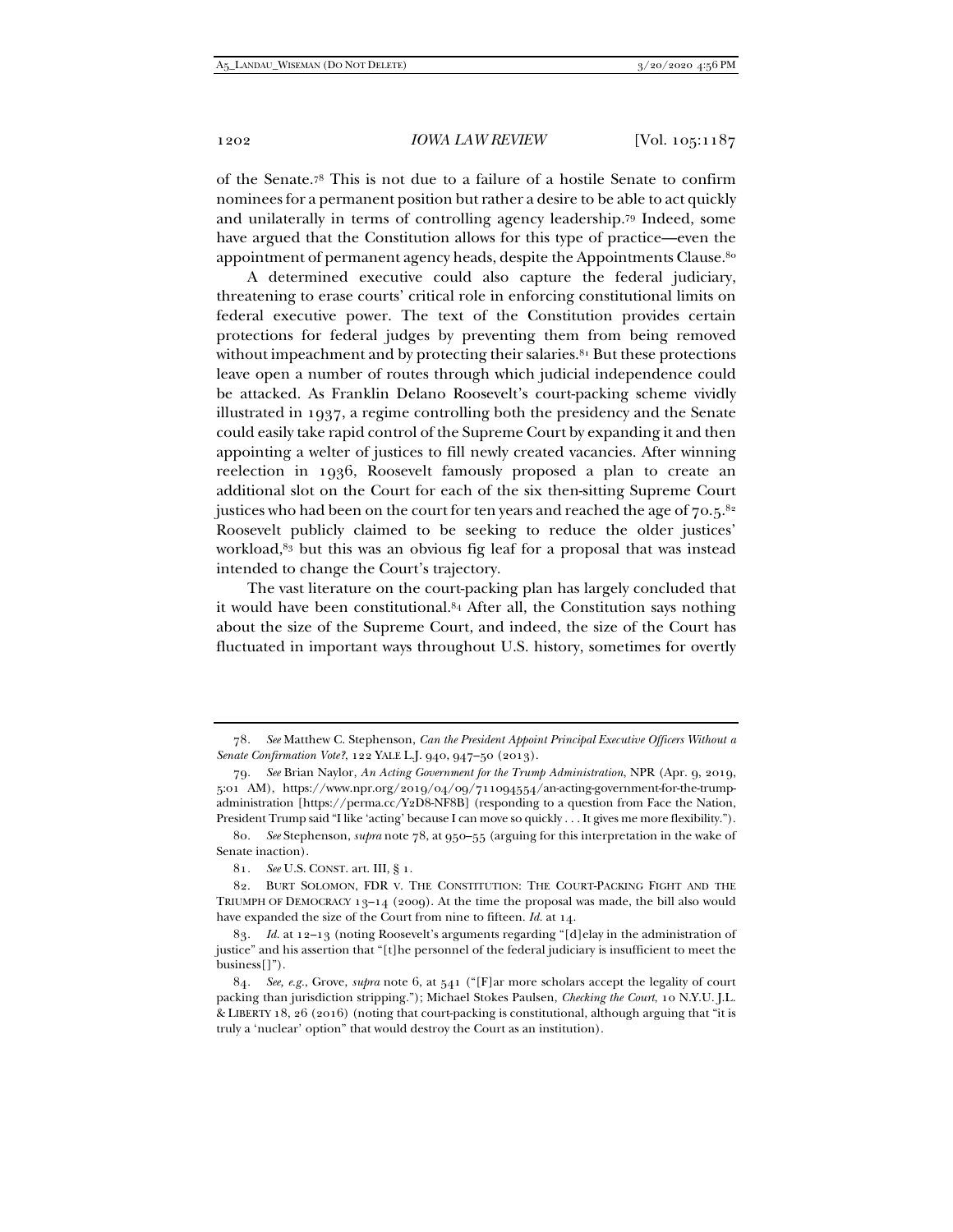of the Senate.[78] This is not due to a failure of a hostile Senate to confirm nominees for a permanent position but rather a desire to be able to act quickly and unilaterally in terms of controlling agency leadership.[79] Indeed, some have argued that the Constitution allows for this type of practice—even the appointment of permanent agency heads, despite the Appointments Clause.[80]

A determined executive could also capture the federal judiciary, threatening to erase courts' critical role in enforcing constitutional limits on federal executive power. The text of the Constitution provides certain protections for federal judges by preventing them from being removed without impeachment and by protecting their salaries.[81] But these protections leave open a number of routes through which judicial independence could be attacked. As Franklin Delano Roosevelt's court-packing scheme vividly illustrated in 1937, a regime controlling both the presidency and the Senate could easily take rapid control of the Supreme Court by expanding it and then appointing a welter of justices to fill newly created vacancies. After winning reelection in 1936, Roosevelt famously proposed a plan to create an additional slot on the Court for each of the six then-sitting Supreme Court justices who had been on the court for ten years and reached the age of 70.5.[82] Roosevelt publicly claimed to be seeking to reduce the older justices' workload,[83] but this was an obvious fig leaf for a proposal that was instead intended to change the Court's trajectory.

The vast literature on the court-packing plan has largely concluded that it would have been constitutional.[84] After all, the Constitution says nothing about the size of the Supreme Court, and indeed, the size of the Court has fluctuated in important ways throughout U.S. history, sometimes for overtly

---

78. *See* Matthew C. Stephenson, *Can the President Appoint Principal Executive Officers Without a Senate Confirmation Vote?*, 122 YALE L.J. 940, 947–50 (2013).

79. *See* Brian Naylor, *An Acting Government for the Trump Administration*, NPR (Apr. 9, 2019, 5:01 AM), https://www.npr.org/2019/04/09/711094554/an-acting-government-for-the-trump-administration [https://perma.cc/Y2D8-NF8B] (responding to a question from Face the Nation, President Trump said "I like 'acting' because I can move so quickly . . . It gives me more flexibility.").

80. *See* Stephenson, *supra* note 78, at 950–55 (arguing for this interpretation in the wake of Senate inaction).

81. *See* U.S. CONST. art. III, § 1.

82. BURT SOLOMON, FDR V. THE CONSTITUTION: THE COURT-PACKING FIGHT AND THE TRIUMPH OF DEMOCRACY 13–14 (2009). At the time the proposal was made, the bill also would have expanded the size of the Court from nine to fifteen. *Id.* at 14.

83. *Id.* at 12–13 (noting Roosevelt's arguments regarding "[d]elay in the administration of justice" and his assertion that "[t]he personnel of the federal judiciary is insufficient to meet the business[]").

84. *See, e.g.*, Grove, *supra* note 6, at 541 ("[F]ar more scholars accept the legality of court packing than jurisdiction stripping."); Michael Stokes Paulsen, *Checking the Court*, 10 N.Y.U. J.L. & LIBERTY 18, 26 (2016) (noting that court-packing is constitutional, although arguing that "it is truly a 'nuclear' option" that would destroy the Court as an institution).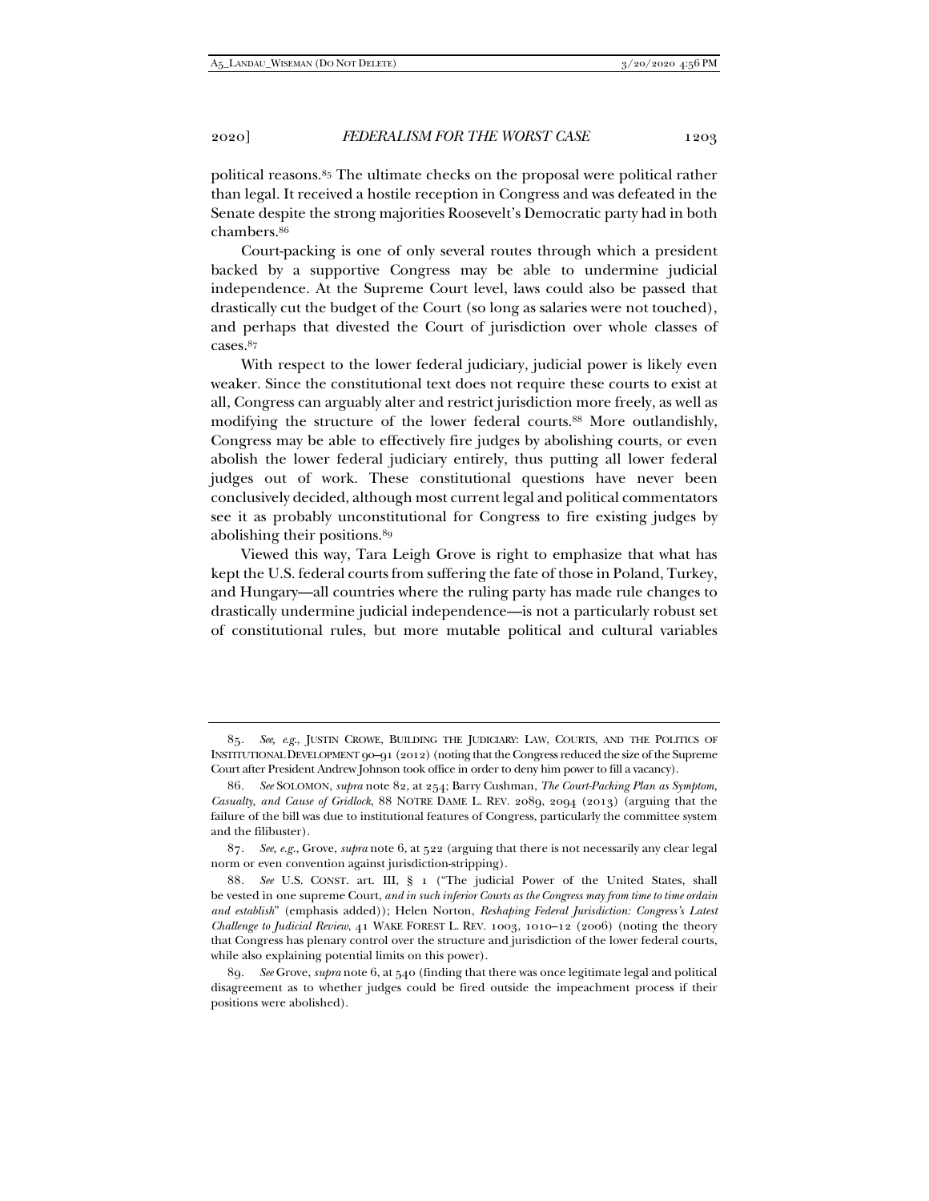political reasons.[85] The ultimate checks on the proposal were political rather than legal. It received a hostile reception in Congress and was defeated in the Senate despite the strong majorities Roosevelt's Democratic party had in both chambers.[86]

Court-packing is one of only several routes through which a president backed by a supportive Congress may be able to undermine judicial independence. At the Supreme Court level, laws could also be passed that drastically cut the budget of the Court (so long as salaries were not touched), and perhaps that divested the Court of jurisdiction over whole classes of cases.[87]

With respect to the lower federal judiciary, judicial power is likely even weaker. Since the constitutional text does not require these courts to exist at all, Congress can arguably alter and restrict jurisdiction more freely, as well as modifying the structure of the lower federal courts.[88] More outlandishly, Congress may be able to effectively fire judges by abolishing courts, or even abolish the lower federal judiciary entirely, thus putting all lower federal judges out of work. These constitutional questions have never been conclusively decided, although most current legal and political commentators see it as probably unconstitutional for Congress to fire existing judges by abolishing their positions.[89]

Viewed this way, Tara Leigh Grove is right to emphasize that what has kept the U.S. federal courts from suffering the fate of those in Poland, Turkey, and Hungary—all countries where the ruling party has made rule changes to drastically undermine judicial independence—is not a particularly robust set of constitutional rules, but more mutable political and cultural variables

---

85. *See, e.g.*, JUSTIN CROWE, BUILDING THE JUDICIARY: LAW, COURTS, AND THE POLITICS OF INSTITUTIONAL DEVELOPMENT 90–91 (2012) (noting that the Congress reduced the size of the Supreme Court after President Andrew Johnson took office in order to deny him power to fill a vacancy).

86. *See* SOLOMON, *supra* note 82, at 254; Barry Cushman, *The Court-Packing Plan as Symptom, Casualty, and Cause of Gridlock*, 88 NOTRE DAME L. REV. 2089, 2094 (2013) (arguing that the failure of the bill was due to institutional features of Congress, particularly the committee system and the filibuster).

87. *See, e.g.*, Grove, *supra* note 6, at 522 (arguing that there is not necessarily any clear legal norm or even convention against jurisdiction-stripping).

88. *See* U.S. CONST. art. III, § 1 ("The judicial Power of the United States, shall be vested in one supreme Court, *and in such inferior Courts as the Congress may from time to time ordain and establish*" (emphasis added)); Helen Norton, *Reshaping Federal Jurisdiction: Congress's Latest Challenge to Judicial Review*, 41 WAKE FOREST L. REV. 1003, 1010–12 (2006) (noting the theory that Congress has plenary control over the structure and jurisdiction of the lower federal courts, while also explaining potential limits on this power).

89. *See* Grove, *supra* note 6, at 540 (finding that there was once legitimate legal and political disagreement as to whether judges could be fired outside the impeachment process if their positions were abolished).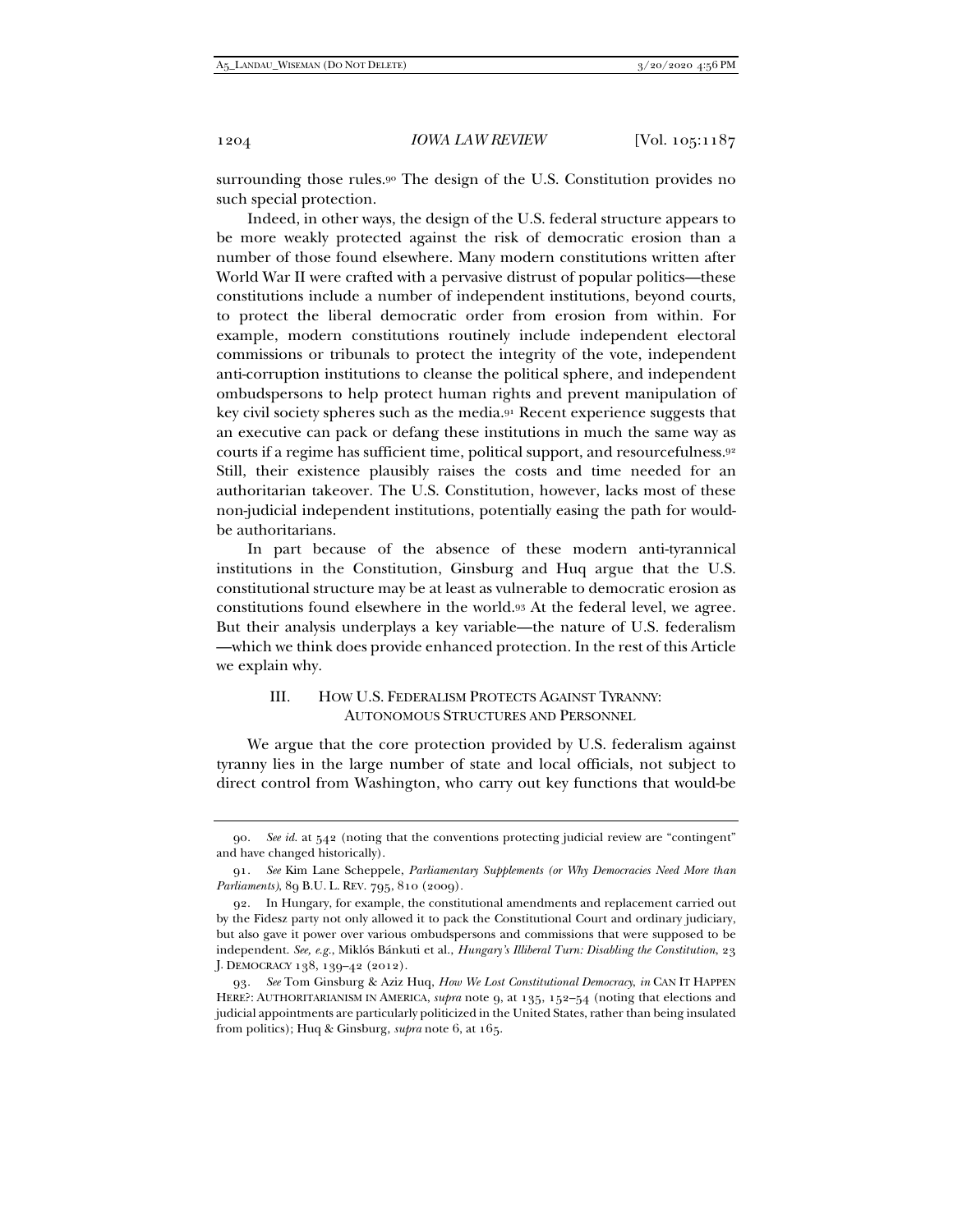surrounding those rules.[90] The design of the U.S. Constitution provides no such special protection.

Indeed, in other ways, the design of the U.S. federal structure appears to be more weakly protected against the risk of democratic erosion than a number of those found elsewhere. Many modern constitutions written after World War II were crafted with a pervasive distrust of popular politics—these constitutions include a number of independent institutions, beyond courts, to protect the liberal democratic order from erosion from within. For example, modern constitutions routinely include independent electoral commissions or tribunals to protect the integrity of the vote, independent anti-corruption institutions to cleanse the political sphere, and independent ombudspersons to help protect human rights and prevent manipulation of key civil society spheres such as the media.[91] Recent experience suggests that an executive can pack or defang these institutions in much the same way as courts if a regime has sufficient time, political support, and resourcefulness.[92] Still, their existence plausibly raises the costs and time needed for an authoritarian takeover. The U.S. Constitution, however, lacks most of these non-judicial independent institutions, potentially easing the path for would-be authoritarians.

In part because of the absence of these modern anti-tyrannical institutions in the Constitution, Ginsburg and Huq argue that the U.S. constitutional structure may be at least as vulnerable to democratic erosion as constitutions found elsewhere in the world.[93] At the federal level, we agree. But their analysis underplays a key variable—the nature of U.S. federalism—which we think does provide enhanced protection. In the rest of this Article we explain why.

## III. HOW U.S. FEDERALISM PROTECTS AGAINST TYRANNY: AUTONOMOUS STRUCTURES AND PERSONNEL

We argue that the core protection provided by U.S. federalism against tyranny lies in the large number of state and local officials, not subject to direct control from Washington, who carry out key functions that would-be

---

90. *See id.* at 542 (noting that the conventions protecting judicial review are "contingent" and have changed historically).

91. *See* Kim Lane Scheppele, *Parliamentary Supplements (or Why Democracies Need More than Parliaments)*, 89 B.U. L. REV. 795, 810 (2009).

92. In Hungary, for example, the constitutional amendments and replacement carried out by the Fidesz party not only allowed it to pack the Constitutional Court and ordinary judiciary, but also gave it power over various ombudspersons and commissions that were supposed to be independent. *See, e.g.*, Miklós Bánkuti et al., *Hungary's Illiberal Turn: Disabling the Constitution*, 23 J. DEMOCRACY 138, 139–42 (2012).

93. *See* Tom Ginsburg & Aziz Huq, *How We Lost Constitutional Democracy*, *in* CAN IT HAPPEN HERE?: AUTHORITARIANISM IN AMERICA, *supra* note 9, at 135, 152–54 (noting that elections and judicial appointments are particularly politicized in the United States, rather than being insulated from politics); Huq & Ginsburg, *supra* note 6, at 165.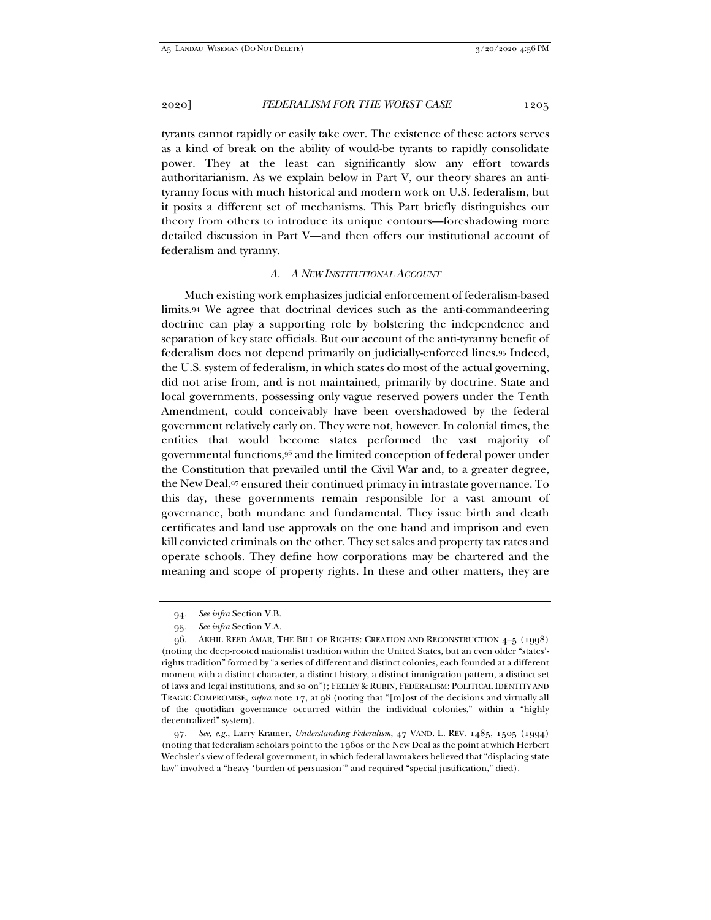tyrants cannot rapidly or easily take over. The existence of these actors serves as a kind of break on the ability of would-be tyrants to rapidly consolidate power. They at the least can significantly slow any effort towards authoritarianism. As we explain below in Part V, our theory shares an anti-tyranny focus with much historical and modern work on U.S. federalism, but it posits a different set of mechanisms. This Part briefly distinguishes our theory from others to introduce its unique contours—foreshadowing more detailed discussion in Part V—and then offers our institutional account of federalism and tyranny.

### *A. A New Institutional Account*

Much existing work emphasizes judicial enforcement of federalism-based limits.[94] We agree that doctrinal devices such as the anti-commandeering doctrine can play a supporting role by bolstering the independence and separation of key state officials. But our account of the anti-tyranny benefit of federalism does not depend primarily on judicially-enforced lines.[95] Indeed, the U.S. system of federalism, in which states do most of the actual governing, did not arise from, and is not maintained, primarily by doctrine. State and local governments, possessing only vague reserved powers under the Tenth Amendment, could conceivably have been overshadowed by the federal government relatively early on. They were not, however. In colonial times, the entities that would become states performed the vast majority of governmental functions,[96] and the limited conception of federal power under the Constitution that prevailed until the Civil War and, to a greater degree, the New Deal,[97] ensured their continued primacy in intrastate governance. To this day, these governments remain responsible for a vast amount of governance, both mundane and fundamental. They issue birth and death certificates and land use approvals on the one hand and imprison and even kill convicted criminals on the other. They set sales and property tax rates and operate schools. They define how corporations may be chartered and the meaning and scope of property rights. In these and other matters, they are

---

94. *See infra* Section V.B.

95. *See infra* Section V.A.

96. AKHIL REED AMAR, THE BILL OF RIGHTS: CREATION AND RECONSTRUCTION 4–5 (1998) (noting the deep-rooted nationalist tradition within the United States, but an even older "states'-rights tradition" formed by "a series of different and distinct colonies, each founded at a different moment with a distinct character, a distinct history, a distinct immigration pattern, a distinct set of laws and legal institutions, and so on"); FEELEY & RUBIN, FEDERALISM: POLITICAL IDENTITY AND TRAGIC COMPROMISE, *supra* note 17, at 98 (noting that "[m]ost of the decisions and virtually all of the quotidian governance occurred within the individual colonies," within a "highly decentralized" system).

97. *See, e.g.*, Larry Kramer, *Understanding Federalism*, 47 VAND. L. REV. 1485, 1505 (1994) (noting that federalism scholars point to the 1960s or the New Deal as the point at which Herbert Wechsler's view of federal government, in which federal lawmakers believed that "displacing state law" involved a "heavy 'burden of persuasion'" and required "special justification," died).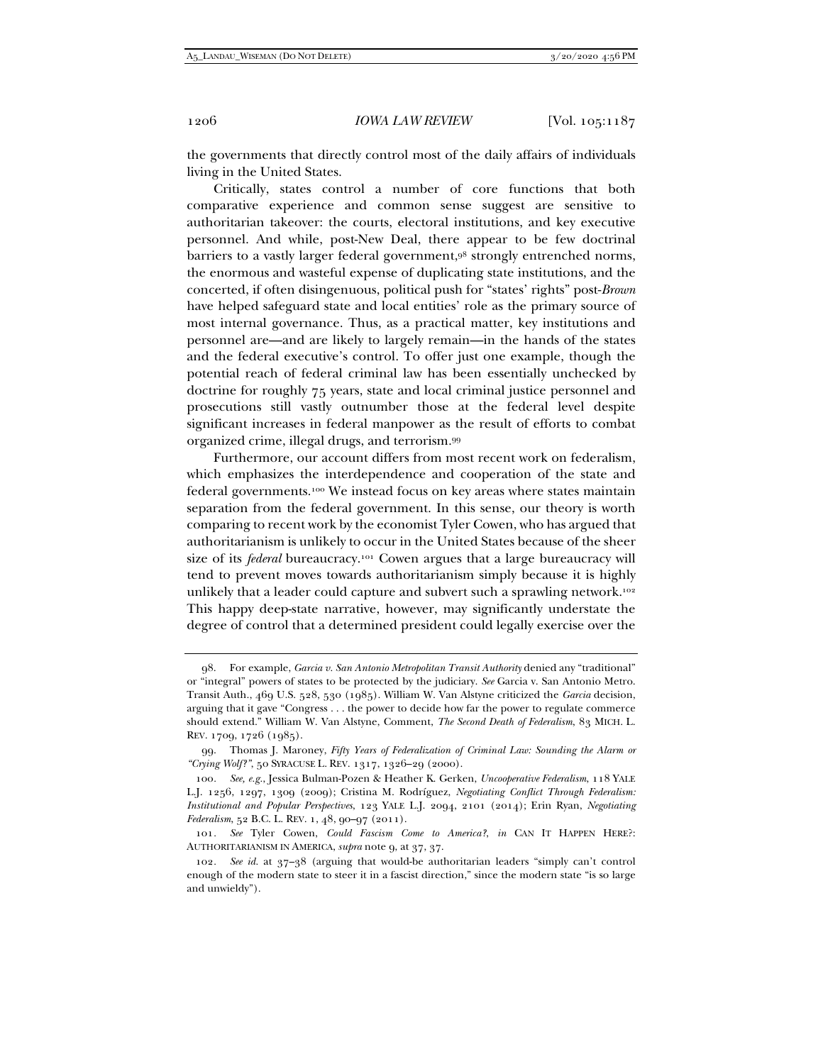the governments that directly control most of the daily affairs of individuals living in the United States.

Critically, states control a number of core functions that both comparative experience and common sense suggest are sensitive to authoritarian takeover: the courts, electoral institutions, and key executive personnel. And while, post-New Deal, there appear to be few doctrinal barriers to a vastly larger federal government,[98] strongly entrenched norms, the enormous and wasteful expense of duplicating state institutions, and the concerted, if often disingenuous, political push for "states' rights" post-*Brown* have helped safeguard state and local entities' role as the primary source of most internal governance. Thus, as a practical matter, key institutions and personnel are—and are likely to largely remain—in the hands of the states and the federal executive's control. To offer just one example, though the potential reach of federal criminal law has been essentially unchecked by doctrine for roughly 75 years, state and local criminal justice personnel and prosecutions still vastly outnumber those at the federal level despite significant increases in federal manpower as the result of efforts to combat organized crime, illegal drugs, and terrorism.[99]

Furthermore, our account differs from most recent work on federalism, which emphasizes the interdependence and cooperation of the state and federal governments.[100] We instead focus on key areas where states maintain separation from the federal government. In this sense, our theory is worth comparing to recent work by the economist Tyler Cowen, who has argued that authoritarianism is unlikely to occur in the United States because of the sheer size of its *federal* bureaucracy.[101] Cowen argues that a large bureaucracy will tend to prevent moves towards authoritarianism simply because it is highly unlikely that a leader could capture and subvert such a sprawling network.[102] This happy deep-state narrative, however, may significantly understate the degree of control that a determined president could legally exercise over the

---

98. For example, *Garcia v. San Antonio Metropolitan Transit Authority* denied any "traditional" or "integral" powers of states to be protected by the judiciary. *See* Garcia v. San Antonio Metro. Transit Auth., 469 U.S. 528, 530 (1985). William W. Van Alstyne criticized the *Garcia* decision, arguing that it gave "Congress . . . the power to decide how far the power to regulate commerce should extend." William W. Van Alstyne, Comment, *The Second Death of Federalism*, 83 MICH. L. REV. 1709, 1726 (1985).

99. Thomas J. Maroney, *Fifty Years of Federalization of Criminal Law: Sounding the Alarm or "Crying Wolf?"*, 50 SYRACUSE L. REV. 1317, 1326–29 (2000).

100. *See, e.g.*, Jessica Bulman-Pozen & Heather K. Gerken, *Uncooperative Federalism*, 118 YALE L.J. 1256, 1297, 1309 (2009); Cristina M. Rodríguez, *Negotiating Conflict Through Federalism: Institutional and Popular Perspectives*, 123 YALE L.J. 2094, 2101 (2014); Erin Ryan, *Negotiating Federalism*, 52 B.C. L. REV. 1, 48, 90–97 (2011).

101. *See* Tyler Cowen, *Could Fascism Come to America?*, *in* CAN IT HAPPEN HERE?: AUTHORITARIANISM IN AMERICA, *supra* note 9, at 37, 37.

102. *See id.* at 37–38 (arguing that would-be authoritarian leaders "simply can't control enough of the modern state to steer it in a fascist direction," since the modern state "is so large and unwieldy").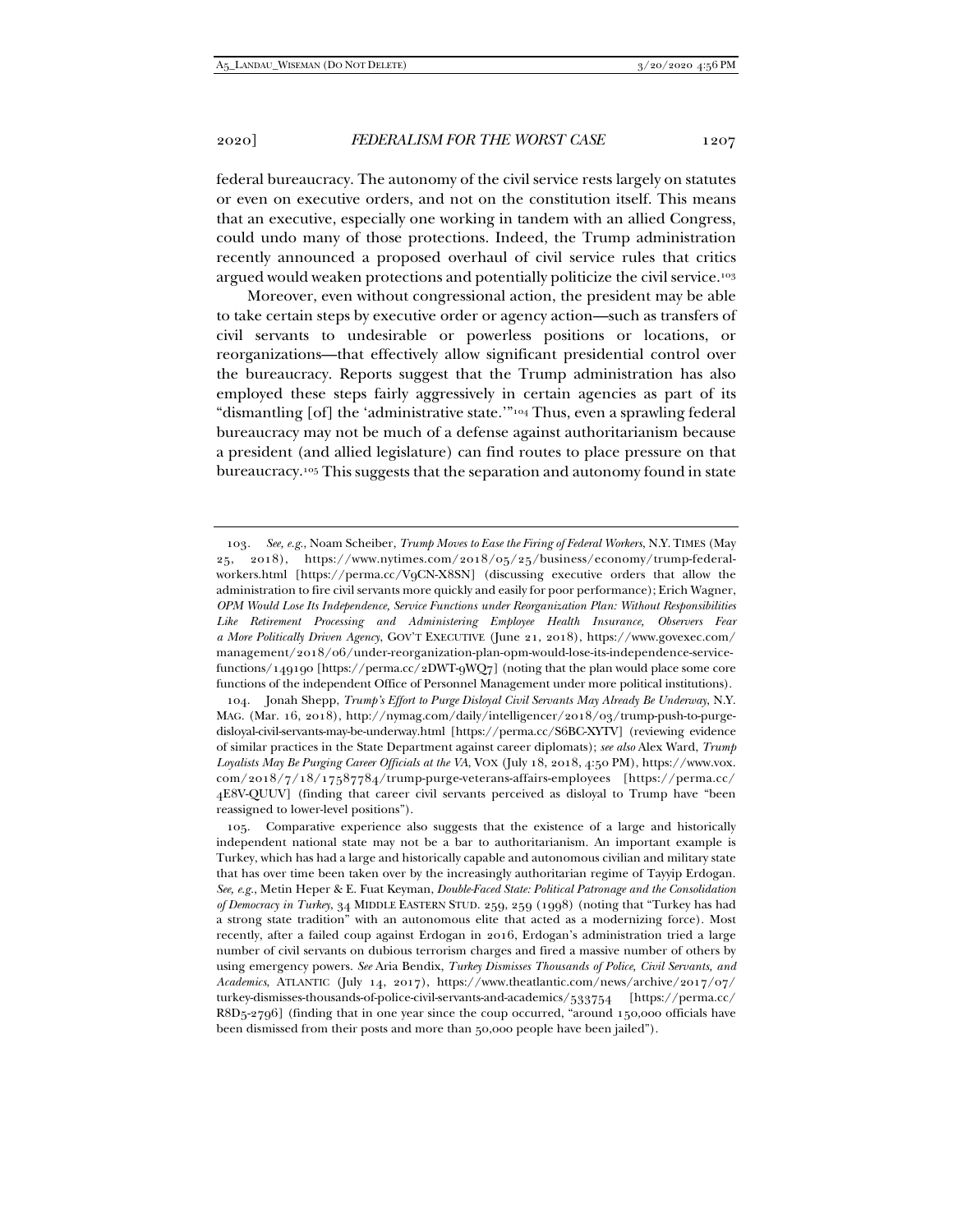federal bureaucracy. The autonomy of the civil service rests largely on statutes or even on executive orders, and not on the constitution itself. This means that an executive, especially one working in tandem with an allied Congress, could undo many of those protections. Indeed, the Trump administration recently announced a proposed overhaul of civil service rules that critics argued would weaken protections and potentially politicize the civil service.[103]

Moreover, even without congressional action, the president may be able to take certain steps by executive order or agency action—such as transfers of civil servants to undesirable or powerless positions or locations, or reorganizations—that effectively allow significant presidential control over the bureaucracy. Reports suggest that the Trump administration has also employed these steps fairly aggressively in certain agencies as part of its "dismantling [of] the 'administrative state.'"[104] Thus, even a sprawling federal bureaucracy may not be much of a defense against authoritarianism because a president (and allied legislature) can find routes to place pressure on that bureaucracy.[105] This suggests that the separation and autonomy found in state

---

103. *See, e.g.*, Noam Scheiber, *Trump Moves to Ease the Firing of Federal Workers*, N.Y. TIMES (May 25, 2018), https://www.nytimes.com/2018/05/25/business/economy/trump-federal-workers.html [https://perma.cc/V9CN-X8SN] (discussing executive orders that allow the administration to fire civil servants more quickly and easily for poor performance); Erich Wagner, *OPM Would Lose Its Independence, Service Functions under Reorganization Plan: Without Responsibilities Like Retirement Processing and Administering Employee Health Insurance, Observers Fear a More Politically Driven Agency*, GOV'T EXECUTIVE (June 21, 2018), https://www.govexec.com/management/2018/06/under-reorganization-plan-opm-would-lose-its-independence-service-functions/149190 [https://perma.cc/2DWT-9WQ7] (noting that the plan would place some core functions of the independent Office of Personnel Management under more political institutions).

104. Jonah Shepp, *Trump's Effort to Purge Disloyal Civil Servants May Already Be Underway*, N.Y. MAG. (Mar. 16, 2018), http://nymag.com/daily/intelligencer/2018/03/trump-push-to-purge-disloyal-civil-servants-may-be-underway.html [https://perma.cc/S6BC-XYTV] (reviewing evidence of similar practices in the State Department against career diplomats); *see also* Alex Ward, *Trump Loyalists May Be Purging Career Officials at the VA*, VOX (July 18, 2018, 4:50 PM), https://www.vox.com/2018/7/18/17587784/trump-purge-veterans-affairs-employees [https://perma.cc/4E8V-QUUV] (finding that career civil servants perceived as disloyal to Trump have "been reassigned to lower-level positions").

105. Comparative experience also suggests that the existence of a large and historically independent national state may not be a bar to authoritarianism. An important example is Turkey, which has had a large and historically capable and autonomous civilian and military state that has over time been taken over by the increasingly authoritarian regime of Tayyip Erdogan. *See, e.g.*, Metin Heper & E. Fuat Keyman, *Double-Faced State: Political Patronage and the Consolidation of Democracy in Turkey*, 34 MIDDLE EASTERN STUD. 259, 259 (1998) (noting that "Turkey has had a strong state tradition" with an autonomous elite that acted as a modernizing force). Most recently, after a failed coup against Erdogan in 2016, Erdogan's administration tried a large number of civil servants on dubious terrorism charges and fired a massive number of others by using emergency powers. *See* Aria Bendix, *Turkey Dismisses Thousands of Police, Civil Servants, and Academics*, ATLANTIC (July 14, 2017), https://www.theatlantic.com/news/archive/2017/07/turkey-dismisses-thousands-of-police-civil-servants-and-academics/533754 [https://perma.cc/R8D5-2796] (finding that in one year since the coup occurred, "around 150,000 officials have been dismissed from their posts and more than 50,000 people have been jailed").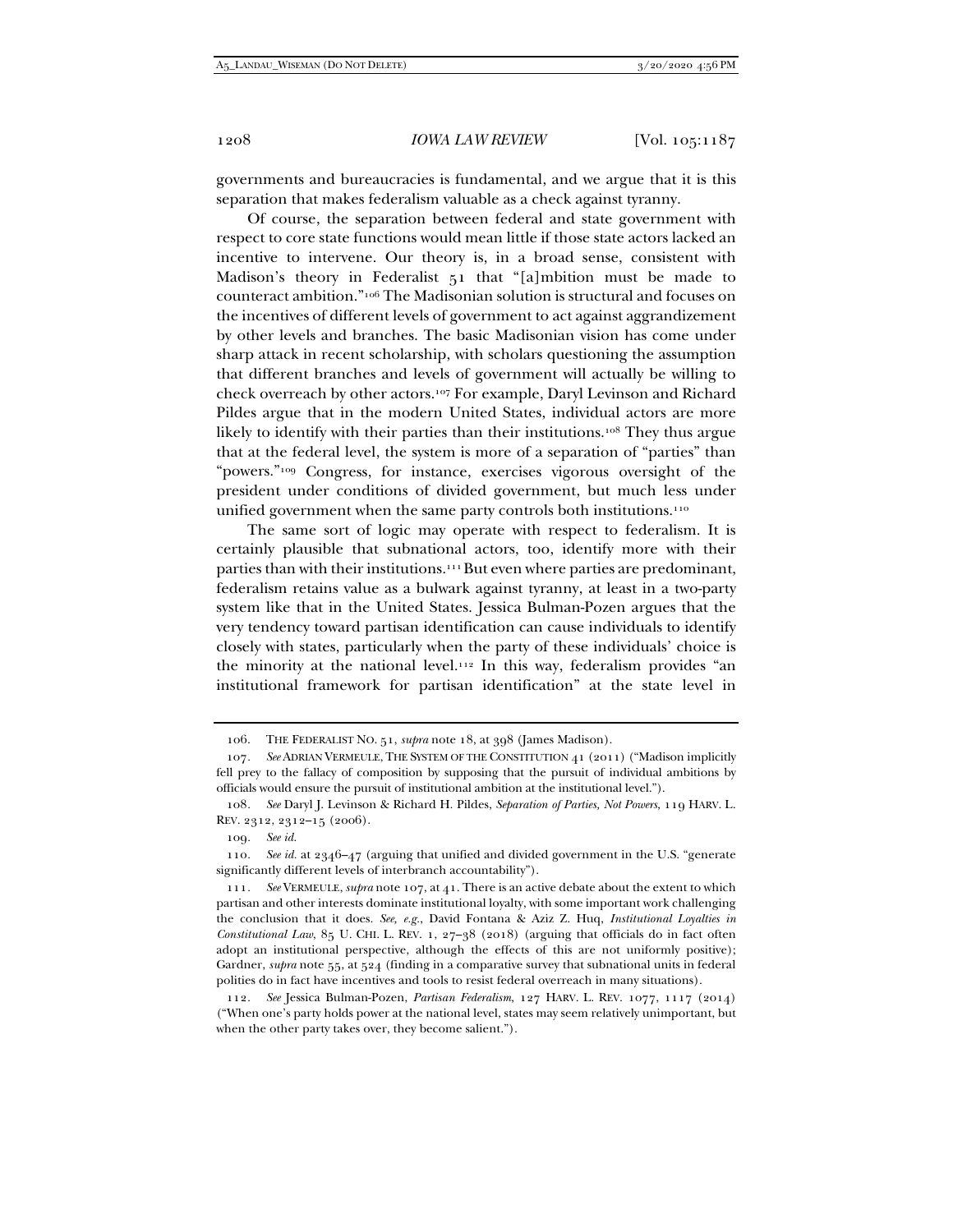governments and bureaucracies is fundamental, and we argue that it is this separation that makes federalism valuable as a check against tyranny.

Of course, the separation between federal and state government with respect to core state functions would mean little if those state actors lacked an incentive to intervene. Our theory is, in a broad sense, consistent with Madison's theory in Federalist 51 that "[a]mbition must be made to counteract ambition."[106] The Madisonian solution is structural and focuses on the incentives of different levels of government to act against aggrandizement by other levels and branches. The basic Madisonian vision has come under sharp attack in recent scholarship, with scholars questioning the assumption that different branches and levels of government will actually be willing to check overreach by other actors.[107] For example, Daryl Levinson and Richard Pildes argue that in the modern United States, individual actors are more likely to identify with their parties than their institutions.[108] They thus argue that at the federal level, the system is more of a separation of "parties" than "powers."[109] Congress, for instance, exercises vigorous oversight of the president under conditions of divided government, but much less under unified government when the same party controls both institutions.[110]

The same sort of logic may operate with respect to federalism. It is certainly plausible that subnational actors, too, identify more with their parties than with their institutions.[111] But even where parties are predominant, federalism retains value as a bulwark against tyranny, at least in a two-party system like that in the United States. Jessica Bulman-Pozen argues that the very tendency toward partisan identification can cause individuals to identify closely with states, particularly when the party of these individuals' choice is the minority at the national level.[112] In this way, federalism provides "an institutional framework for partisan identification" at the state level in

---

106. THE FEDERALIST NO. 51, *supra* note 18, at 398 (James Madison).

107. *See* ADRIAN VERMEULE, THE SYSTEM OF THE CONSTITUTION 41 (2011) ("Madison implicitly fell prey to the fallacy of composition by supposing that the pursuit of individual ambitions by officials would ensure the pursuit of institutional ambition at the institutional level.").

108. *See* Daryl J. Levinson & Richard H. Pildes, *Separation of Parties, Not Powers*, 119 HARV. L. REV. 2312, 2312–15 (2006).

109. *See id.*

110. *See id.* at 2346–47 (arguing that unified and divided government in the U.S. "generate significantly different levels of interbranch accountability").

111. *See* VERMEULE, *supra* note 107, at 41. There is an active debate about the extent to which partisan and other interests dominate institutional loyalty, with some important work challenging the conclusion that it does. *See, e.g.*, David Fontana & Aziz Z. Huq, *Institutional Loyalties in Constitutional Law*, 85 U. CHI. L. REV. 1, 27–38 (2018) (arguing that officials do in fact often adopt an institutional perspective, although the effects of this are not uniformly positive); Gardner, *supra* note 55, at 524 (finding in a comparative survey that subnational units in federal polities do in fact have incentives and tools to resist federal overreach in many situations).

112. *See* Jessica Bulman-Pozen, *Partisan Federalism*, 127 HARV. L. REV. 1077, 1117 (2014) ("When one's party holds power at the national level, states may seem relatively unimportant, but when the other party takes over, they become salient.").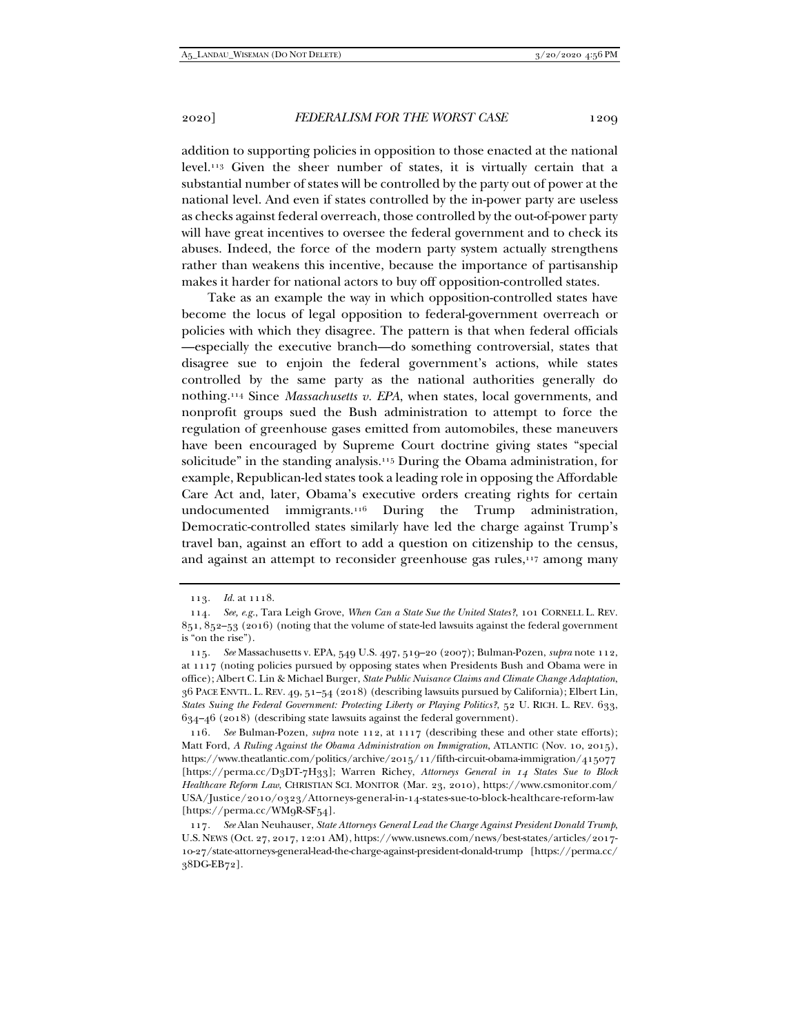addition to supporting policies in opposition to those enacted at the national level.[113] Given the sheer number of states, it is virtually certain that a substantial number of states will be controlled by the party out of power at the national level. And even if states controlled by the in-power party are useless as checks against federal overreach, those controlled by the out-of-power party will have great incentives to oversee the federal government and to check its abuses. Indeed, the force of the modern party system actually strengthens rather than weakens this incentive, because the importance of partisanship makes it harder for national actors to buy off opposition-controlled states.

Take as an example the way in which opposition-controlled states have become the locus of legal opposition to federal-government overreach or policies with which they disagree. The pattern is that when federal officials—especially the executive branch—do something controversial, states that disagree sue to enjoin the federal government's actions, while states controlled by the same party as the national authorities generally do nothing.[114] Since *Massachusetts v. EPA*, when states, local governments, and nonprofit groups sued the Bush administration to attempt to force the regulation of greenhouse gases emitted from automobiles, these maneuvers have been encouraged by Supreme Court doctrine giving states "special solicitude" in the standing analysis.[115] During the Obama administration, for example, Republican-led states took a leading role in opposing the Affordable Care Act and, later, Obama's executive orders creating rights for certain undocumented immigrants.[116] During the Trump administration, Democratic-controlled states similarly have led the charge against Trump's travel ban, against an effort to add a question on citizenship to the census, and against an attempt to reconsider greenhouse gas rules,[117] among many

---

113. *Id.* at 1118.

114. *See, e.g.*, Tara Leigh Grove, *When Can a State Sue the United States?*, 101 CORNELL L. REV. 851, 852–53 (2016) (noting that the volume of state-led lawsuits against the federal government is "on the rise").

115. *See* Massachusetts v. EPA, 549 U.S. 497, 519–20 (2007); Bulman-Pozen, *supra* note 112, at 1117 (noting policies pursued by opposing states when Presidents Bush and Obama were in office); Albert C. Lin & Michael Burger, *State Public Nuisance Claims and Climate Change Adaptation*, 36 PACE ENVTL. L. REV. 49, 51–54 (2018) (describing lawsuits pursued by California); Elbert Lin, *States Suing the Federal Government: Protecting Liberty or Playing Politics?*, 52 U. RICH. L. REV. 633, 634–46 (2018) (describing state lawsuits against the federal government).

116. *See* Bulman-Pozen, *supra* note 112, at 1117 (describing these and other state efforts); Matt Ford, *A Ruling Against the Obama Administration on Immigration*, ATLANTIC (Nov. 10, 2015), https://www.theatlantic.com/politics/archive/2015/11/fifth-circuit-obama-immigration/415077 [https://perma.cc/D3DT-7H33]; Warren Richey, *Attorneys General in 14 States Sue to Block Healthcare Reform Law*, CHRISTIAN SCI. MONITOR (Mar. 23, 2010), https://www.csmonitor.com/USA/Justice/2010/0323/Attorneys-general-in-14-states-sue-to-block-healthcare-reform-law [https://perma.cc/WM9R-SF54].

117. *See* Alan Neuhauser, *State Attorneys General Lead the Charge Against President Donald Trump*, U.S. NEWS (Oct. 27, 2017, 12:01 AM), https://www.usnews.com/news/best-states/articles/2017-10-27/state-attorneys-general-lead-the-charge-against-president-donald-trump [https://perma.cc/38DG-EB72].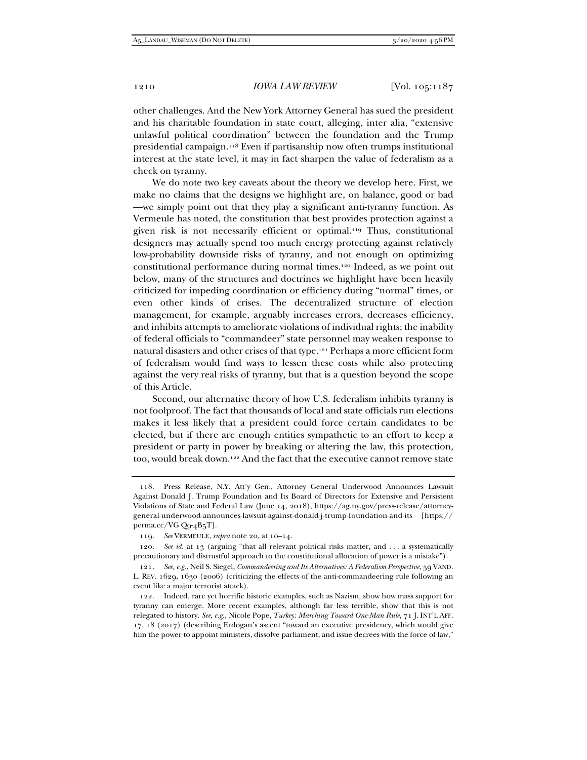other challenges. And the New York Attorney General has sued the president and his charitable foundation in state court, alleging, inter alia, "extensive unlawful political coordination" between the foundation and the Trump presidential campaign.[118] Even if partisanship now often trumps institutional interest at the state level, it may in fact sharpen the value of federalism as a check on tyranny.

We do note two key caveats about the theory we develop here. First, we make no claims that the designs we highlight are, on balance, good or bad—we simply point out that they play a significant anti-tyranny function. As Vermeule has noted, the constitution that best provides protection against a given risk is not necessarily efficient or optimal.[119] Thus, constitutional designers may actually spend too much energy protecting against relatively low-probability downside risks of tyranny, and not enough on optimizing constitutional performance during normal times.[120] Indeed, as we point out below, many of the structures and doctrines we highlight have been heavily criticized for impeding coordination or efficiency during "normal" times, or even other kinds of crises. The decentralized structure of election management, for example, arguably increases errors, decreases efficiency, and inhibits attempts to ameliorate violations of individual rights; the inability of federal officials to "commandeer" state personnel may weaken response to natural disasters and other crises of that type.[121] Perhaps a more efficient form of federalism would find ways to lessen these costs while also protecting against the very real risks of tyranny, but that is a question beyond the scope of this Article.

Second, our alternative theory of how U.S. federalism inhibits tyranny is not foolproof. The fact that thousands of local and state officials run elections makes it less likely that a president could force certain candidates to be elected, but if there are enough entities sympathetic to an effort to keep a president or party in power by breaking or altering the law, this protection, too, would break down.[122] And the fact that the executive cannot remove state

---

118. Press Release, N.Y. Att'y Gen., Attorney General Underwood Announces Lawsuit Against Donald J. Trump Foundation and Its Board of Directors for Extensive and Persistent Violations of State and Federal Law (June 14, 2018), https://ag.ny.gov/press-release/attorney-general-underwood-announces-lawsuit-against-donald-j-trump-foundation-and-its [https://perma.cc/VG Q9-4B5T].

119. *See* VERMEULE, *supra* note 20, at 10–14.

120. *See id.* at 13 (arguing "that all relevant political risks matter, and . . . a systematically precautionary and distrustful approach to the constitutional allocation of power is a mistake").

121. *See, e.g.*, Neil S. Siegel, *Commandeering and Its Alternatives: A Federalism Perspective*, 59 VAND. L. REV. 1629, 1630 (2006) (criticizing the effects of the anti-commandeering rule following an event like a major terrorist attack).

122. Indeed, rare yet horrific historic examples, such as Nazism, show how mass support for tyranny can emerge. More recent examples, although far less terrible, show that this is not relegated to history. *See, e.g.*, Nicole Pope, *Turkey: Marching Toward One-Man Rule*, 71 J. INT'L AFF. 17, 18 (2017) (describing Erdogan's ascent "toward an executive presidency, which would give him the power to appoint ministers, dissolve parliament, and issue decrees with the force of law,"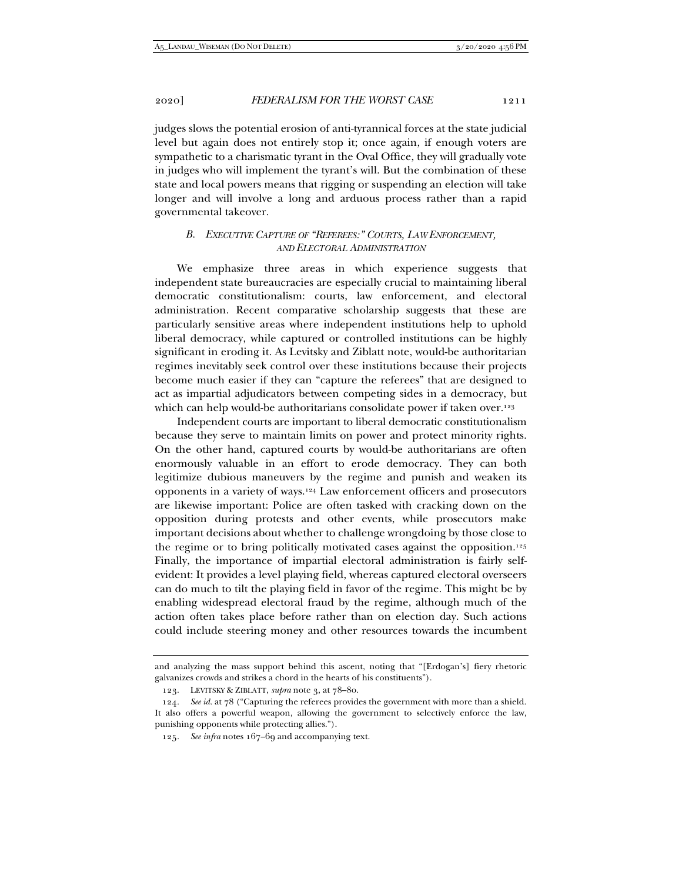judges slows the potential erosion of anti-tyrannical forces at the state judicial level but again does not entirely stop it; once again, if enough voters are sympathetic to a charismatic tyrant in the Oval Office, they will gradually vote in judges who will implement the tyrant's will. But the combination of these state and local powers means that rigging or suspending an election will take longer and will involve a long and arduous process rather than a rapid governmental takeover.

### *B. Executive Capture of "Referees:" Courts, Law Enforcement, and Electoral Administration*

We emphasize three areas in which experience suggests that independent state bureaucracies are especially crucial to maintaining liberal democratic constitutionalism: courts, law enforcement, and electoral administration. Recent comparative scholarship suggests that these are particularly sensitive areas where independent institutions help to uphold liberal democracy, while captured or controlled institutions can be highly significant in eroding it. As Levitsky and Ziblatt note, would-be authoritarian regimes inevitably seek control over these institutions because their projects become much easier if they can "capture the referees" that are designed to act as impartial adjudicators between competing sides in a democracy, but which can help would-be authoritarians consolidate power if taken over.[123]

Independent courts are important to liberal democratic constitutionalism because they serve to maintain limits on power and protect minority rights. On the other hand, captured courts by would-be authoritarians are often enormously valuable in an effort to erode democracy. They can both legitimize dubious maneuvers by the regime and punish and weaken its opponents in a variety of ways.[124] Law enforcement officers and prosecutors are likewise important: Police are often tasked with cracking down on the opposition during protests and other events, while prosecutors make important decisions about whether to challenge wrongdoing by those close to the regime or to bring politically motivated cases against the opposition.[125] Finally, the importance of impartial electoral administration is fairly self-evident: It provides a level playing field, whereas captured electoral overseers can do much to tilt the playing field in favor of the regime. This might be by enabling widespread electoral fraud by the regime, although much of the action often takes place before rather than on election day. Such actions could include steering money and other resources towards the incumbent

---

and analyzing the mass support behind this ascent, noting that "[Erdogan's] fiery rhetoric galvanizes crowds and strikes a chord in the hearts of his constituents").

123. LEVITSKY & ZIBLATT, *supra* note 3, at 78–80.

124. *See id.* at 78 ("Capturing the referees provides the government with more than a shield. It also offers a powerful weapon, allowing the government to selectively enforce the law, punishing opponents while protecting allies.").

125. *See infra* notes 167–69 and accompanying text.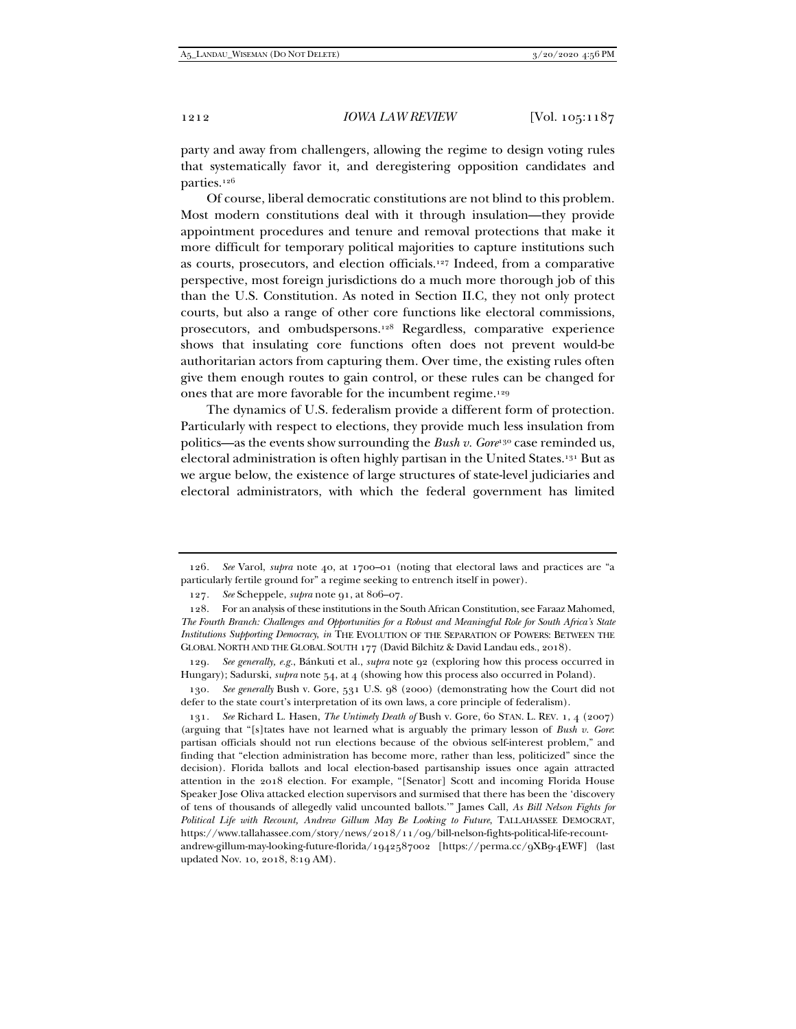party and away from challengers, allowing the regime to design voting rules that systematically favor it, and deregistering opposition candidates and parties.[126]

Of course, liberal democratic constitutions are not blind to this problem. Most modern constitutions deal with it through insulation—they provide appointment procedures and tenure and removal protections that make it more difficult for temporary political majorities to capture institutions such as courts, prosecutors, and election officials.[127] Indeed, from a comparative perspective, most foreign jurisdictions do a much more thorough job of this than the U.S. Constitution. As noted in Section II.C, they not only protect courts, but also a range of other core functions like electoral commissions, prosecutors, and ombudspersons.[128] Regardless, comparative experience shows that insulating core functions often does not prevent would-be authoritarian actors from capturing them. Over time, the existing rules often give them enough routes to gain control, or these rules can be changed for ones that are more favorable for the incumbent regime.[129]

The dynamics of U.S. federalism provide a different form of protection. Particularly with respect to elections, they provide much less insulation from politics—as the events show surrounding the *Bush v. Gore*[130] case reminded us, electoral administration is often highly partisan in the United States.[131] But as we argue below, the existence of large structures of state-level judiciaries and electoral administrators, with which the federal government has limited

---

126. *See* Varol, *supra* note 40, at 1700–01 (noting that electoral laws and practices are "a particularly fertile ground for" a regime seeking to entrench itself in power).

127. *See* Scheppele, *supra* note 91, at 806–07.

128. For an analysis of these institutions in the South African Constitution, see Faraaz Mahomed, *The Fourth Branch: Challenges and Opportunities for a Robust and Meaningful Role for South Africa's State Institutions Supporting Democracy*, *in* THE EVOLUTION OF THE SEPARATION OF POWERS: BETWEEN THE GLOBAL NORTH AND THE GLOBAL SOUTH 177 (David Bilchitz & David Landau eds., 2018).

129. *See generally, e.g.*, Bánkuti et al., *supra* note 92 (exploring how this process occurred in Hungary); Sadurski, *supra* note 54, at 4 (showing how this process also occurred in Poland).

130. *See generally* Bush v. Gore, 531 U.S. 98 (2000) (demonstrating how the Court did not defer to the state court's interpretation of its own laws, a core principle of federalism).

131. *See* Richard L. Hasen, *The Untimely Death of* Bush v. Gore, 60 STAN. L. REV. 1, 4 (2007) (arguing that "[s]tates have not learned what is arguably the primary lesson of *Bush v. Gore*: partisan officials should not run elections because of the obvious self-interest problem," and finding that "election administration has become more, rather than less, politicized" since the decision). Florida ballots and local election-based partisanship issues once again attracted attention in the 2018 election. For example, "[Senator] Scott and incoming Florida House Speaker Jose Oliva attacked election supervisors and surmised that there has been the 'discovery of tens of thousands of allegedly valid uncounted ballots.'" James Call, *As Bill Nelson Fights for Political Life with Recount, Andrew Gillum May Be Looking to Future*, TALLAHASSEE DEMOCRAT, https://www.tallahassee.com/story/news/2018/11/09/bill-nelson-fights-political-life-recount-andrew-gillum-may-looking-future-florida/1942587002 [https://perma.cc/9XB9-4EWF] (last updated Nov. 10, 2018, 8:19 AM).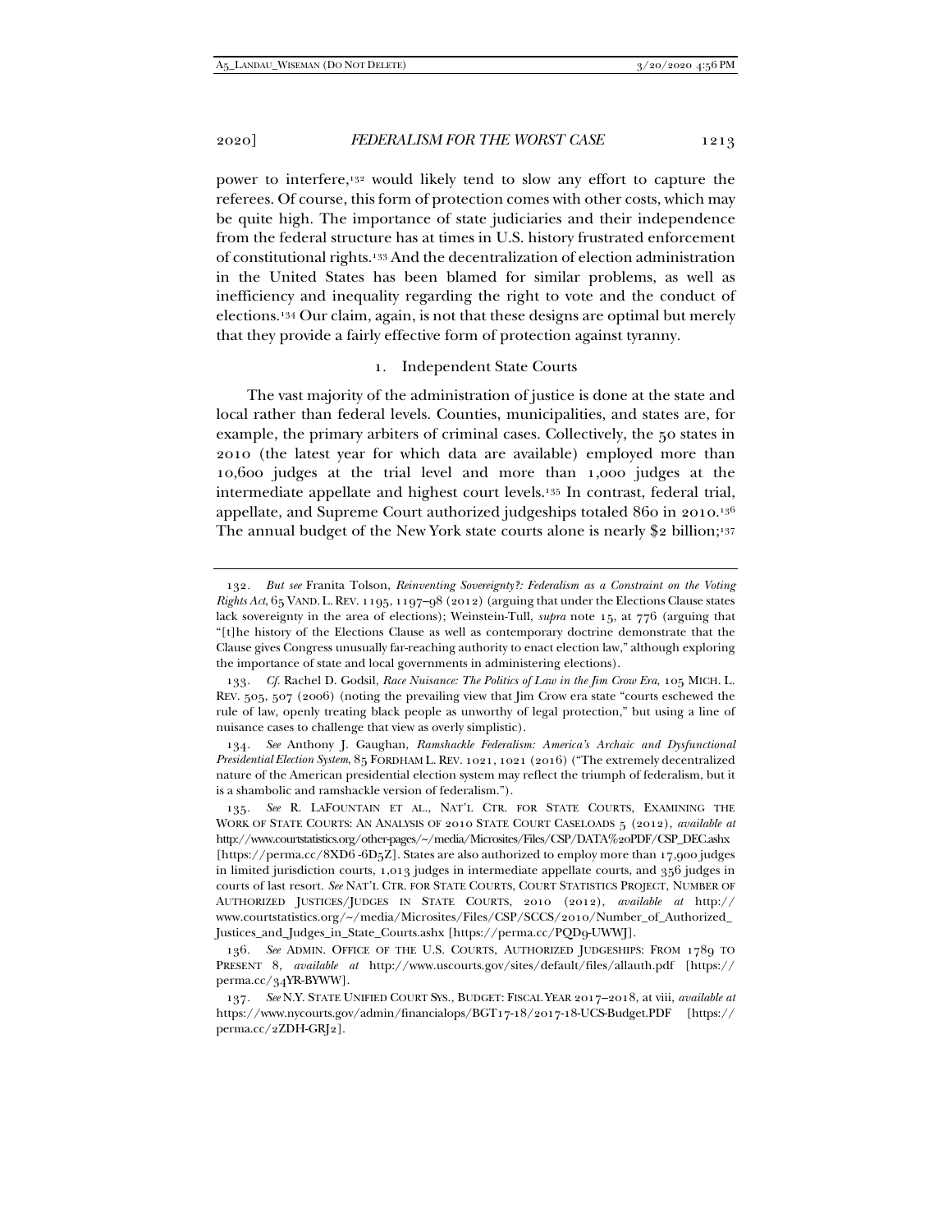power to interfere,[132] would likely tend to slow any effort to capture the referees. Of course, this form of protection comes with other costs, which may be quite high. The importance of state judiciaries and their independence from the federal structure has at times in U.S. history frustrated enforcement of constitutional rights.[133] And the decentralization of election administration in the United States has been blamed for similar problems, as well as inefficiency and inequality regarding the right to vote and the conduct of elections.[134] Our claim, again, is not that these designs are optimal but merely that they provide a fairly effective form of protection against tyranny.

### 1. Independent State Courts

The vast majority of the administration of justice is done at the state and local rather than federal levels. Counties, municipalities, and states are, for example, the primary arbiters of criminal cases. Collectively, the 50 states in 2010 (the latest year for which data are available) employed more than 10,600 judges at the trial level and more than 1,000 judges at the intermediate appellate and highest court levels.[135] In contrast, federal trial, appellate, and Supreme Court authorized judgeships totaled 860 in 2010.[136] The annual budget of the New York state courts alone is nearly $2 billion;[137]

---

132. *But see* Franita Tolson, *Reinventing Sovereignty?: Federalism as a Constraint on the Voting Rights Act*, 65 VAND. L. REV. 1195, 1197–98 (2012) (arguing that under the Elections Clause states lack sovereignty in the area of elections); Weinstein-Tull, *supra* note 15, at 776 (arguing that "[t]he history of the Elections Clause as well as contemporary doctrine demonstrate that the Clause gives Congress unusually far-reaching authority to enact election law," although exploring the importance of state and local governments in administering elections).

133. *Cf.* Rachel D. Godsil, *Race Nuisance: The Politics of Law in the Jim Crow Era*, 105 MICH. L. REV. 505, 507 (2006) (noting the prevailing view that Jim Crow era state "courts eschewed the rule of law, openly treating black people as unworthy of legal protection," but using a line of nuisance cases to challenge that view as overly simplistic).

134. *See* Anthony J. Gaughan, *Ramshackle Federalism: America's Archaic and Dysfunctional Presidential Election System*, 85 FORDHAM L. REV. 1021, 1021 (2016) ("The extremely decentralized nature of the American presidential election system may reflect the triumph of federalism, but it is a shambolic and ramshackle version of federalism.").

135. *See* R. LAFOUNTAIN ET AL., NAT'L CTR. FOR STATE COURTS, EXAMINING THE WORK OF STATE COURTS: AN ANALYSIS OF 2010 STATE COURT CASELOADS 5 (2012), *available at* http://www.courtstatistics.org/other-pages/~/media/Microsites/Files/CSP/DATA%20PDF/CSP_DEC.ashx [https://perma.cc/8XD6-6D5Z]. States are also authorized to employ more than 17,900 judges in limited jurisdiction courts, 1,013 judges in intermediate appellate courts, and 356 judges in courts of last resort. *See* NAT'L CTR. FOR STATE COURTS, COURT STATISTICS PROJECT, NUMBER OF AUTHORIZED JUSTICES/JUDGES IN STATE COURTS, 2010 (2012), *available at* http://www.courtstatistics.org/~/media/Microsites/Files/CSP/SCCS/2010/Number_of_Authorized_Justices_and_Judges_in_State_Courts.ashx [https://perma.cc/PQD9-UWWJ].

136. *See* ADMIN. OFFICE OF THE U.S. COURTS, AUTHORIZED JUDGESHIPS: FROM 1789 TO PRESENT 8, *available at* http://www.uscourts.gov/sites/default/files/allauth.pdf [https://perma.cc/34YR-BYWW].

137. *See* N.Y. STATE UNIFIED COURT SYS., BUDGET: FISCAL YEAR 2017–2018, at viii, *available at* https://www.nycourts.gov/admin/financialops/BGT17-18/2017-18-UCS-Budget.PDF [https://perma.cc/2ZDH-GRJ2].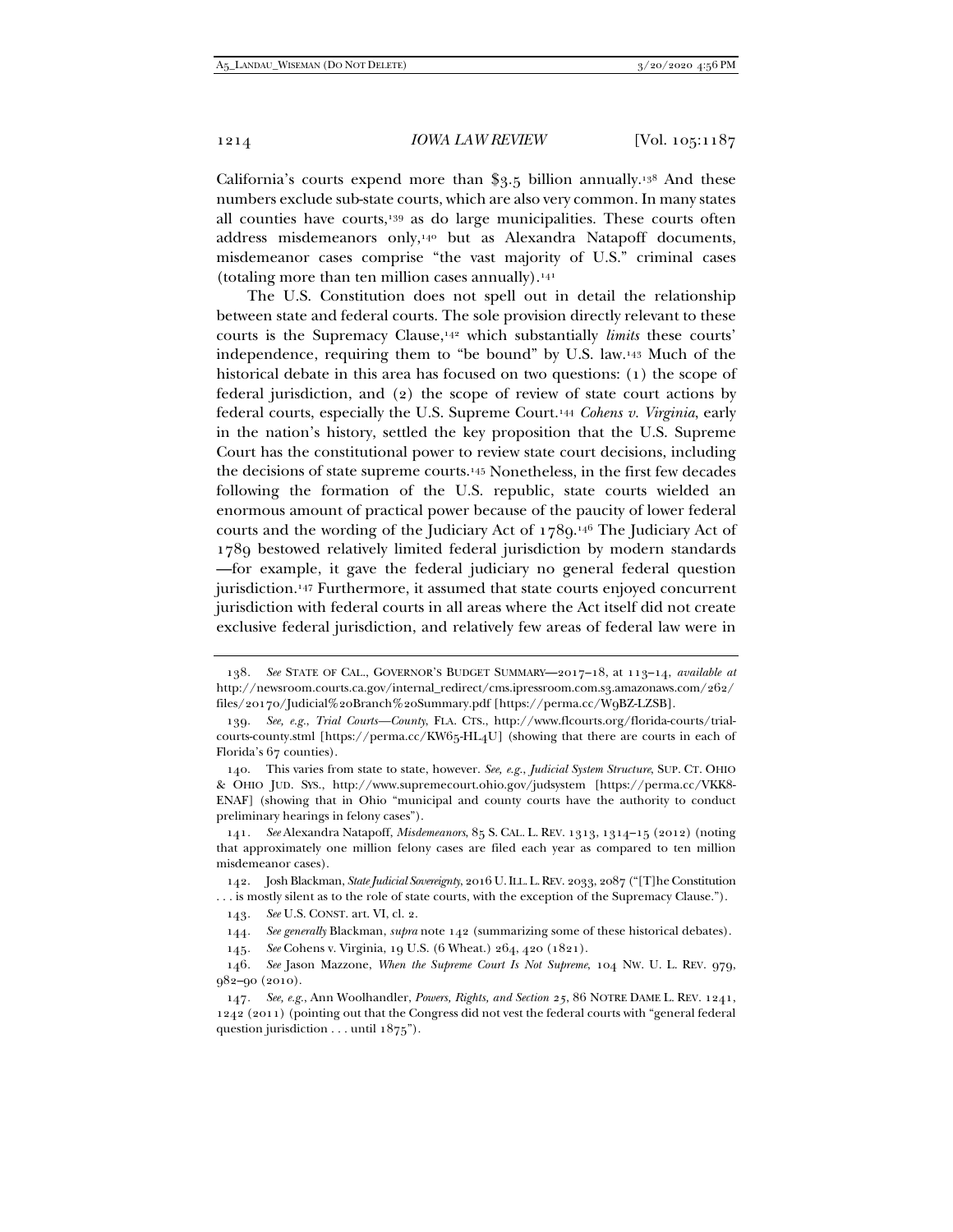California's courts expend more than $3.5 billion annually.[138] And these numbers exclude sub-state courts, which are also very common. In many states all counties have courts,[139] as do large municipalities. These courts often address misdemeanors only,[140] but as Alexandra Natapoff documents, misdemeanor cases comprise "the vast majority of U.S." criminal cases (totaling more than ten million cases annually).[141]

The U.S. Constitution does not spell out in detail the relationship between state and federal courts. The sole provision directly relevant to these courts is the Supremacy Clause,[142] which substantially *limits* these courts' independence, requiring them to "be bound" by U.S. law.[143] Much of the historical debate in this area has focused on two questions: (1) the scope of federal jurisdiction, and (2) the scope of review of state court actions by federal courts, especially the U.S. Supreme Court.[144] *Cohens v. Virginia*, early in the nation's history, settled the key proposition that the U.S. Supreme Court has the constitutional power to review state court decisions, including the decisions of state supreme courts.[145] Nonetheless, in the first few decades following the formation of the U.S. republic, state courts wielded an enormous amount of practical power because of the paucity of lower federal courts and the wording of the Judiciary Act of 1789.[146] The Judiciary Act of 1789 bestowed relatively limited federal jurisdiction by modern standards—for example, it gave the federal judiciary no general federal question jurisdiction.[147] Furthermore, it assumed that state courts enjoyed concurrent jurisdiction with federal courts in all areas where the Act itself did not create exclusive federal jurisdiction, and relatively few areas of federal law were in

---

138. *See* STATE OF CAL., GOVERNOR'S BUDGET SUMMARY—2017–18, at 113–14, *available at* http://newsroom.courts.ca.gov/internal_redirect/cms.ipressroom.com.s3.amazonaws.com/262/files/20170/Judicial%20Branch%20Summary.pdf [https://perma.cc/W9BZ-LZSB].

139. *See, e.g.*, *Trial Courts—County*, FLA. CTS., http://www.flcourts.org/florida-courts/trial-courts-county.stml [https://perma.cc/KW65-HL4U] (showing that there are courts in each of Florida's 67 counties).

140. This varies from state to state, however. *See, e.g.*, *Judicial System Structure*, SUP. CT. OHIO & OHIO JUD. SYS., http://www.supremecourt.ohio.gov/judsystem [https://perma.cc/VKK8-ENAF] (showing that in Ohio "municipal and county courts have the authority to conduct preliminary hearings in felony cases").

141. *See* Alexandra Natapoff, *Misdemeanors*, 85 S. CAL. L. REV. 1313, 1314–15 (2012) (noting that approximately one million felony cases are filed each year as compared to ten million misdemeanor cases).

142. Josh Blackman, *State Judicial Sovereignty*, 2016 U. ILL. L. REV. 2033, 2087 ("[T]he Constitution . . . is mostly silent as to the role of state courts, with the exception of the Supremacy Clause.").

143. *See* U.S. CONST. art. VI, cl. 2.

144. *See generally* Blackman, *supra* note 142 (summarizing some of these historical debates).

145. *See* Cohens v. Virginia, 19 U.S. (6 Wheat.) 264, 420 (1821).

146. *See* Jason Mazzone, *When the Supreme Court Is Not Supreme*, 104 NW. U. L. REV. 979, 982–90 (2010).

147. *See, e.g.*, Ann Woolhandler, *Powers, Rights, and Section 25*, 86 NOTRE DAME L. REV. 1241, 1242 (2011) (pointing out that the Congress did not vest the federal courts with "general federal question jurisdiction . . . until 1875").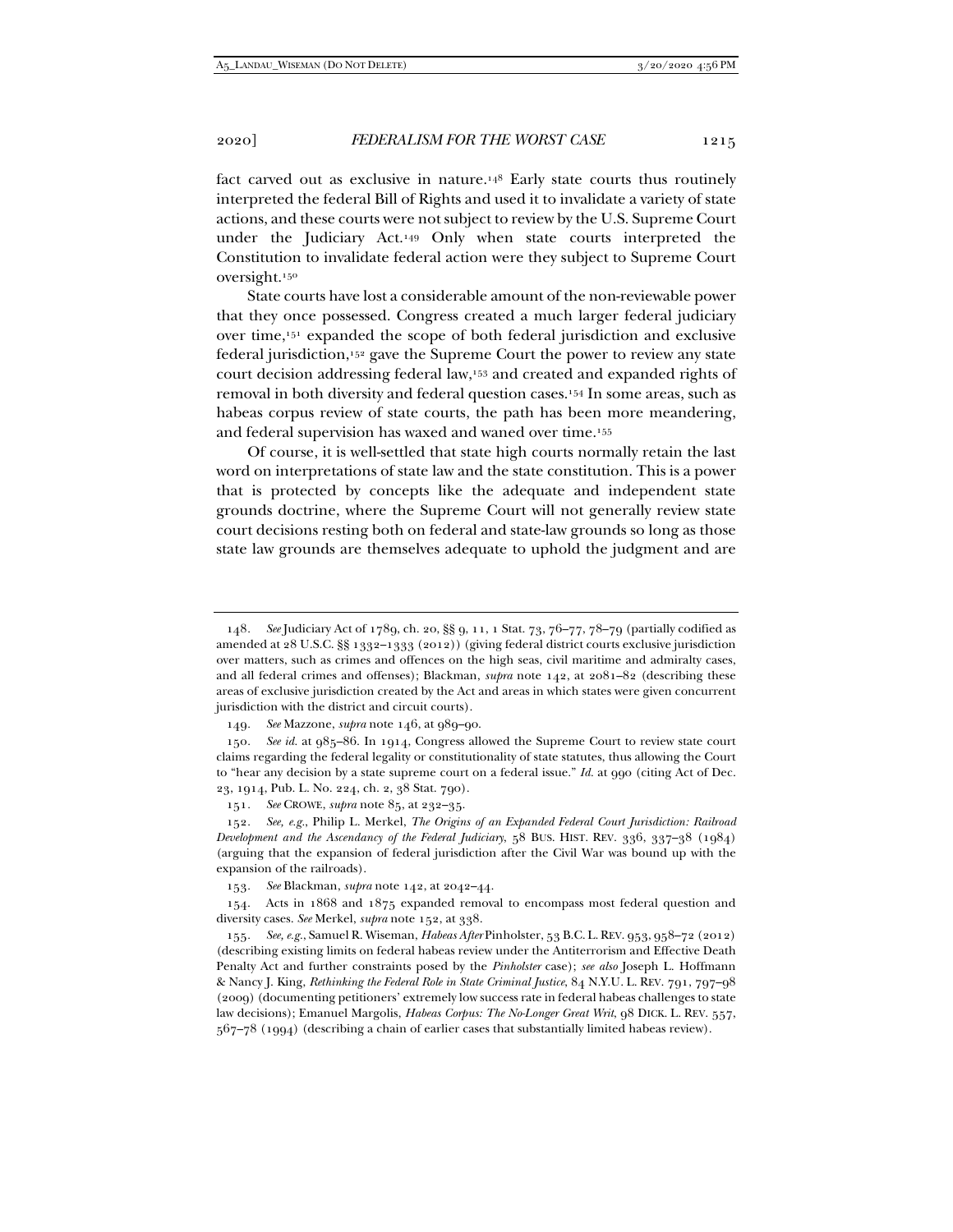fact carved out as exclusive in nature.[148] Early state courts thus routinely interpreted the federal Bill of Rights and used it to invalidate a variety of state actions, and these courts were not subject to review by the U.S. Supreme Court under the Judiciary Act.[149] Only when state courts interpreted the Constitution to invalidate federal action were they subject to Supreme Court oversight.[150]

State courts have lost a considerable amount of the non-reviewable power that they once possessed. Congress created a much larger federal judiciary over time,[151] expanded the scope of both federal jurisdiction and exclusive federal jurisdiction,[152] gave the Supreme Court the power to review any state court decision addressing federal law,[153] and created and expanded rights of removal in both diversity and federal question cases.[154] In some areas, such as habeas corpus review of state courts, the path has been more meandering, and federal supervision has waxed and waned over time.[155]

Of course, it is well-settled that state high courts normally retain the last word on interpretations of state law and the state constitution. This is a power that is protected by concepts like the adequate and independent state grounds doctrine, where the Supreme Court will not generally review state court decisions resting both on federal and state-law grounds so long as those state law grounds are themselves adequate to uphold the judgment and are

---

148. *See* Judiciary Act of 1789, ch. 20, §§ 9, 11, 1 Stat. 73, 76–77, 78–79 (partially codified as amended at 28 U.S.C. §§ 1332–1333 (2012)) (giving federal district courts exclusive jurisdiction over matters, such as crimes and offences on the high seas, civil maritime and admiralty cases, and all federal crimes and offenses); Blackman, *supra* note 142, at 2081–82 (describing these areas of exclusive jurisdiction created by the Act and areas in which states were given concurrent jurisdiction with the district and circuit courts).

149. *See* Mazzone, *supra* note 146, at 989–90.

150. *See id.* at 985–86. In 1914, Congress allowed the Supreme Court to review state court claims regarding the federal legality or constitutionality of state statutes, thus allowing the Court to "hear any decision by a state supreme court on a federal issue." *Id.* at 990 (citing Act of Dec. 23, 1914, Pub. L. No. 224, ch. 2, 38 Stat. 790).

151. *See* CROWE, *supra* note 85, at 232–35.

152. *See, e.g.*, Philip L. Merkel, *The Origins of an Expanded Federal Court Jurisdiction: Railroad Development and the Ascendancy of the Federal Judiciary*, 58 BUS. HIST. REV. 336, 337–38 (1984) (arguing that the expansion of federal jurisdiction after the Civil War was bound up with the expansion of the railroads).

153. *See* Blackman, *supra* note 142, at 2042–44.

154. Acts in 1868 and 1875 expanded removal to encompass most federal question and diversity cases. *See* Merkel, *supra* note 152, at 338.

155. *See, e.g.*, Samuel R. Wiseman, *Habeas After* Pinholster, 53 B.C. L. REV. 953, 958–72 (2012) (describing existing limits on federal habeas review under the Antiterrorism and Effective Death Penalty Act and further constraints posed by the *Pinholster* case); *see also* Joseph L. Hoffmann & Nancy J. King, *Rethinking the Federal Role in State Criminal Justice*, 84 N.Y.U. L. REV. 791, 797–98 (2009) (documenting petitioners' extremely low success rate in federal habeas challenges to state law decisions); Emanuel Margolis, *Habeas Corpus: The No-Longer Great Writ*, 98 DICK. L. REV. 557, 567–78 (1994) (describing a chain of earlier cases that substantially limited habeas review).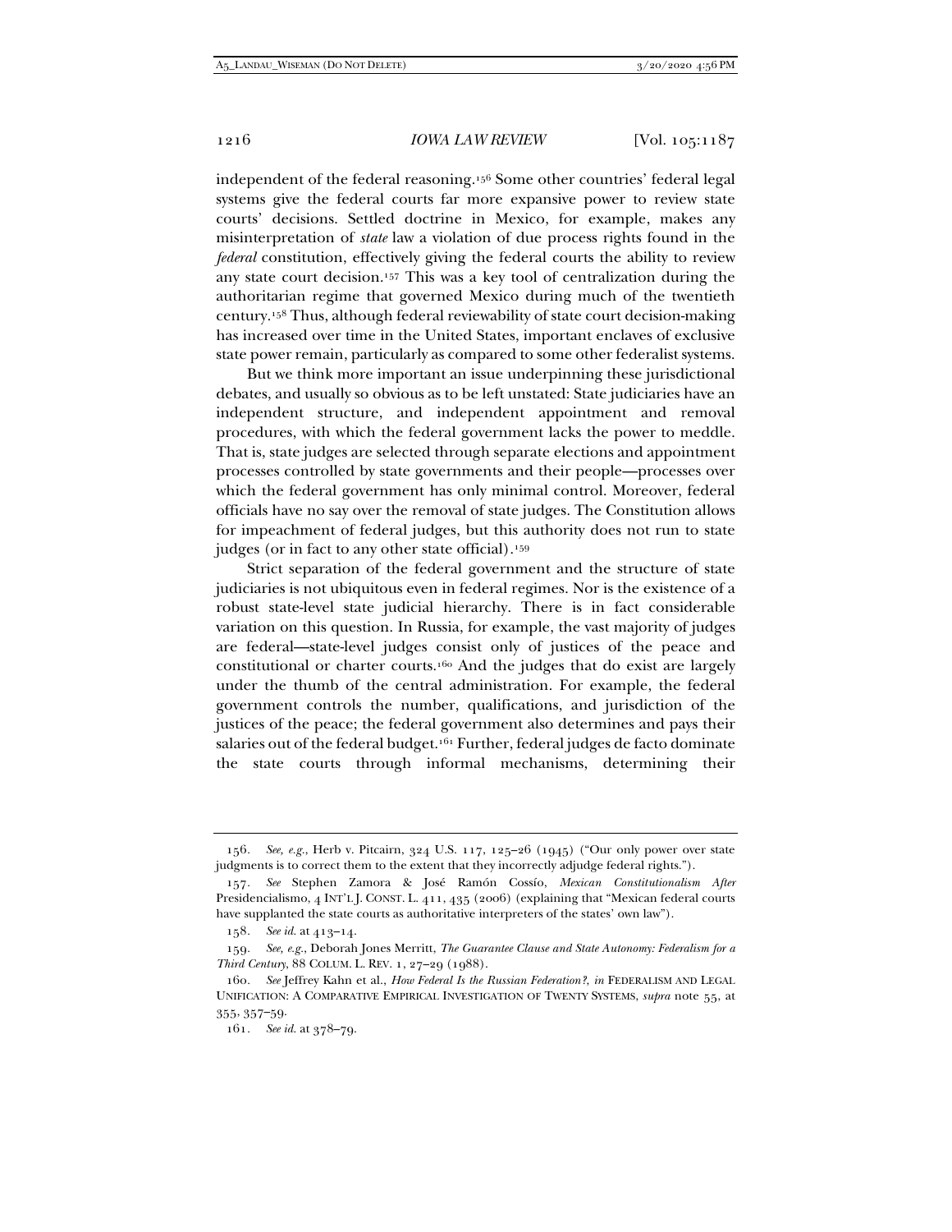independent of the federal reasoning.[156] Some other countries' federal legal systems give the federal courts far more expansive power to review state courts' decisions. Settled doctrine in Mexico, for example, makes any misinterpretation of *state* law a violation of due process rights found in the *federal* constitution, effectively giving the federal courts the ability to review any state court decision.[157] This was a key tool of centralization during the authoritarian regime that governed Mexico during much of the twentieth century.[158] Thus, although federal reviewability of state court decision-making has increased over time in the United States, important enclaves of exclusive state power remain, particularly as compared to some other federalist systems.

But we think more important an issue underpinning these jurisdictional debates, and usually so obvious as to be left unstated: State judiciaries have an independent structure, and independent appointment and removal procedures, with which the federal government lacks the power to meddle. That is, state judges are selected through separate elections and appointment processes controlled by state governments and their people—processes over which the federal government has only minimal control. Moreover, federal officials have no say over the removal of state judges. The Constitution allows for impeachment of federal judges, but this authority does not run to state judges (or in fact to any other state official).[159]

Strict separation of the federal government and the structure of state judiciaries is not ubiquitous even in federal regimes. Nor is the existence of a robust state-level state judicial hierarchy. There is in fact considerable variation on this question. In Russia, for example, the vast majority of judges are federal—state-level judges consist only of justices of the peace and constitutional or charter courts.[160] And the judges that do exist are largely under the thumb of the central administration. For example, the federal government controls the number, qualifications, and jurisdiction of the justices of the peace; the federal government also determines and pays their salaries out of the federal budget.[161] Further, federal judges de facto dominate the state courts through informal mechanisms, determining their

---

156. *See, e.g.*, Herb v. Pitcairn, 324 U.S. 117, 125–26 (1945) ("Our only power over state judgments is to correct them to the extent that they incorrectly adjudge federal rights.").

157. *See* Stephen Zamora & José Ramón Cossío, *Mexican Constitutionalism After* Presidencialismo, 4 INT'L J. CONST. L. 411, 435 (2006) (explaining that "Mexican federal courts have supplanted the state courts as authoritative interpreters of the states' own law").

158. *See id.* at 413–14.

159. *See, e.g.*, Deborah Jones Merritt, *The Guarantee Clause and State Autonomy: Federalism for a Third Century*, 88 COLUM. L. REV. 1, 27–29 (1988).

160. *See* Jeffrey Kahn et al., *How Federal Is the Russian Federation?*, *in* FEDERALISM AND LEGAL UNIFICATION: A COMPARATIVE EMPIRICAL INVESTIGATION OF TWENTY SYSTEMS, *supra* note 55, at 355, 357–59.

161. *See id.* at 378–79.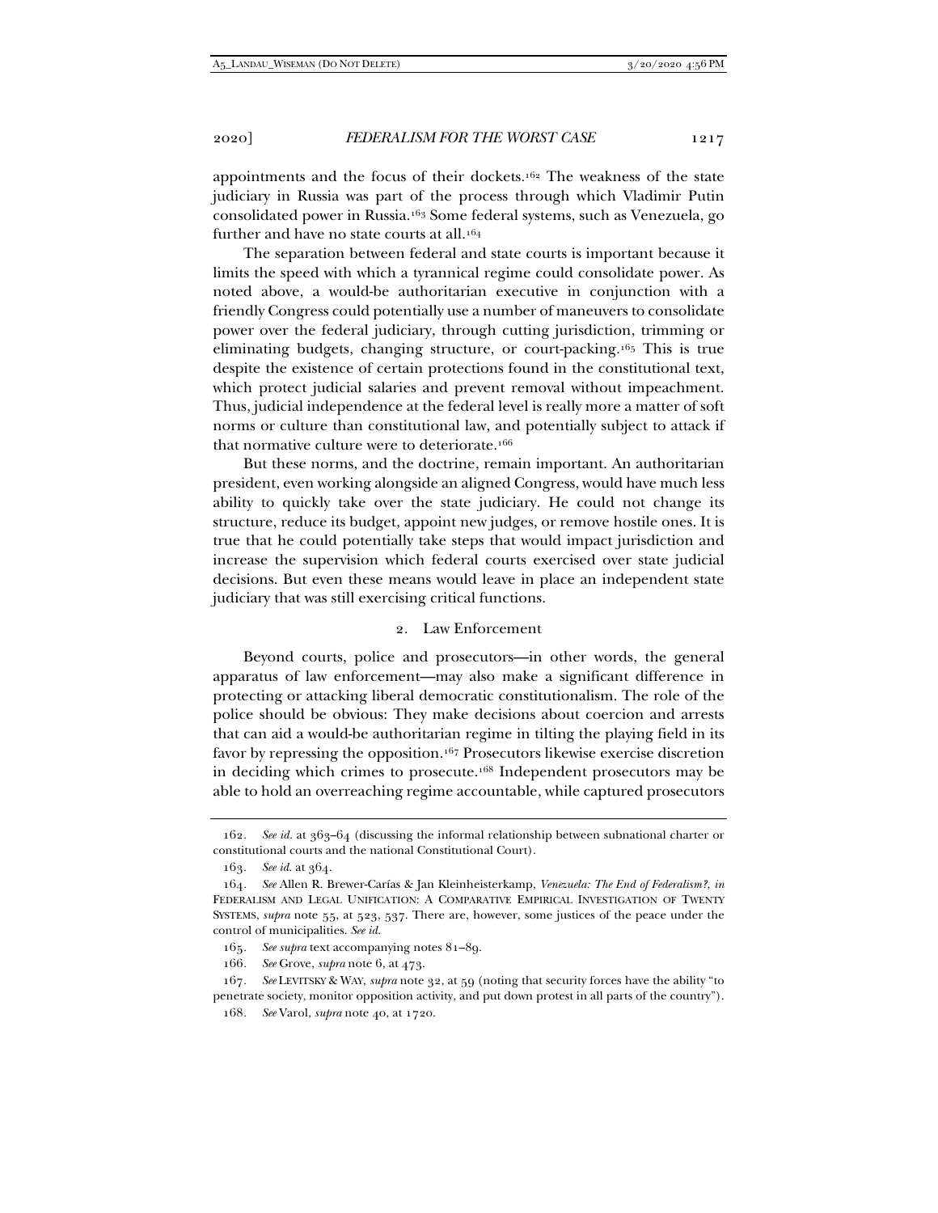appointments and the focus of their dockets.[162] The weakness of the state judiciary in Russia was part of the process through which Vladimir Putin consolidated power in Russia.[163] Some federal systems, such as Venezuela, go further and have no state courts at all.[164]

The separation between federal and state courts is important because it limits the speed with which a tyrannical regime could consolidate power. As noted above, a would-be authoritarian executive in conjunction with a friendly Congress could potentially use a number of maneuvers to consolidate power over the federal judiciary, through cutting jurisdiction, trimming or eliminating budgets, changing structure, or court-packing.[165] This is true despite the existence of certain protections found in the constitutional text, which protect judicial salaries and prevent removal without impeachment. Thus, judicial independence at the federal level is really more a matter of soft norms or culture than constitutional law, and potentially subject to attack if that normative culture were to deteriorate.[166]

But these norms, and the doctrine, remain important. An authoritarian president, even working alongside an aligned Congress, would have much less ability to quickly take over the state judiciary. He could not change its structure, reduce its budget, appoint new judges, or remove hostile ones. It is true that he could potentially take steps that would impact jurisdiction and increase the supervision which federal courts exercised over state judicial decisions. But even these means would leave in place an independent state judiciary that was still exercising critical functions.

### 2. Law Enforcement

Beyond courts, police and prosecutors—in other words, the general apparatus of law enforcement—may also make a significant difference in protecting or attacking liberal democratic constitutionalism. The role of the police should be obvious: They make decisions about coercion and arrests that can aid a would-be authoritarian regime in tilting the playing field in its favor by repressing the opposition.[167] Prosecutors likewise exercise discretion in deciding which crimes to prosecute.[168] Independent prosecutors may be able to hold an overreaching regime accountable, while captured prosecutors

---

162. *See id.* at 363–64 (discussing the informal relationship between subnational charter or constitutional courts and the national Constitutional Court).

163. *See id.* at 364.

164. *See* Allen R. Brewer-Carías & Jan Kleinheisterkamp, *Venezuela: The End of Federalism?*, *in* FEDERALISM AND LEGAL UNIFICATION: A COMPARATIVE EMPIRICAL INVESTIGATION OF TWENTY SYSTEMS, *supra* note 55, at 523, 537. There are, however, some justices of the peace under the control of municipalities. *See id.*

165. *See supra* text accompanying notes 81–89.

166. *See* Grove, *supra* note 6, at 473.

167. *See* LEVITSKY & WAY, *supra* note 32, at 59 (noting that security forces have the ability "to penetrate society, monitor opposition activity, and put down protest in all parts of the country").

168. *See* Varol, *supra* note 40, at 1720.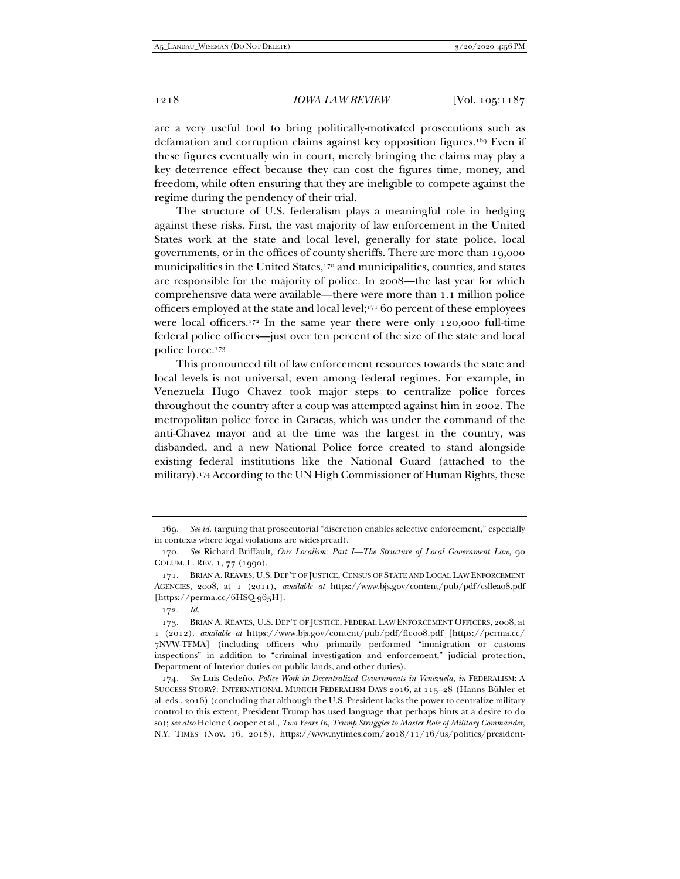are a very useful tool to bring politically-motivated prosecutions such as defamation and corruption claims against key opposition figures.[169] Even if these figures eventually win in court, merely bringing the claims may play a key deterrence effect because they can cost the figures time, money, and freedom, while often ensuring that they are ineligible to compete against the regime during the pendency of their trial.

The structure of U.S. federalism plays a meaningful role in hedging against these risks. First, the vast majority of law enforcement in the United States work at the state and local level, generally for state police, local governments, or in the offices of county sheriffs. There are more than 19,000 municipalities in the United States,[170] and municipalities, counties, and states are responsible for the majority of police. In 2008—the last year for which comprehensive data were available—there were more than 1.1 million police officers employed at the state and local level;[171] 60 percent of these employees were local officers.[172] In the same year there were only 120,000 full-time federal police officers—just over ten percent of the size of the state and local police force.[173]

This pronounced tilt of law enforcement resources towards the state and local levels is not universal, even among federal regimes. For example, in Venezuela Hugo Chavez took major steps to centralize police forces throughout the country after a coup was attempted against him in 2002. The metropolitan police force in Caracas, which was under the command of the anti-Chavez mayor and at the time was the largest in the country, was disbanded, and a new National Police force created to stand alongside existing federal institutions like the National Guard (attached to the military).[174] According to the UN High Commissioner of Human Rights, these

---

169. *See id.* (arguing that prosecutorial "discretion enables selective enforcement," especially in contexts where legal violations are widespread).

170. *See* Richard Briffault, *Our Localism: Part I—The Structure of Local Government Law*, 90 COLUM. L. REV. 1, 77 (1990).

171. BRIAN A. REAVES, U.S. DEP'T OF JUSTICE, CENSUS OF STATE AND LOCAL LAW ENFORCEMENT AGENCIES, 2008, at 1 (2011), *available at* https://www.bjs.gov/content/pub/pdf/csllea08.pdf [https://perma.cc/6HSQ-965H].

172. *Id.*

173. BRIAN A. REAVES, U.S. DEP'T OF JUSTICE, FEDERAL LAW ENFORCEMENT OFFICERS, 2008, at 1 (2012), *available at* https://www.bjs.gov/content/pub/pdf/fleo08.pdf [https://perma.cc/7NVW-TFMA] (including officers who primarily performed "immigration or customs inspections" in addition to "criminal investigation and enforcement," judicial protection, Department of Interior duties on public lands, and other duties).

174. *See* Luis Cedeño, *Police Work in Decentralized Governments in Venezuela*, *in* FEDERALISM: A SUCCESS STORY?: INTERNATIONAL MUNICH FEDERALISM DAYS 2016, at 115–28 (Hanns Bühler et al. eds., 2016) (concluding that although the U.S. President lacks the power to centralize military control to this extent, President Trump has used language that perhaps hints at a desire to do so); *see also* Helene Cooper et al., *Two Years In, Trump Struggles to Master Role of Military Commander*, N.Y. TIMES (Nov. 16, 2018), https://www.nytimes.com/2018/11/16/us/politics/president-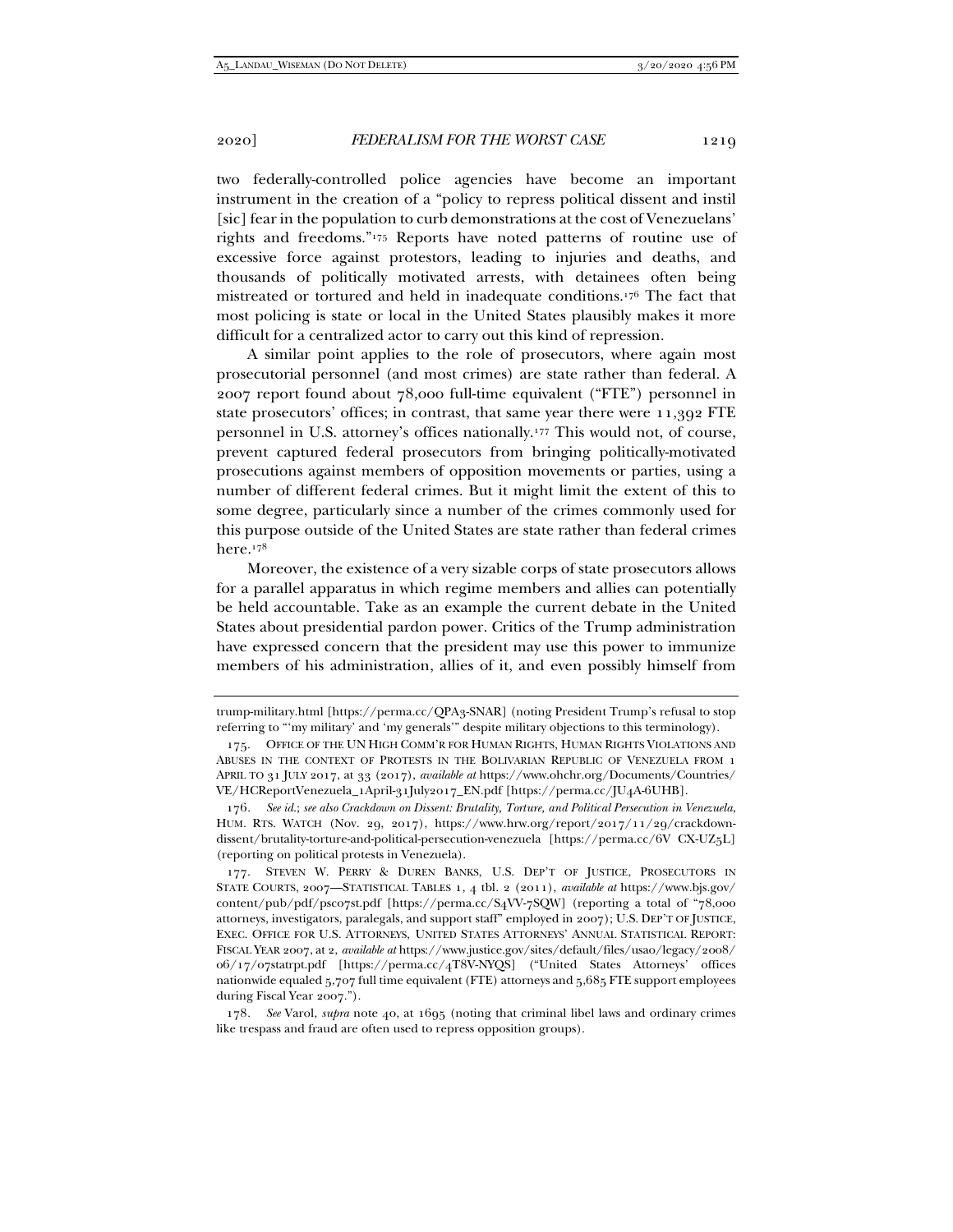two federally-controlled police agencies have become an important instrument in the creation of a "policy to repress political dissent and instil [sic] fear in the population to curb demonstrations at the cost of Venezuelans' rights and freedoms."[175] Reports have noted patterns of routine use of excessive force against protestors, leading to injuries and deaths, and thousands of politically motivated arrests, with detainees often being mistreated or tortured and held in inadequate conditions.[176] The fact that most policing is state or local in the United States plausibly makes it more difficult for a centralized actor to carry out this kind of repression.

A similar point applies to the role of prosecutors, where again most prosecutorial personnel (and most crimes) are state rather than federal. A 2007 report found about 78,000 full-time equivalent ("FTE") personnel in state prosecutors' offices; in contrast, that same year there were 11,392 FTE personnel in U.S. attorney's offices nationally.[177] This would not, of course, prevent captured federal prosecutors from bringing politically-motivated prosecutions against members of opposition movements or parties, using a number of different federal crimes. But it might limit the extent of this to some degree, particularly since a number of the crimes commonly used for this purpose outside of the United States are state rather than federal crimes here.[178]

Moreover, the existence of a very sizable corps of state prosecutors allows for a parallel apparatus in which regime members and allies can potentially be held accountable. Take as an example the current debate in the United States about presidential pardon power. Critics of the Trump administration have expressed concern that the president may use this power to immunize members of his administration, allies of it, and even possibly himself from

---

trump-military.html [https://perma.cc/QPA3-SNAR] (noting President Trump's refusal to stop referring to "'my military' and 'my generals'" despite military objections to this terminology).

175. OFFICE OF THE UN HIGH COMM'R FOR HUMAN RIGHTS, HUMAN RIGHTS VIOLATIONS AND ABUSES IN THE CONTEXT OF PROTESTS IN THE BOLIVARIAN REPUBLIC OF VENEZUELA FROM 1 APRIL TO 31 JULY 2017, at 33 (2017), *available at* https://www.ohchr.org/Documents/Countries/VE/HCReportVenezuela_1April-31July2017_EN.pdf [https://perma.cc/JU4A-6UHB].

176. *See id.*; *see also Crackdown on Dissent: Brutality, Torture, and Political Persecution in Venezuela*, HUM. RTS. WATCH (Nov. 29, 2017), https://www.hrw.org/report/2017/11/29/crackdown-dissent/brutality-torture-and-political-persecution-venezuela [https://perma.cc/6V CX-UZ5L] (reporting on political protests in Venezuela).

177. STEVEN W. PERRY & DUREN BANKS, U.S. DEP'T OF JUSTICE, PROSECUTORS IN STATE COURTS, 2007—STATISTICAL TABLES 1, 4 tbl. 2 (2011), *available at* https://www.bjs.gov/content/pub/pdf/psc07st.pdf [https://perma.cc/S4VV-7SQW] (reporting a total of "78,000 attorneys, investigators, paralegals, and support staff" employed in 2007); U.S. DEP'T OF JUSTICE, EXEC. OFFICE FOR U.S. ATTORNEYS, UNITED STATES ATTORNEYS' ANNUAL STATISTICAL REPORT: FISCAL YEAR 2007, at 2, *available at* https://www.justice.gov/sites/default/files/usao/legacy/2008/06/17/07statrpt.pdf [https://perma.cc/4T8V-NYQS] ("United States Attorneys' offices nationwide equaled 5,707 full time equivalent (FTE) attorneys and 5,685 FTE support employees during Fiscal Year 2007.").

178. *See* Varol, *supra* note 40, at 1695 (noting that criminal libel laws and ordinary crimes like trespass and fraud are often used to repress opposition groups).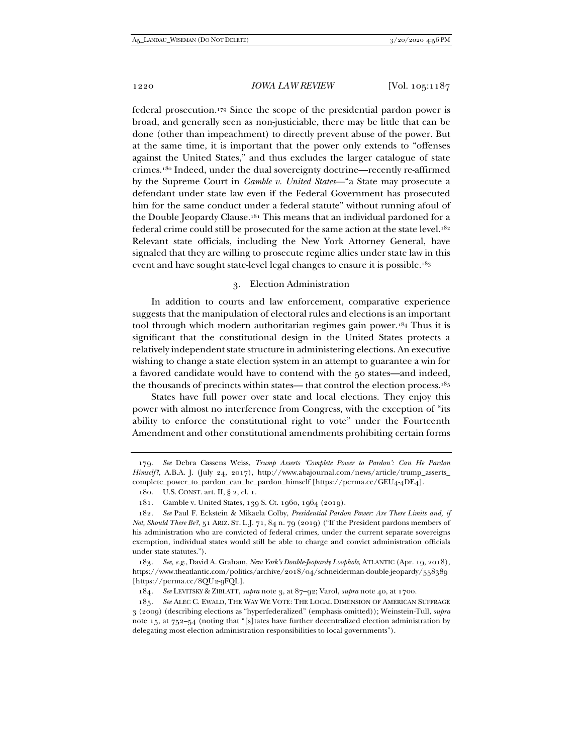federal prosecution.[179] Since the scope of the presidential pardon power is broad, and generally seen as non-justiciable, there may be little that can be done (other than impeachment) to directly prevent abuse of the power. But at the same time, it is important that the power only extends to "offenses against the United States," and thus excludes the larger catalogue of state crimes.[180] Indeed, under the dual sovereignty doctrine—recently re-affirmed by the Supreme Court in *Gamble v. United States*—"a State may prosecute a defendant under state law even if the Federal Government has prosecuted him for the same conduct under a federal statute" without running afoul of the Double Jeopardy Clause.[181] This means that an individual pardoned for a federal crime could still be prosecuted for the same action at the state level.[182] Relevant state officials, including the New York Attorney General, have signaled that they are willing to prosecute regime allies under state law in this event and have sought state-level legal changes to ensure it is possible.[183]

### 3. Election Administration

In addition to courts and law enforcement, comparative experience suggests that the manipulation of electoral rules and elections is an important tool through which modern authoritarian regimes gain power.[184] Thus it is significant that the constitutional design in the United States protects a relatively independent state structure in administering elections. An executive wishing to change a state election system in an attempt to guarantee a win for a favored candidate would have to contend with the 50 states—and indeed, the thousands of precincts within states— that control the election process.[185]

States have full power over state and local elections. They enjoy this power with almost no interference from Congress, with the exception of "its ability to enforce the constitutional right to vote" under the Fourteenth Amendment and other constitutional amendments prohibiting certain forms

---

179. *See* Debra Cassens Weiss, *Trump Asserts 'Complete Power to Pardon': Can He Pardon Himself?*, A.B.A. J. (July 24, 2017), http://www.abajournal.com/news/article/trump_asserts_complete_power_to_pardon_can_he_pardon_himself [https://perma.cc/GEU4-4DE4].

180. U.S. CONST. art. II, § 2, cl. 1.

181. Gamble v. United States, 139 S. Ct. 1960, 1964 (2019).

182. *See* Paul F. Eckstein & Mikaela Colby, *Presidential Pardon Power: Are There Limits and, if Not, Should There Be?*, 51 ARIZ. ST. L.J. 71, 84 n. 79 (2019) ("If the President pardons members of his administration who are convicted of federal crimes, under the current separate sovereigns exemption, individual states would still be able to charge and convict administration officials under state statutes.").

183. *See, e.g.*, David A. Graham, *New York's Double-Jeopardy Loophole*, ATLANTIC (Apr. 19, 2018), https://www.theatlantic.com/politics/archive/2018/04/schneiderman-double-jeopardy/558389 [https://perma.cc/8QU2-9FQL].

184. *See* LEVITSKY & ZIBLATT, *supra* note 3, at 87–92; Varol, *supra* note 40, at 1700.

185. *See* ALEC C. EWALD, THE WAY WE VOTE: THE LOCAL DIMENSION OF AMERICAN SUFFRAGE 3 (2009) (describing elections as "hyperfederalized" (emphasis omitted)); Weinstein-Tull, *supra* note 15, at 752–54 (noting that "[s]tates have further decentralized election administration by delegating most election administration responsibilities to local governments").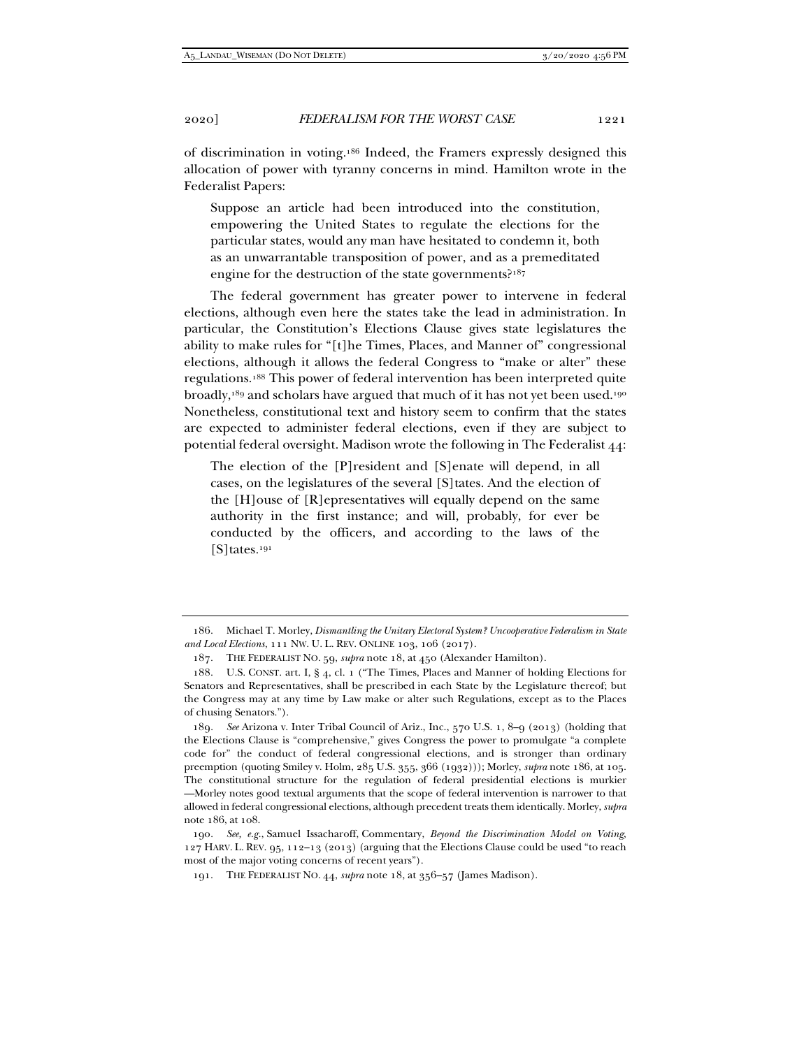of discrimination in voting.[186] Indeed, the Framers expressly designed this allocation of power with tyranny concerns in mind. Hamilton wrote in the Federalist Papers:

> Suppose an article had been introduced into the constitution, empowering the United States to regulate the elections for the particular states, would any man have hesitated to condemn it, both as an unwarrantable transposition of power, and as a premeditated engine for the destruction of the state governments?[187]

The federal government has greater power to intervene in federal elections, although even here the states take the lead in administration. In particular, the Constitution's Elections Clause gives state legislatures the ability to make rules for "[t]he Times, Places, and Manner of" congressional elections, although it allows the federal Congress to "make or alter" these regulations.[188] This power of federal intervention has been interpreted quite broadly,[189] and scholars have argued that much of it has not yet been used.[190] Nonetheless, constitutional text and history seem to confirm that the states are expected to administer federal elections, even if they are subject to potential federal oversight. Madison wrote the following in The Federalist 44:

> The election of the [P]resident and [S]enate will depend, in all cases, on the legislatures of the several [S]tates. And the election of the [H]ouse of [R]epresentatives will equally depend on the same authority in the first instance; and will, probably, for ever be conducted by the officers, and according to the laws of the [S]tates.[191]

---

186. Michael T. Morley, *Dismantling the Unitary Electoral System? Uncooperative Federalism in State and Local Elections*, 111 NW. U. L. REV. ONLINE 103, 106 (2017).

187. THE FEDERALIST NO. 59, *supra* note 18, at 450 (Alexander Hamilton).

188. U.S. CONST. art. I, § 4, cl. 1 ("The Times, Places and Manner of holding Elections for Senators and Representatives, shall be prescribed in each State by the Legislature thereof; but the Congress may at any time by Law make or alter such Regulations, except as to the Places of chusing Senators.").

189. *See* Arizona v. Inter Tribal Council of Ariz., Inc., 570 U.S. 1, 8–9 (2013) (holding that the Elections Clause is "comprehensive," gives Congress the power to promulgate "a complete code for" the conduct of federal congressional elections, and is stronger than ordinary preemption (quoting Smiley v. Holm, 285 U.S. 355, 366 (1932))); Morley, *supra* note 186, at 105. The constitutional structure for the regulation of federal presidential elections is murkier —Morley notes good textual arguments that the scope of federal intervention is narrower to that allowed in federal congressional elections, although precedent treats them identically. Morley, *supra* note 186, at 108.

190. *See, e.g.*, Samuel Issacharoff, Commentary, *Beyond the Discrimination Model on Voting*, 127 HARV. L. REV. 95, 112–13 (2013) (arguing that the Elections Clause could be used "to reach most of the major voting concerns of recent years").

191. THE FEDERALIST NO. 44, *supra* note 18, at 356–57 (James Madison).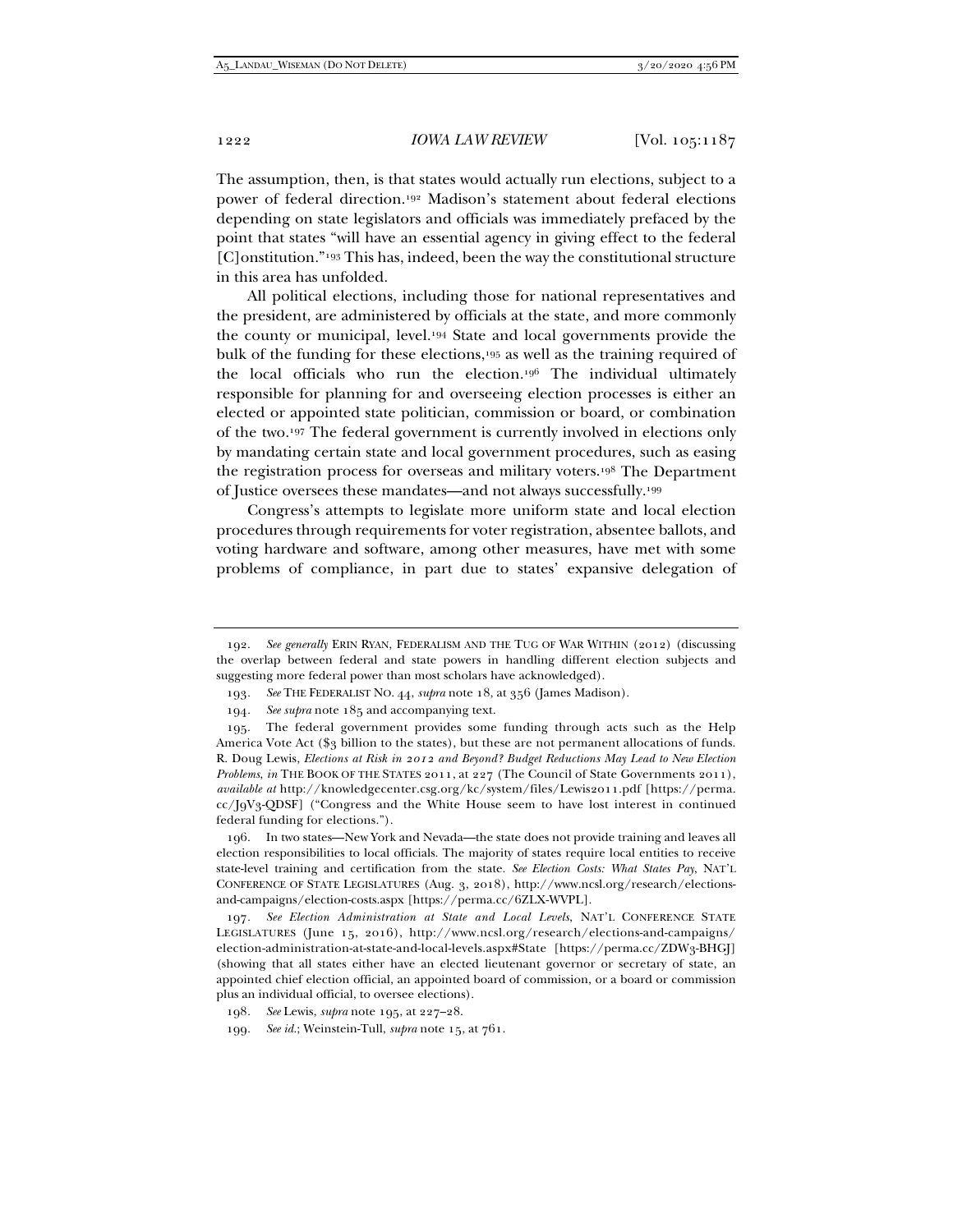The assumption, then, is that states would actually run elections, subject to a power of federal direction.[192] Madison's statement about federal elections depending on state legislators and officials was immediately prefaced by the point that states "will have an essential agency in giving effect to the federal [C]onstitution."[193] This has, indeed, been the way the constitutional structure in this area has unfolded.

All political elections, including those for national representatives and the president, are administered by officials at the state, and more commonly the county or municipal, level.[194] State and local governments provide the bulk of the funding for these elections,[195] as well as the training required of the local officials who run the election.[196] The individual ultimately responsible for planning for and overseeing election processes is either an elected or appointed state politician, commission or board, or combination of the two.[197] The federal government is currently involved in elections only by mandating certain state and local government procedures, such as easing the registration process for overseas and military voters.[198] The Department of Justice oversees these mandates—and not always successfully.[199]

Congress's attempts to legislate more uniform state and local election procedures through requirements for voter registration, absentee ballots, and voting hardware and software, among other measures, have met with some problems of compliance, in part due to states' expansive delegation of

---

192. *See generally* ERIN RYAN, FEDERALISM AND THE TUG OF WAR WITHIN (2012) (discussing the overlap between federal and state powers in handling different election subjects and suggesting more federal power than most scholars have acknowledged).

193. *See* THE FEDERALIST NO. 44, *supra* note 18, at 356 (James Madison).

194. *See supra* note 185 and accompanying text.

195. The federal government provides some funding through acts such as the Help America Vote Act ($3 billion to the states), but these are not permanent allocations of funds. R. Doug Lewis, *Elections at Risk in 2012 and Beyond? Budget Reductions May Lead to New Election Problems*, *in* THE BOOK OF THE STATES 2011, at 227 (The Council of State Governments 2011), *available at* http://knowledgecenter.csg.org/kc/system/files/Lewis2011.pdf [https://perma.cc/J9V3-QDSF] ("Congress and the White House seem to have lost interest in continued federal funding for elections.").

196. In two states—New York and Nevada—the state does not provide training and leaves all election responsibilities to local officials. The majority of states require local entities to receive state-level training and certification from the state. *See Election Costs: What States Pay*, NAT'L CONFERENCE OF STATE LEGISLATURES (Aug. 3, 2018), http://www.ncsl.org/research/elections-and-campaigns/election-costs.aspx [https://perma.cc/6ZLX-WVPL].

197. *See Election Administration at State and Local Levels*, NAT'L CONFERENCE STATE LEGISLATURES (June 15, 2016), http://www.ncsl.org/research/elections-and-campaigns/election-administration-at-state-and-local-levels.aspx#State [https://perma.cc/ZDW3-BHGJ] (showing that all states either have an elected lieutenant governor or secretary of state, an appointed chief election official, an appointed board of commission, or a board or commission plus an individual official, to oversee elections).

198. *See* Lewis, *supra* note 195, at 227–28.

199. *See id.*; Weinstein-Tull, *supra* note 15, at 761.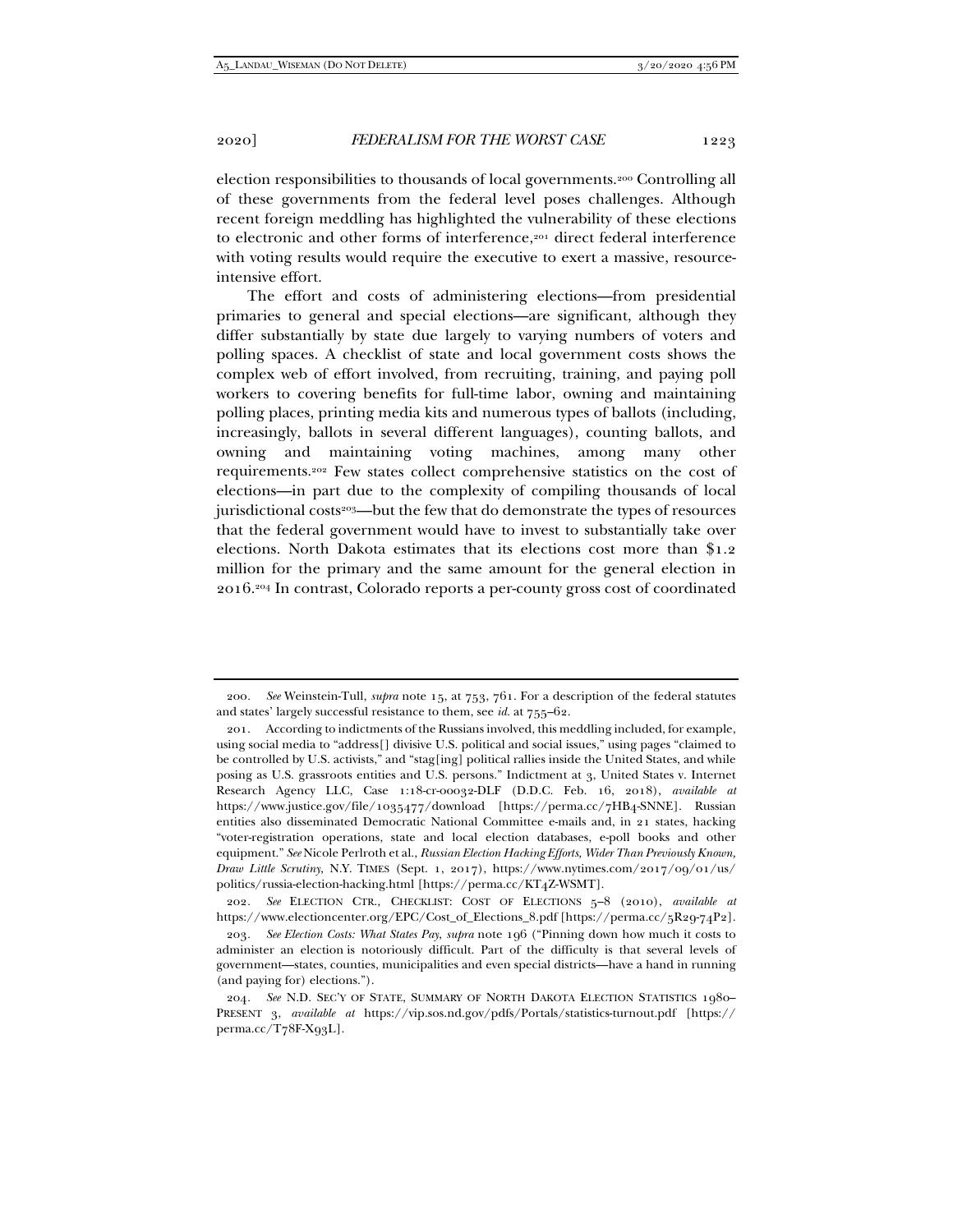election responsibilities to thousands of local governments.[200] Controlling all of these governments from the federal level poses challenges. Although recent foreign meddling has highlighted the vulnerability of these elections to electronic and other forms of interference,[201] direct federal interference with voting results would require the executive to exert a massive, resource-intensive effort.

The effort and costs of administering elections—from presidential primaries to general and special elections—are significant, although they differ substantially by state due largely to varying numbers of voters and polling spaces. A checklist of state and local government costs shows the complex web of effort involved, from recruiting, training, and paying poll workers to covering benefits for full-time labor, owning and maintaining polling places, printing media kits and numerous types of ballots (including, increasingly, ballots in several different languages), counting ballots, and owning and maintaining voting machines, among many other requirements.[202] Few states collect comprehensive statistics on the cost of elections—in part due to the complexity of compiling thousands of local jurisdictional costs[203]—but the few that do demonstrate the types of resources that the federal government would have to invest to substantially take over elections. North Dakota estimates that its elections cost more than $1.2 million for the primary and the same amount for the general election in 2016.[204] In contrast, Colorado reports a per-county gross cost of coordinated

---

200. *See* Weinstein-Tull, *supra* note 15, at 753, 761. For a description of the federal statutes and states' largely successful resistance to them, see *id.* at 755–62.

201. According to indictments of the Russians involved, this meddling included, for example, using social media to "address[] divisive U.S. political and social issues," using pages "claimed to be controlled by U.S. activists," and "stag[ing] political rallies inside the United States, and while posing as U.S. grassroots entities and U.S. persons." Indictment at 3, United States v. Internet Research Agency LLC, Case 1:18-cr-00032-DLF (D.D.C. Feb. 16, 2018), *available at* https://www.justice.gov/file/1035477/download [https://perma.cc/7HB4-SNNE]. Russian entities also disseminated Democratic National Committee e-mails and, in 21 states, hacking "voter-registration operations, state and local election databases, e-poll books and other equipment." *See* Nicole Perlroth et al., *Russian Election Hacking Efforts, Wider Than Previously Known, Draw Little Scrutiny*, N.Y. TIMES (Sept. 1, 2017), https://www.nytimes.com/2017/09/01/us/politics/russia-election-hacking.html [https://perma.cc/KT4Z-WSMT].

202. *See* ELECTION CTR., CHECKLIST: COST OF ELECTIONS 5–8 (2010), *available at* https://www.electioncenter.org/EPC/Cost_of_Elections_8.pdf [https://perma.cc/5R29-74P2].

203. *See Election Costs: What States Pay*, *supra* note 196 ("Pinning down how much it costs to administer an election is notoriously difficult. Part of the difficulty is that several levels of government—states, counties, municipalities and even special districts—have a hand in running (and paying for) elections.").

204. *See* N.D. SEC'Y OF STATE, SUMMARY OF NORTH DAKOTA ELECTION STATISTICS 1980–PRESENT 3, *available at* https://vip.sos.nd.gov/pdfs/Portals/statistics-turnout.pdf [https://perma.cc/T78F-X93L].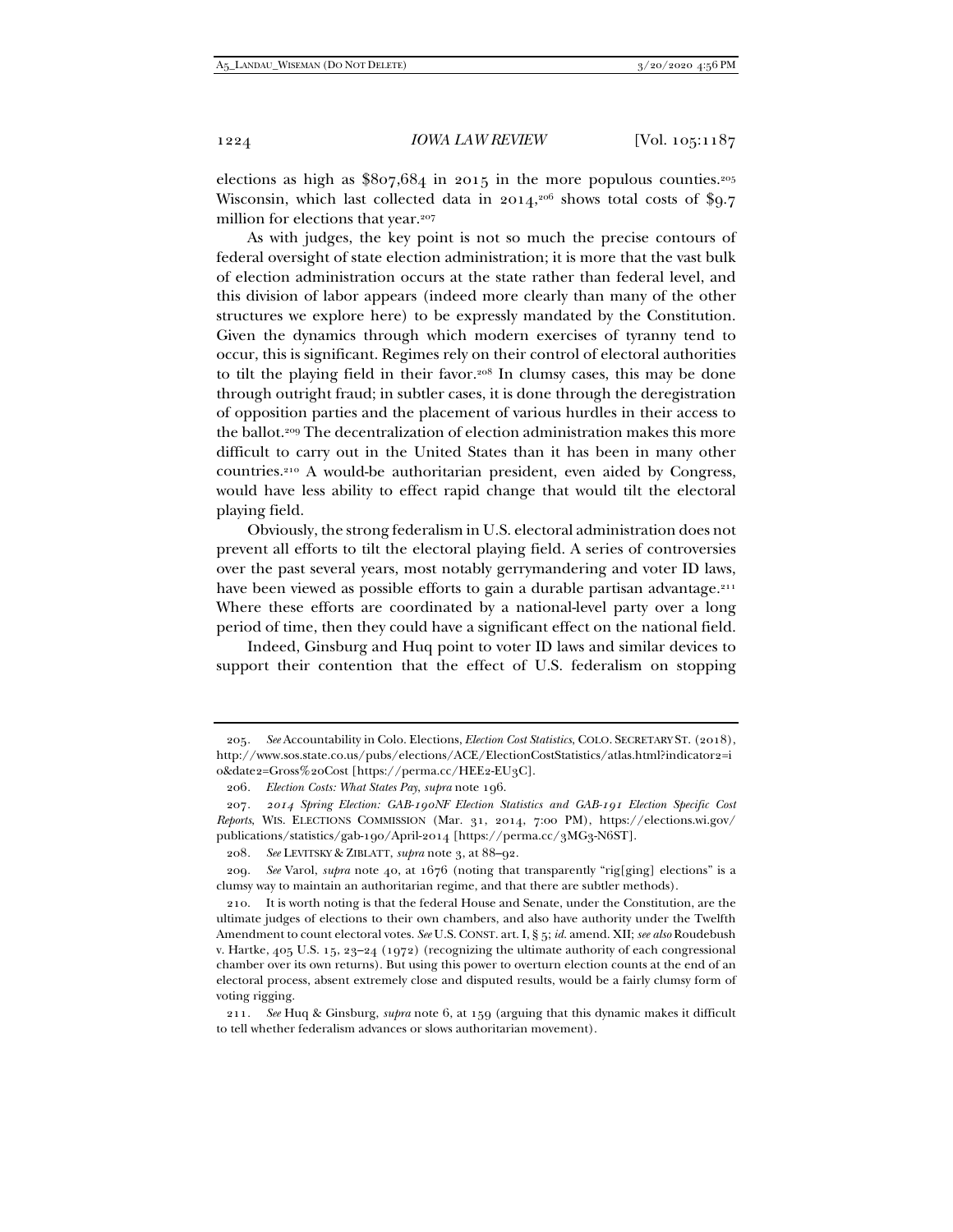elections as high as $807,684 in 2015 in the more populous counties.[205] Wisconsin, which last collected data in 2014,[206] shows total costs of $9.7 million for elections that year.[207]

As with judges, the key point is not so much the precise contours of federal oversight of state election administration; it is more that the vast bulk of election administration occurs at the state rather than federal level, and this division of labor appears (indeed more clearly than many of the other structures we explore here) to be expressly mandated by the Constitution. Given the dynamics through which modern exercises of tyranny tend to occur, this is significant. Regimes rely on their control of electoral authorities to tilt the playing field in their favor.[208] In clumsy cases, this may be done through outright fraud; in subtler cases, it is done through the deregistration of opposition parties and the placement of various hurdles in their access to the ballot.[209] The decentralization of election administration makes this more difficult to carry out in the United States than it has been in many other countries.[210] A would-be authoritarian president, even aided by Congress, would have less ability to effect rapid change that would tilt the electoral playing field.

Obviously, the strong federalism in U.S. electoral administration does not prevent all efforts to tilt the electoral playing field. A series of controversies over the past several years, most notably gerrymandering and voter ID laws, have been viewed as possible efforts to gain a durable partisan advantage.[211] Where these efforts are coordinated by a national-level party over a long period of time, then they could have a significant effect on the national field.

Indeed, Ginsburg and Huq point to voter ID laws and similar devices to support their contention that the effect of U.S. federalism on stopping

---

205. *See* Accountability in Colo. Elections, *Election Cost Statistics*, COLO. SECRETARY ST. (2018), http://www.sos.state.co.us/pubs/elections/ACE/ElectionCostStatistics/atlas.html?indicator2=i0&date2=Gross%20Cost [https://perma.cc/HEE2-EU3C].

206. *Election Costs: What States Pay*, *supra* note 196.

207. *2014 Spring Election: GAB-190NF Election Statistics and GAB-191 Election Specific Cost Reports*, WIS. ELECTIONS COMMISSION (Mar. 31, 2014, 7:00 PM), https://elections.wi.gov/publications/statistics/gab-190/April-2014 [https://perma.cc/3MG3-N6ST].

208. *See* LEVITSKY & ZIBLATT, *supra* note 3, at 88–92.

209. *See* Varol, *supra* note 40, at 1676 (noting that transparently "rig[ging] elections" is a clumsy way to maintain an authoritarian regime, and that there are subtler methods).

210. It is worth noting is that the federal House and Senate, under the Constitution, are the ultimate judges of elections to their own chambers, and also have authority under the Twelfth Amendment to count electoral votes. *See* U.S. CONST. art. I, § 5; *id.* amend. XII; *see also* Roudebush v. Hartke, 405 U.S. 15, 23–24 (1972) (recognizing the ultimate authority of each congressional chamber over its own returns). But using this power to overturn election counts at the end of an electoral process, absent extremely close and disputed results, would be a fairly clumsy form of voting rigging.

211. *See* Huq & Ginsburg, *supra* note 6, at 159 (arguing that this dynamic makes it difficult to tell whether federalism advances or slows authoritarian movement).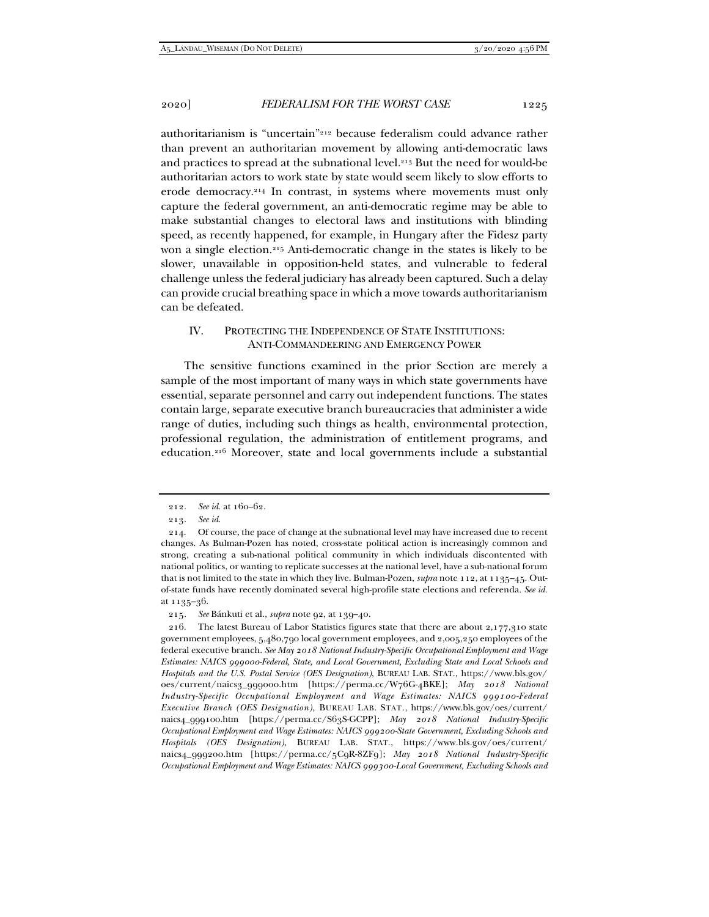authoritarianism is "uncertain"[212] because federalism could advance rather than prevent an authoritarian movement by allowing anti-democratic laws and practices to spread at the subnational level.[213] But the need for would-be authoritarian actors to work state by state would seem likely to slow efforts to erode democracy.[214] In contrast, in systems where movements must only capture the federal government, an anti-democratic regime may be able to make substantial changes to electoral laws and institutions with blinding speed, as recently happened, for example, in Hungary after the Fidesz party won a single election.[215] Anti-democratic change in the states is likely to be slower, unavailable in opposition-held states, and vulnerable to federal challenge unless the federal judiciary has already been captured. Such a delay can provide crucial breathing space in which a move towards authoritarianism can be defeated.

## IV. PROTECTING THE INDEPENDENCE OF STATE INSTITUTIONS: ANTI-COMMANDEERING AND EMERGENCY POWER

The sensitive functions examined in the prior Section are merely a sample of the most important of many ways in which state governments have essential, separate personnel and carry out independent functions. The states contain large, separate executive branch bureaucracies that administer a wide range of duties, including such things as health, environmental protection, professional regulation, the administration of entitlement programs, and education.[216] Moreover, state and local governments include a substantial

---

212. *See id.* at 160–62.

213. *See id.*

214. Of course, the pace of change at the subnational level may have increased due to recent changes. As Bulman-Pozen has noted, cross-state political action is increasingly common and strong, creating a sub-national political community in which individuals discontented with national politics, or wanting to replicate successes at the national level, have a sub-national forum that is not limited to the state in which they live. Bulman-Pozen, *supra* note 112, at 1135–45. Out-of-state funds have recently dominated several high-profile state elections and referenda. *See id.* at 1135–36.

215. *See* Bánkuti et al., *supra* note 92, at 139–40.

216. The latest Bureau of Labor Statistics figures state that there are about 2,177,310 state government employees, 5,480,790 local government employees, and 2,005,250 employees of the federal executive branch. *See May 2018 National Industry-Specific Occupational Employment and Wage Estimates: NAICS 999000-Federal, State, and Local Government, Excluding State and Local Schools and Hospitals and the U.S. Postal Service (OES Designation)*, BUREAU LAB. STAT., https://www.bls.gov/oes/current/naics3_999000.htm [https://perma.cc/W76G-4BKE]; *May 2018 National Industry-Specific Occupational Employment and Wage Estimates: NAICS 999100-Federal Executive Branch (OES Designation)*, BUREAU LAB. STAT., https://www.bls.gov/oes/current/naics4_999100.htm [https://perma.cc/S63S-GCPP]; *May 2018 National Industry-Specific Occupational Employment and Wage Estimates: NAICS 999200-State Government, Excluding Schools and Hospitals (OES Designation)*, BUREAU LAB. STAT., https://www.bls.gov/oes/current/naics4_999200.htm [https://perma.cc/5C9R-8ZF9]; *May 2018 National Industry-Specific Occupational Employment and Wage Estimates: NAICS 999300-Local Government, Excluding Schools and*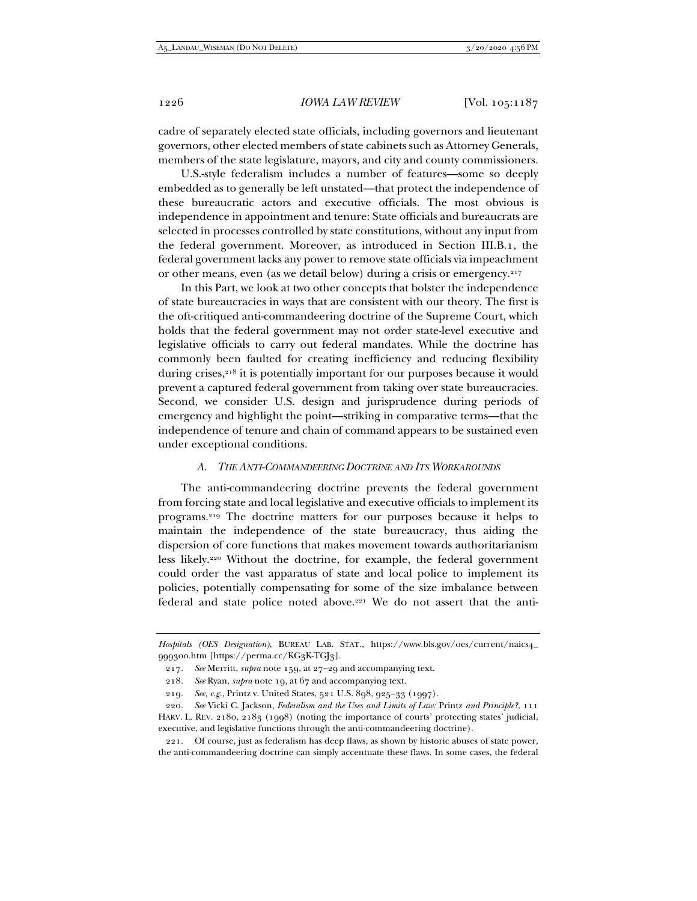cadre of separately elected state officials, including governors and lieutenant governors, other elected members of state cabinets such as Attorney Generals, members of the state legislature, mayors, and city and county commissioners.

U.S.-style federalism includes a number of features—some so deeply embedded as to generally be left unstated—that protect the independence of these bureaucratic actors and executive officials. The most obvious is independence in appointment and tenure: State officials and bureaucrats are selected in processes controlled by state constitutions, without any input from the federal government. Moreover, as introduced in Section III.B.1, the federal government lacks any power to remove state officials via impeachment or other means, even (as we detail below) during a crisis or emergency.[217]

In this Part, we look at two other concepts that bolster the independence of state bureaucracies in ways that are consistent with our theory. The first is the oft-critiqued anti-commandeering doctrine of the Supreme Court, which holds that the federal government may not order state-level executive and legislative officials to carry out federal mandates. While the doctrine has commonly been faulted for creating inefficiency and reducing flexibility during crises,[218] it is potentially important for our purposes because it would prevent a captured federal government from taking over state bureaucracies. Second, we consider U.S. design and jurisprudence during periods of emergency and highlight the point—striking in comparative terms—that the independence of tenure and chain of command appears to be sustained even under exceptional conditions.

### *A. The Anti-Commandeering Doctrine and Its Workarounds*

The anti-commandeering doctrine prevents the federal government from forcing state and local legislative and executive officials to implement its programs.[219] The doctrine matters for our purposes because it helps to maintain the independence of the state bureaucracy, thus aiding the dispersion of core functions that makes movement towards authoritarianism less likely.[220] Without the doctrine, for example, the federal government could order the vast apparatus of state and local police to implement its policies, potentially compensating for some of the size imbalance between federal and state police noted above.[221] We do not assert that the anti-

---

*Hospitals (OES Designation)*, BUREAU LAB. STAT., https://www.bls.gov/oes/current/naics4_999300.htm [https://perma.cc/KG3K-TGJ3].

217. *See* Merritt, *supra* note 159, at 27–29 and accompanying text.

218. *See* Ryan, *supra* note 19, at 67 and accompanying text.

219. *See, e.g.*, Printz v. United States, 521 U.S. 898, 925–33 (1997).

220. *See* Vicki C. Jackson, *Federalism and the Uses and Limits of Law:* Printz *and Principle?*, 111 HARV. L. REV. 2180, 2183 (1998) (noting the importance of courts' protecting states' judicial, executive, and legislative functions through the anti-commandeering doctrine).

221. Of course, just as federalism has deep flaws, as shown by historic abuses of state power, the anti-commandeering doctrine can simply accentuate these flaws. In some cases, the federal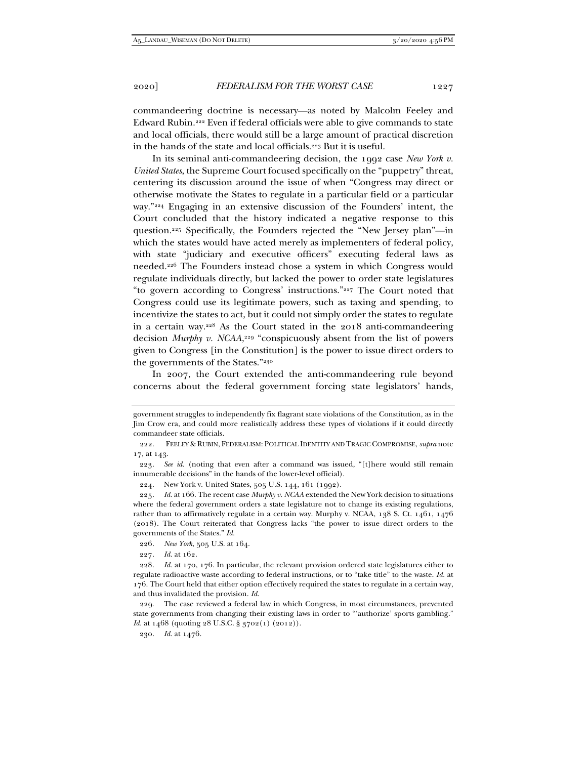commandeering doctrine is necessary—as noted by Malcolm Feeley and Edward Rubin.[222] Even if federal officials were able to give commands to state and local officials, there would still be a large amount of practical discretion in the hands of the state and local officials.[223] But it is useful.

In its seminal anti-commandeering decision, the 1992 case *New York v. United States*, the Supreme Court focused specifically on the "puppetry" threat, centering its discussion around the issue of when "Congress may direct or otherwise motivate the States to regulate in a particular field or a particular way."[224] Engaging in an extensive discussion of the Founders' intent, the Court concluded that the history indicated a negative response to this question.[225] Specifically, the Founders rejected the "New Jersey plan"—in which the states would have acted merely as implementers of federal policy, with state "judiciary and executive officers" executing federal laws as needed.[226] The Founders instead chose a system in which Congress would regulate individuals directly, but lacked the power to order state legislatures "to govern according to Congress' instructions."[227] The Court noted that Congress could use its legitimate powers, such as taxing and spending, to incentivize the states to act, but it could not simply order the states to regulate in a certain way.[228] As the Court stated in the 2018 anti-commandeering decision *Murphy v. NCAA*,[229] "conspicuously absent from the list of powers given to Congress [in the Constitution] is the power to issue direct orders to the governments of the States."[230]

In 2007, the Court extended the anti-commandeering rule beyond concerns about the federal government forcing state legislators' hands,

---

government struggles to independently fix flagrant state violations of the Constitution, as in the Jim Crow era, and could more realistically address these types of violations if it could directly commandeer state officials.

222. FEELEY & RUBIN, FEDERALISM: POLITICAL IDENTITY AND TRAGIC COMPROMISE, *supra* note 17, at 143.

223. *See id.* (noting that even after a command was issued, "[t]here would still remain innumerable decisions" in the hands of the lower-level official).

224. New York v. United States, 505 U.S. 144, 161 (1992).

225. *Id.* at 166. The recent case *Murphy v. NCAA* extended the New York decision to situations where the federal government orders a state legislature not to change its existing regulations, rather than to affirmatively regulate in a certain way. Murphy v. NCAA, 138 S. Ct. 1461, 1476 (2018). The Court reiterated that Congress lacks "the power to issue direct orders to the governments of the States." *Id.*

226. *New York*, 505 U.S. at 164.

227. *Id.* at 162.

228. *Id.* at 170, 176. In particular, the relevant provision ordered state legislatures either to regulate radioactive waste according to federal instructions, or to "take title" to the waste. *Id.* at 176. The Court held that either option effectively required the states to regulate in a certain way, and thus invalidated the provision. *Id.*

229. The case reviewed a federal law in which Congress, in most circumstances, prevented state governments from changing their existing laws in order to "'authorize' sports gambling." *Id.* at 1468 (quoting 28 U.S.C. § 3702(1) (2012)).

230. *Id.* at 1476.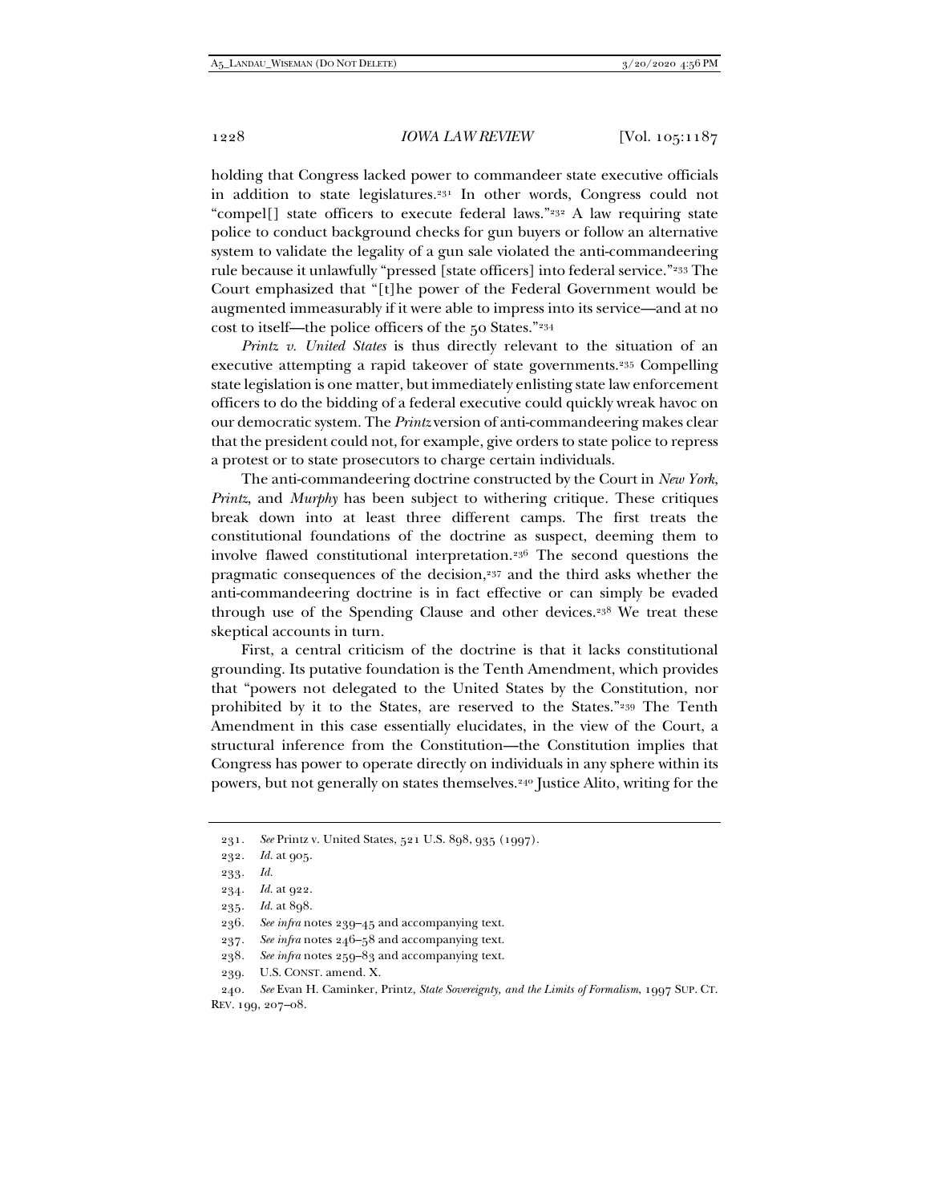holding that Congress lacked power to commandeer state executive officials in addition to state legislatures.[231] In other words, Congress could not "compel[] state officers to execute federal laws."[232] A law requiring state police to conduct background checks for gun buyers or follow an alternative system to validate the legality of a gun sale violated the anti-commandeering rule because it unlawfully "pressed [state officers] into federal service."[233] The Court emphasized that "[t]he power of the Federal Government would be augmented immeasurably if it were able to impress into its service—and at no cost to itself—the police officers of the 50 States."[234]

*Printz v. United States* is thus directly relevant to the situation of an executive attempting a rapid takeover of state governments.[235] Compelling state legislation is one matter, but immediately enlisting state law enforcement officers to do the bidding of a federal executive could quickly wreak havoc on our democratic system. The *Printz* version of anti-commandeering makes clear that the president could not, for example, give orders to state police to repress a protest or to state prosecutors to charge certain individuals.

The anti-commandeering doctrine constructed by the Court in *New York*, *Printz*, and *Murphy* has been subject to withering critique. These critiques break down into at least three different camps. The first treats the constitutional foundations of the doctrine as suspect, deeming them to involve flawed constitutional interpretation.[236] The second questions the pragmatic consequences of the decision,[237] and the third asks whether the anti-commandeering doctrine is in fact effective or can simply be evaded through use of the Spending Clause and other devices.[238] We treat these skeptical accounts in turn.

First, a central criticism of the doctrine is that it lacks constitutional grounding. Its putative foundation is the Tenth Amendment, which provides that "powers not delegated to the United States by the Constitution, nor prohibited by it to the States, are reserved to the States."[239] The Tenth Amendment in this case essentially elucidates, in the view of the Court, a structural inference from the Constitution—the Constitution implies that Congress has power to operate directly on individuals in any sphere within its powers, but not generally on states themselves.[240] Justice Alito, writing for the

---

231. *See* Printz v. United States, 521 U.S. 898, 935 (1997).

232. *Id.* at 905.

233. *Id.*

234. *Id.* at 922.

235. *Id.* at 898.

236. *See infra* notes 239–45 and accompanying text.

237. *See infra* notes 246–58 and accompanying text.

238. *See infra* notes 259–83 and accompanying text.

239. U.S. CONST. amend. X.

240. *See* Evan H. Caminker, Printz*, State Sovereignty, and the Limits of Formalism*, 1997 SUP. CT. REV. 199, 207–08.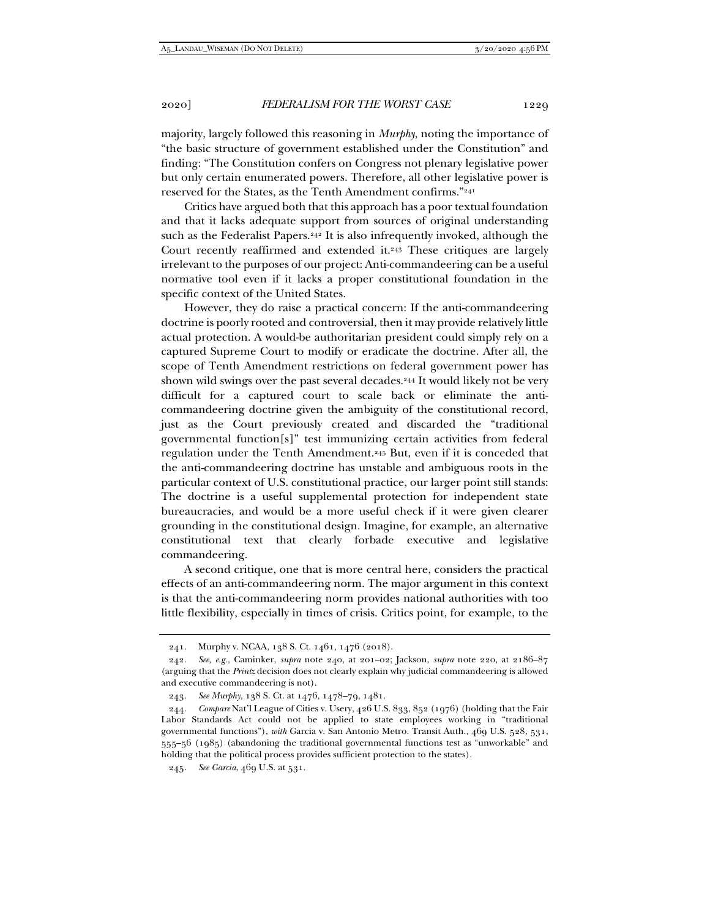majority, largely followed this reasoning in *Murphy*, noting the importance of "the basic structure of government established under the Constitution" and finding: "The Constitution confers on Congress not plenary legislative power but only certain enumerated powers. Therefore, all other legislative power is reserved for the States, as the Tenth Amendment confirms."[241]

Critics have argued both that this approach has a poor textual foundation and that it lacks adequate support from sources of original understanding such as the Federalist Papers.[242] It is also infrequently invoked, although the Court recently reaffirmed and extended it.[243] These critiques are largely irrelevant to the purposes of our project: Anti-commandeering can be a useful normative tool even if it lacks a proper constitutional foundation in the specific context of the United States.

However, they do raise a practical concern: If the anti-commandeering doctrine is poorly rooted and controversial, then it may provide relatively little actual protection. A would-be authoritarian president could simply rely on a captured Supreme Court to modify or eradicate the doctrine. After all, the scope of Tenth Amendment restrictions on federal government power has shown wild swings over the past several decades.[244] It would likely not be very difficult for a captured court to scale back or eliminate the anti-commandeering doctrine given the ambiguity of the constitutional record, just as the Court previously created and discarded the "traditional governmental function[s]" test immunizing certain activities from federal regulation under the Tenth Amendment.[245] But, even if it is conceded that the anti-commandeering doctrine has unstable and ambiguous roots in the particular context of U.S. constitutional practice, our larger point still stands: The doctrine is a useful supplemental protection for independent state bureaucracies, and would be a more useful check if it were given clearer grounding in the constitutional design. Imagine, for example, an alternative constitutional text that clearly forbade executive and legislative commandeering.

A second critique, one that is more central here, considers the practical effects of an anti-commandeering norm. The major argument in this context is that the anti-commandeering norm provides national authorities with too little flexibility, especially in times of crisis. Critics point, for example, to the

---

241. Murphy v. NCAA, 138 S. Ct. 1461, 1476 (2018).

242. *See, e.g.*, Caminker, *supra* note 240, at 201–02; Jackson, *supra* note 220, at 2186–87 (arguing that the *Printz* decision does not clearly explain why judicial commandeering is allowed and executive commandeering is not).

243. *See Murphy*, 138 S. Ct. at 1476, 1478–79, 1481.

244. *Compare* Nat'l League of Cities v. Usery, 426 U.S. 833, 852 (1976) (holding that the Fair Labor Standards Act could not be applied to state employees working in "traditional governmental functions"), *with* Garcia v. San Antonio Metro. Transit Auth., 469 U.S. 528, 531, 555–56 (1985) (abandoning the traditional governmental functions test as "unworkable" and holding that the political process provides sufficient protection to the states).

245. *See Garcia*, 469 U.S. at 531.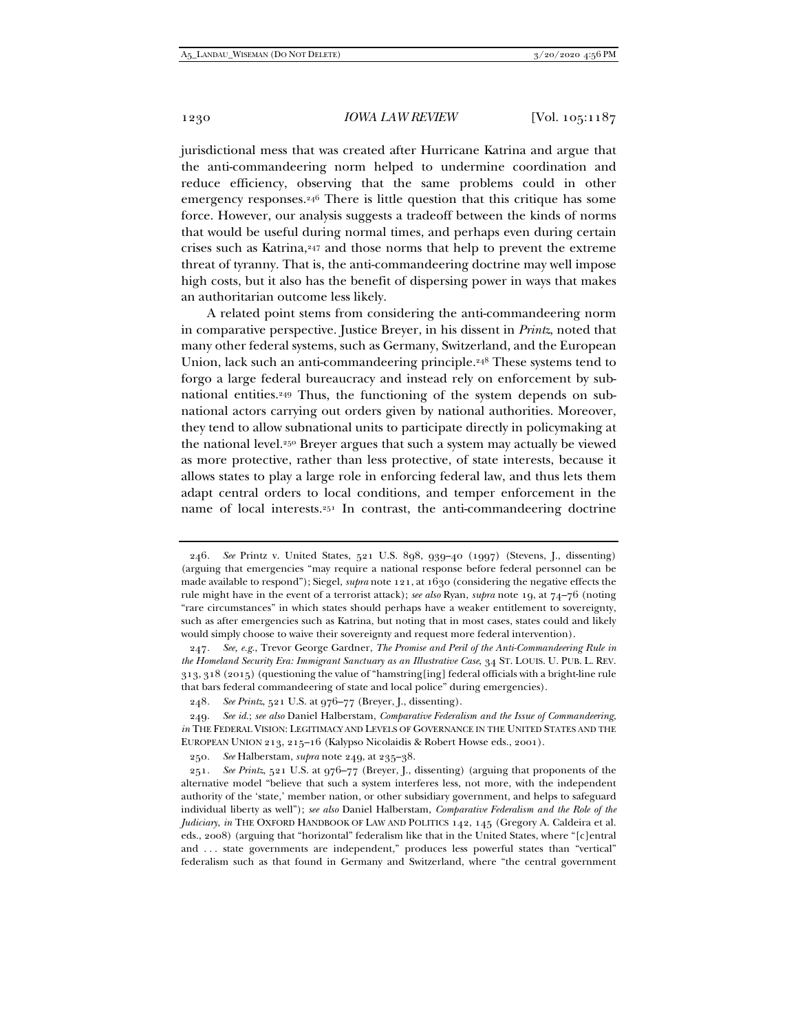jurisdictional mess that was created after Hurricane Katrina and argue that the anti-commandeering norm helped to undermine coordination and reduce efficiency, observing that the same problems could in other emergency responses.[246] There is little question that this critique has some force. However, our analysis suggests a tradeoff between the kinds of norms that would be useful during normal times, and perhaps even during certain crises such as Katrina,[247] and those norms that help to prevent the extreme threat of tyranny. That is, the anti-commandeering doctrine may well impose high costs, but it also has the benefit of dispersing power in ways that makes an authoritarian outcome less likely.

A related point stems from considering the anti-commandeering norm in comparative perspective. Justice Breyer, in his dissent in *Printz*, noted that many other federal systems, such as Germany, Switzerland, and the European Union, lack such an anti-commandeering principle.[248] These systems tend to forgo a large federal bureaucracy and instead rely on enforcement by sub-national entities.[249] Thus, the functioning of the system depends on sub-national actors carrying out orders given by national authorities. Moreover, they tend to allow subnational units to participate directly in policymaking at the national level.[250] Breyer argues that such a system may actually be viewed as more protective, rather than less protective, of state interests, because it allows states to play a large role in enforcing federal law, and thus lets them adapt central orders to local conditions, and temper enforcement in the name of local interests.[251] In contrast, the anti-commandeering doctrine

---

246. *See* Printz v. United States, 521 U.S. 898, 939–40 (1997) (Stevens, J., dissenting) (arguing that emergencies "may require a national response before federal personnel can be made available to respond"); Siegel, *supra* note 121, at 1630 (considering the negative effects the rule might have in the event of a terrorist attack); *see also* Ryan, *supra* note 19, at 74–76 (noting "rare circumstances" in which states should perhaps have a weaker entitlement to sovereignty, such as after emergencies such as Katrina, but noting that in most cases, states could and likely would simply choose to waive their sovereignty and request more federal intervention).

247. *See, e.g.*, Trevor George Gardner, *The Promise and Peril of the Anti-Commandeering Rule in the Homeland Security Era: Immigrant Sanctuary as an Illustrative Case*, 34 ST. LOUIS. U. PUB. L. REV. 313, 318 (2015) (questioning the value of "hamstring[ing] federal officials with a bright-line rule that bars federal commandeering of state and local police" during emergencies).

248. *See Printz*, 521 U.S. at 976–77 (Breyer, J., dissenting).

249. *See id.*; *see also* Daniel Halberstam, *Comparative Federalism and the Issue of Commandeering*, *in* THE FEDERAL VISION: LEGITIMACY AND LEVELS OF GOVERNANCE IN THE UNITED STATES AND THE EUROPEAN UNION 213, 215–16 (Kalypso Nicolaidis & Robert Howse eds., 2001).

250. *See* Halberstam, *supra* note 249, at 235–38.

251. *See Printz*, 521 U.S. at 976–77 (Breyer, J., dissenting) (arguing that proponents of the alternative model "believe that such a system interferes less, not more, with the independent authority of the 'state,' member nation, or other subsidiary government, and helps to safeguard individual liberty as well"); *see also* Daniel Halberstam, *Comparative Federalism and the Role of the Judiciary*, *in* THE OXFORD HANDBOOK OF LAW AND POLITICS 142, 145 (Gregory A. Caldeira et al. eds., 2008) (arguing that "horizontal" federalism like that in the United States, where "[c]entral and . . . state governments are independent," produces less powerful states than "vertical" federalism such as that found in Germany and Switzerland, where "the central government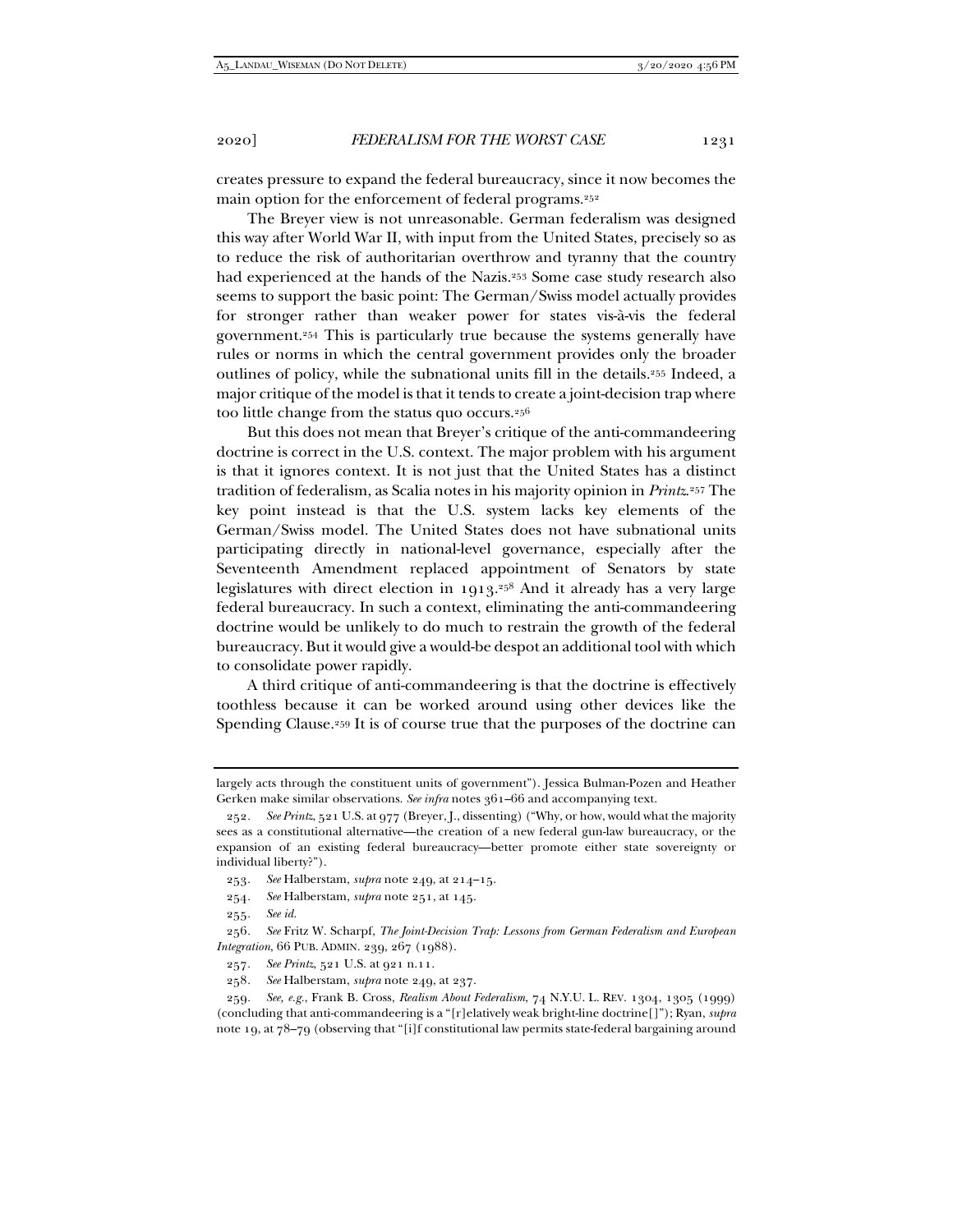creates pressure to expand the federal bureaucracy, since it now becomes the main option for the enforcement of federal programs.[252]

The Breyer view is not unreasonable. German federalism was designed this way after World War II, with input from the United States, precisely so as to reduce the risk of authoritarian overthrow and tyranny that the country had experienced at the hands of the Nazis.[253] Some case study research also seems to support the basic point: The German/Swiss model actually provides for stronger rather than weaker power for states vis-à-vis the federal government.[254] This is particularly true because the systems generally have rules or norms in which the central government provides only the broader outlines of policy, while the subnational units fill in the details.[255] Indeed, a major critique of the model is that it tends to create a joint-decision trap where too little change from the status quo occurs.[256]

But this does not mean that Breyer's critique of the anti-commandeering doctrine is correct in the U.S. context. The major problem with his argument is that it ignores context. It is not just that the United States has a distinct tradition of federalism, as Scalia notes in his majority opinion in *Printz*.[257] The key point instead is that the U.S. system lacks key elements of the German/Swiss model. The United States does not have subnational units participating directly in national-level governance, especially after the Seventeenth Amendment replaced appointment of Senators by state legislatures with direct election in 1913.[258] And it already has a very large federal bureaucracy. In such a context, eliminating the anti-commandeering doctrine would be unlikely to do much to restrain the growth of the federal bureaucracy. But it would give a would-be despot an additional tool with which to consolidate power rapidly.

A third critique of anti-commandeering is that the doctrine is effectively toothless because it can be worked around using other devices like the Spending Clause.[259] It is of course true that the purposes of the doctrine can

---

largely acts through the constituent units of government"). Jessica Bulman-Pozen and Heather Gerken make similar observations. *See infra* notes 361–66 and accompanying text.

252. *See Printz*, 521 U.S. at 977 (Breyer, J., dissenting) ("Why, or how, would what the majority sees as a constitutional alternative—the creation of a new federal gun-law bureaucracy, or the expansion of an existing federal bureaucracy—better promote either state sovereignty or individual liberty?").

253. *See* Halberstam, *supra* note 249, at 214–15.

254. *See* Halberstam, *supra* note 251, at 145.

255. *See id.*

256. *See* Fritz W. Scharpf, *The Joint-Decision Trap: Lessons from German Federalism and European Integration*, 66 PUB. ADMIN. 239, 267 (1988).

257. *See Printz*, 521 U.S. at 921 n.11.

258. *See* Halberstam, *supra* note 249, at 237.

259. *See, e.g.*, Frank B. Cross, *Realism About Federalism*, 74 N.Y.U. L. REV. 1304, 1305 (1999) (concluding that anti-commandeering is a "[r]elatively weak bright-line doctrine[]"); Ryan, *supra* note 19, at 78–79 (observing that "[i]f constitutional law permits state-federal bargaining around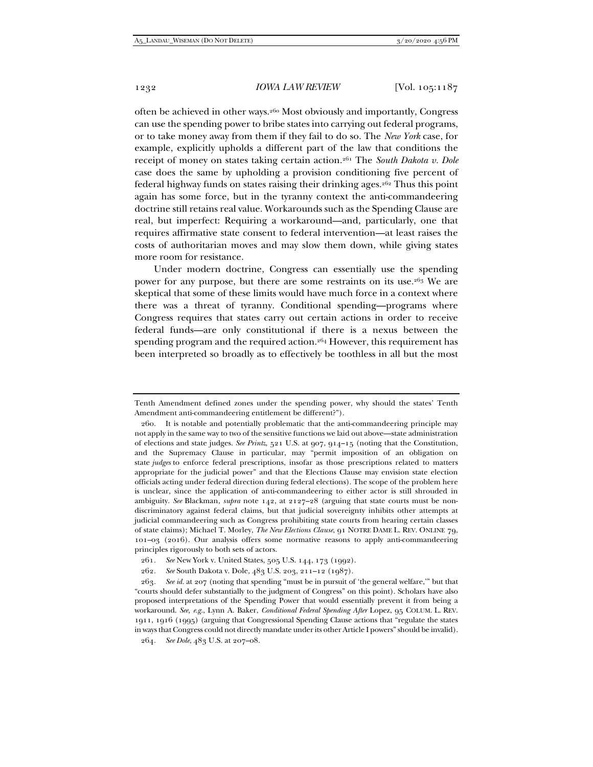often be achieved in other ways.[260] Most obviously and importantly, Congress can use the spending power to bribe states into carrying out federal programs, or to take money away from them if they fail to do so. The *New York* case, for example, explicitly upholds a different part of the law that conditions the receipt of money on states taking certain action.[261] The *South Dakota v. Dole* case does the same by upholding a provision conditioning five percent of federal highway funds on states raising their drinking ages.[262] Thus this point again has some force, but in the tyranny context the anti-commandeering doctrine still retains real value. Workarounds such as the Spending Clause are real, but imperfect: Requiring a workaround—and, particularly, one that requires affirmative state consent to federal intervention—at least raises the costs of authoritarian moves and may slow them down, while giving states more room for resistance.

Under modern doctrine, Congress can essentially use the spending power for any purpose, but there are some restraints on its use.[263] We are skeptical that some of these limits would have much force in a context where there was a threat of tyranny. Conditional spending—programs where Congress requires that states carry out certain actions in order to receive federal funds—are only constitutional if there is a nexus between the spending program and the required action.[264] However, this requirement has been interpreted so broadly as to effectively be toothless in all but the most

---

Tenth Amendment defined zones under the spending power, why should the states' Tenth Amendment anti-commandeering entitlement be different?").

260. It is notable and potentially problematic that the anti-commandeering principle may not apply in the same way to two of the sensitive functions we laid out above—state administration of elections and state judges. *See Printz*, 521 U.S. at 907, 914–15 (noting that the Constitution, and the Supremacy Clause in particular, may "permit imposition of an obligation on state *judges* to enforce federal prescriptions, insofar as those prescriptions related to matters appropriate for the judicial power" and that the Elections Clause may envision state election officials acting under federal direction during federal elections). The scope of the problem here is unclear, since the application of anti-commandeering to either actor is still shrouded in ambiguity. *See* Blackman, *supra* note 142, at 2127–28 (arguing that state courts must be non-discriminatory against federal claims, but that judicial sovereignty inhibits other attempts at judicial commandeering such as Congress prohibiting state courts from hearing certain classes of state claims); Michael T. Morley, *The New Elections Clause*, 91 NOTRE DAME L. REV. ONLINE 79, 101–03 (2016). Our analysis offers some normative reasons to apply anti-commandeering principles rigorously to both sets of actors.

261. *See* New York v. United States, 505 U.S. 144, 173 (1992).

262. *See* South Dakota v. Dole, 483 U.S. 203, 211–12 (1987).

263. *See id.* at 207 (noting that spending "must be in pursuit of 'the general welfare,'" but that "courts should defer substantially to the judgment of Congress" on this point). Scholars have also proposed interpretations of the Spending Power that would essentially prevent it from being a workaround. *See, e.g.*, Lynn A. Baker, *Conditional Federal Spending After* Lopez, 95 COLUM. L. REV. 1911, 1916 (1995) (arguing that Congressional Spending Clause actions that "regulate the states in ways that Congress could not directly mandate under its other Article I powers" should be invalid).

264. *See Dole*, 483 U.S. at 207–08.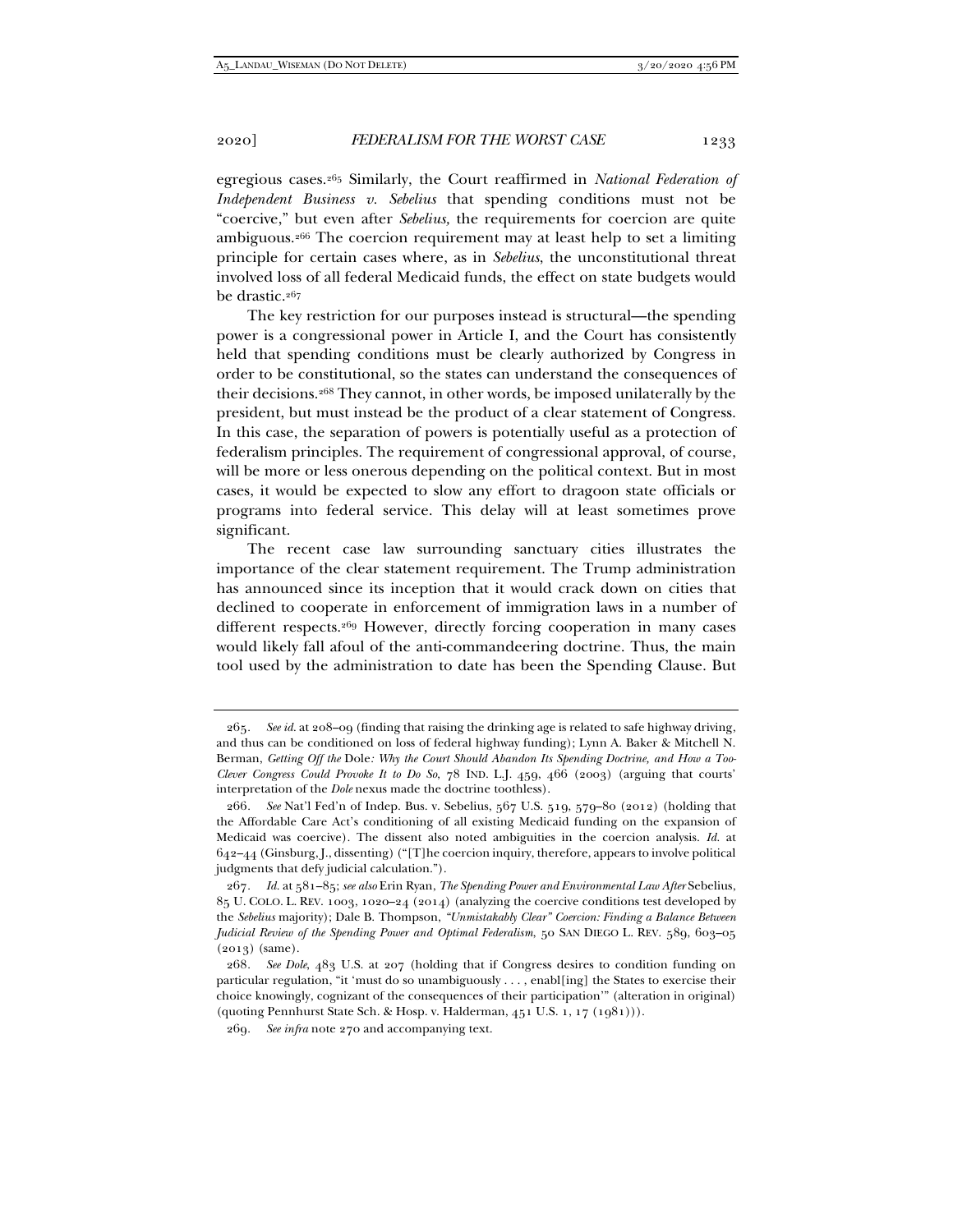egregious cases.[265] Similarly, the Court reaffirmed in *National Federation of Independent Business v. Sebelius* that spending conditions must not be "coercive," but even after *Sebelius,* the requirements for coercion are quite ambiguous.[266] The coercion requirement may at least help to set a limiting principle for certain cases where, as in *Sebelius*, the unconstitutional threat involved loss of all federal Medicaid funds, the effect on state budgets would be drastic.[267]

The key restriction for our purposes instead is structural—the spending power is a congressional power in Article I, and the Court has consistently held that spending conditions must be clearly authorized by Congress in order to be constitutional, so the states can understand the consequences of their decisions.[268] They cannot, in other words, be imposed unilaterally by the president, but must instead be the product of a clear statement of Congress. In this case, the separation of powers is potentially useful as a protection of federalism principles. The requirement of congressional approval, of course, will be more or less onerous depending on the political context. But in most cases, it would be expected to slow any effort to dragoon state officials or programs into federal service. This delay will at least sometimes prove significant.

The recent case law surrounding sanctuary cities illustrates the importance of the clear statement requirement. The Trump administration has announced since its inception that it would crack down on cities that declined to cooperate in enforcement of immigration laws in a number of different respects.[269] However, directly forcing cooperation in many cases would likely fall afoul of the anti-commandeering doctrine. Thus, the main tool used by the administration to date has been the Spending Clause. But

---

265. *See id.* at 208–09 (finding that raising the drinking age is related to safe highway driving, and thus can be conditioned on loss of federal highway funding); Lynn A. Baker & Mitchell N. Berman, *Getting Off the* Dole*: Why the Court Should Abandon Its Spending Doctrine, and How a Too-Clever Congress Could Provoke It to Do So*, 78 IND. L.J. 459, 466 (2003) (arguing that courts' interpretation of the *Dole* nexus made the doctrine toothless).

266. *See* Nat'l Fed'n of Indep. Bus. v. Sebelius, 567 U.S. 519, 579–80 (2012) (holding that the Affordable Care Act's conditioning of all existing Medicaid funding on the expansion of Medicaid was coercive). The dissent also noted ambiguities in the coercion analysis. *Id.* at 642–44 (Ginsburg, J., dissenting) ("[T]he coercion inquiry, therefore, appears to involve political judgments that defy judicial calculation.").

267. *Id.* at 581–85; *see also* Erin Ryan, *The Spending Power and Environmental Law After* Sebelius, 85 U. COLO. L. REV. 1003, 1020–24 (2014) (analyzing the coercive conditions test developed by the *Sebelius* majority); Dale B. Thompson, *"Unmistakably Clear" Coercion: Finding a Balance Between Judicial Review of the Spending Power and Optimal Federalism*, 50 SAN DIEGO L. REV. 589, 603–05 (2013) (same).

268. *See Dole*, 483 U.S. at 207 (holding that if Congress desires to condition funding on particular regulation, "it 'must do so unambiguously . . . , enabl[ing] the States to exercise their choice knowingly, cognizant of the consequences of their participation'" (alteration in original) (quoting Pennhurst State Sch. & Hosp. v. Halderman, 451 U.S. 1, 17 (1981))).

269. *See infra* note 270 and accompanying text.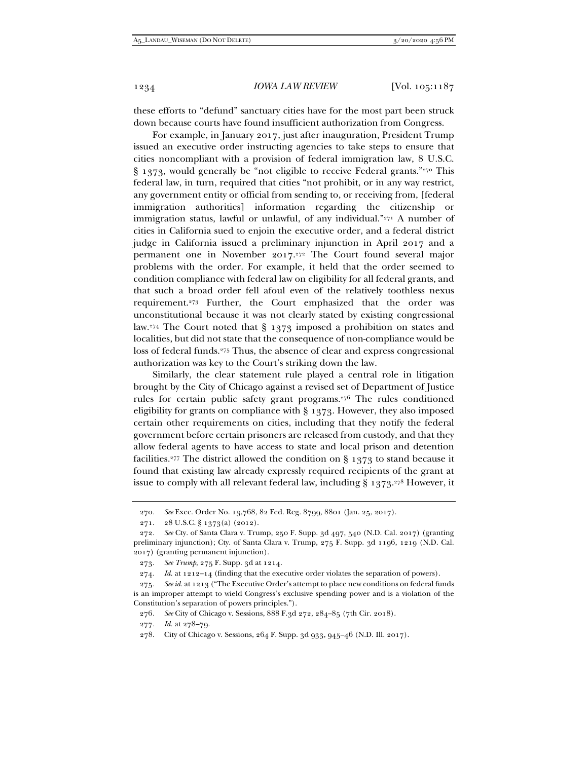these efforts to "defund" sanctuary cities have for the most part been struck down because courts have found insufficient authorization from Congress.

For example, in January 2017, just after inauguration, President Trump issued an executive order instructing agencies to take steps to ensure that cities noncompliant with a provision of federal immigration law, 8 U.S.C. § 1373, would generally be "not eligible to receive Federal grants."[270] This federal law, in turn, required that cities "not prohibit, or in any way restrict, any government entity or official from sending to, or receiving from, [federal immigration authorities] information regarding the citizenship or immigration status, lawful or unlawful, of any individual."[271] A number of cities in California sued to enjoin the executive order, and a federal district judge in California issued a preliminary injunction in April 2017 and a permanent one in November 2017.[272] The Court found several major problems with the order. For example, it held that the order seemed to condition compliance with federal law on eligibility for all federal grants, and that such a broad order fell afoul even of the relatively toothless nexus requirement.[273] Further, the Court emphasized that the order was unconstitutional because it was not clearly stated by existing congressional law.[274] The Court noted that § 1373 imposed a prohibition on states and localities, but did not state that the consequence of non-compliance would be loss of federal funds.[275] Thus, the absence of clear and express congressional authorization was key to the Court's striking down the law.

Similarly, the clear statement rule played a central role in litigation brought by the City of Chicago against a revised set of Department of Justice rules for certain public safety grant programs.[276] The rules conditioned eligibility for grants on compliance with § 1373. However, they also imposed certain other requirements on cities, including that they notify the federal government before certain prisoners are released from custody, and that they allow federal agents to have access to state and local prison and detention facilities.[277] The district allowed the condition on § 1373 to stand because it found that existing law already expressly required recipients of the grant at issue to comply with all relevant federal law, including § 1373.[278] However, it

270. *See* Exec. Order No. 13,768, 82 Fed. Reg. 8799, 8801 (Jan. 25, 2017).

271. 28 U.S.C. § 1373(a) (2012).

272. *See* Cty. of Santa Clara v. Trump, 250 F. Supp. 3d 497, 540 (N.D. Cal. 2017) (granting preliminary injunction); Cty. of Santa Clara v. Trump, 275 F. Supp. 3d 1196, 1219 (N.D. Cal. 2017) (granting permanent injunction).

273. *See Trump*, 275 F. Supp. 3d at 1214.

274. *Id.* at 1212–14 (finding that the executive order violates the separation of powers).

275. *See id.* at 1213 ("The Executive Order's attempt to place new conditions on federal funds is an improper attempt to wield Congress's exclusive spending power and is a violation of the Constitution's separation of powers principles.").

276. *See* City of Chicago v. Sessions, 888 F.3d 272, 284–85 (7th Cir. 2018).

277. *Id.* at 278–79.

278. City of Chicago v. Sessions, 264 F. Supp. 3d 933, 945–46 (N.D. Ill. 2017).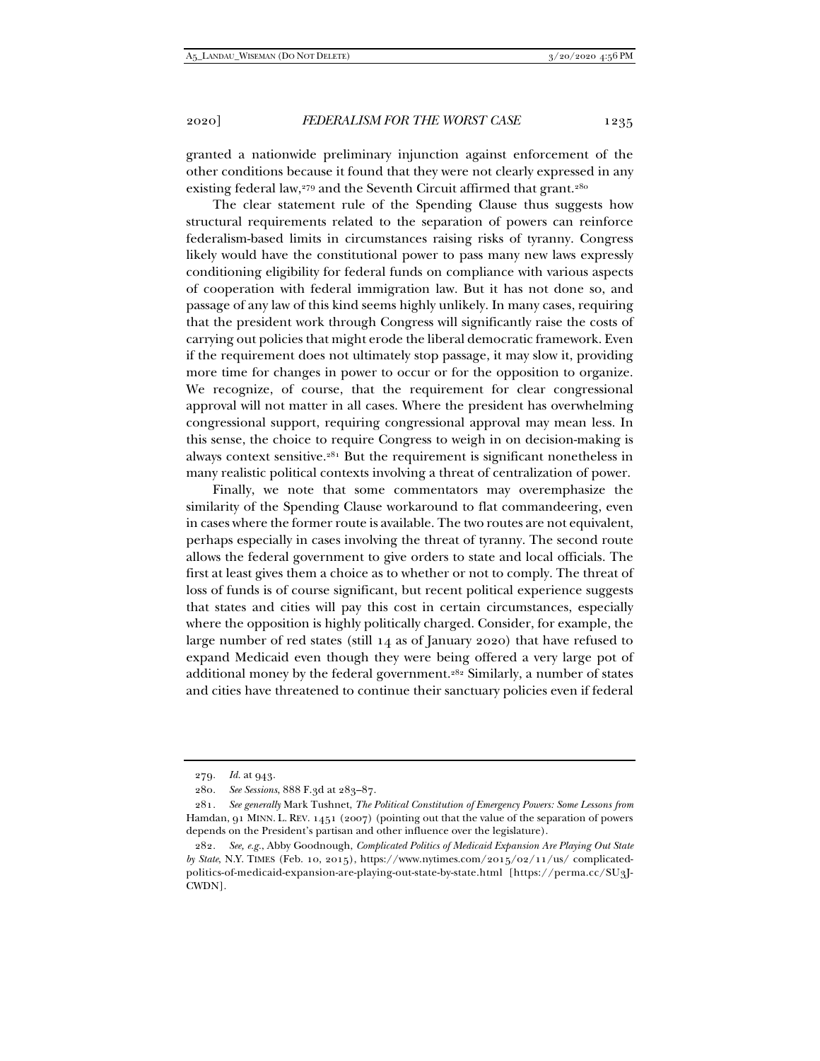granted a nationwide preliminary injunction against enforcement of the other conditions because it found that they were not clearly expressed in any existing federal law,[279] and the Seventh Circuit affirmed that grant.[280]

The clear statement rule of the Spending Clause thus suggests how structural requirements related to the separation of powers can reinforce federalism-based limits in circumstances raising risks of tyranny. Congress likely would have the constitutional power to pass many new laws expressly conditioning eligibility for federal funds on compliance with various aspects of cooperation with federal immigration law. But it has not done so, and passage of any law of this kind seems highly unlikely. In many cases, requiring that the president work through Congress will significantly raise the costs of carrying out policies that might erode the liberal democratic framework. Even if the requirement does not ultimately stop passage, it may slow it, providing more time for changes in power to occur or for the opposition to organize. We recognize, of course, that the requirement for clear congressional approval will not matter in all cases. Where the president has overwhelming congressional support, requiring congressional approval may mean less. In this sense, the choice to require Congress to weigh in on decision-making is always context sensitive.[281] But the requirement is significant nonetheless in many realistic political contexts involving a threat of centralization of power.

Finally, we note that some commentators may overemphasize the similarity of the Spending Clause workaround to flat commandeering, even in cases where the former route is available. The two routes are not equivalent, perhaps especially in cases involving the threat of tyranny. The second route allows the federal government to give orders to state and local officials. The first at least gives them a choice as to whether or not to comply. The threat of loss of funds is of course significant, but recent political experience suggests that states and cities will pay this cost in certain circumstances, especially where the opposition is highly politically charged. Consider, for example, the large number of red states (still 14 as of January 2020) that have refused to expand Medicaid even though they were being offered a very large pot of additional money by the federal government.[282] Similarly, a number of states and cities have threatened to continue their sanctuary policies even if federal

---

279. *Id.* at 943.

280. *See Sessions*, 888 F.3d at 283–87.

281. *See generally* Mark Tushnet, *The Political Constitution of Emergency Powers: Some Lessons from* Hamdan, 91 MINN. L. REV. 1451 (2007) (pointing out that the value of the separation of powers depends on the President's partisan and other influence over the legislature).

282. *See, e.g.*, Abby Goodnough, *Complicated Politics of Medicaid Expansion Are Playing Out State by State*, N.Y. TIMES (Feb. 10, 2015), https://www.nytimes.com/2015/02/11/us/ complicated-politics-of-medicaid-expansion-are-playing-out-state-by-state.html [https://perma.cc/SU3J-CWDN].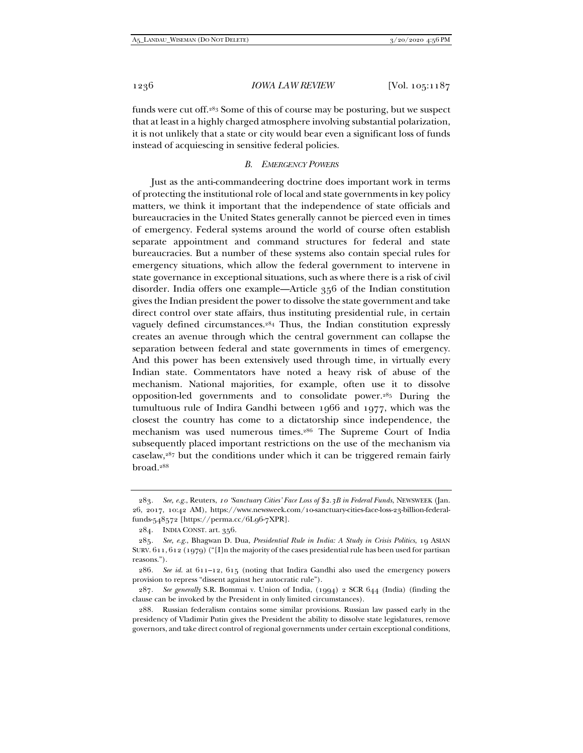funds were cut off.[283] Some of this of course may be posturing, but we suspect that at least in a highly charged atmosphere involving substantial polarization, it is not unlikely that a state or city would bear even a significant loss of funds instead of acquiescing in sensitive federal policies.

### *B. Emergency Powers*

Just as the anti-commandeering doctrine does important work in terms of protecting the institutional role of local and state governments in key policy matters, we think it important that the independence of state officials and bureaucracies in the United States generally cannot be pierced even in times of emergency. Federal systems around the world of course often establish separate appointment and command structures for federal and state bureaucracies. But a number of these systems also contain special rules for emergency situations, which allow the federal government to intervene in state governance in exceptional situations, such as where there is a risk of civil disorder. India offers one example—Article 356 of the Indian constitution gives the Indian president the power to dissolve the state government and take direct control over state affairs, thus instituting presidential rule, in certain vaguely defined circumstances.[284] Thus, the Indian constitution expressly creates an avenue through which the central government can collapse the separation between federal and state governments in times of emergency. And this power has been extensively used through time, in virtually every Indian state. Commentators have noted a heavy risk of abuse of the mechanism. National majorities, for example, often use it to dissolve opposition-led governments and to consolidate power.[285] During the tumultuous rule of Indira Gandhi between 1966 and 1977, which was the closest the country has come to a dictatorship since independence, the mechanism was used numerous times.[286] The Supreme Court of India subsequently placed important restrictions on the use of the mechanism via caselaw,[287] but the conditions under which it can be triggered remain fairly broad.[288]

---

283. *See, e.g.*, Reuters, *10 'Sanctuary Cities' Face Loss of $2.3B in Federal Funds*, NEWSWEEK (Jan. 26, 2017, 10:42 AM), https://www.newsweek.com/10-sanctuary-cities-face-loss-23-billion-federal-funds-548572 [https://perma.cc/6L96-7XPR].

284. INDIA CONST. art. 356.

285. *See, e.g.*, Bhagwan D. Dua, *Presidential Rule in India: A Study in Crisis Politics*, 19 ASIAN SURV. 611, 612 (1979) ("[I]n the majority of the cases presidential rule has been used for partisan reasons.").

286. *See id.* at 611–12, 615 (noting that Indira Gandhi also used the emergency powers provision to repress "dissent against her autocratic rule").

287. *See generally* S.R. Bommai v. Union of India, (1994) 2 SCR 644 (India) (finding the clause can be invoked by the President in only limited circumstances).

288. Russian federalism contains some similar provisions. Russian law passed early in the presidency of Vladimir Putin gives the President the ability to dissolve state legislatures, remove governors, and take direct control of regional governments under certain exceptional conditions,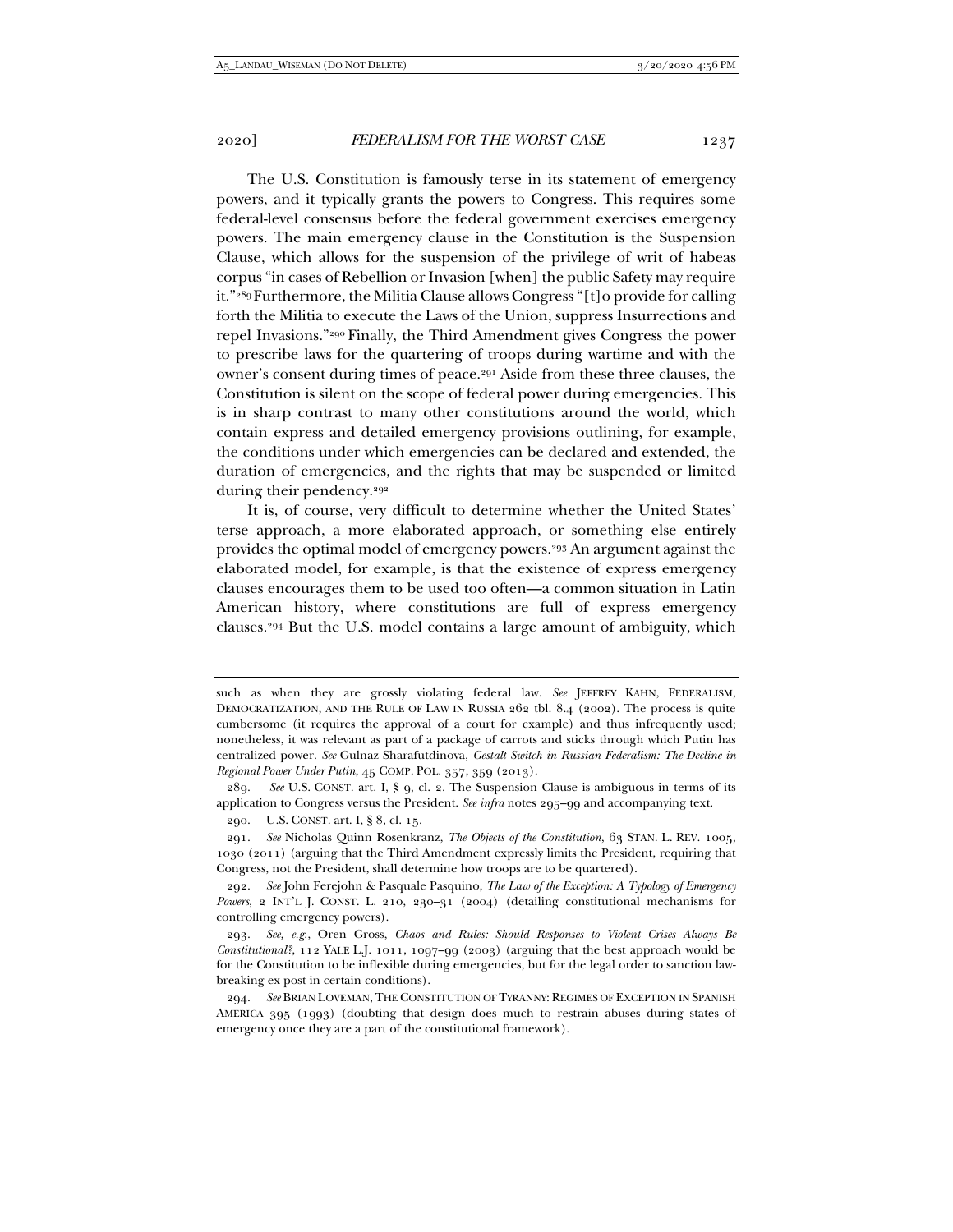The U.S. Constitution is famously terse in its statement of emergency powers, and it typically grants the powers to Congress. This requires some federal-level consensus before the federal government exercises emergency powers. The main emergency clause in the Constitution is the Suspension Clause, which allows for the suspension of the privilege of writ of habeas corpus "in cases of Rebellion or Invasion [when] the public Safety may require it."[289] Furthermore, the Militia Clause allows Congress "[t]o provide for calling forth the Militia to execute the Laws of the Union, suppress Insurrections and repel Invasions."[290] Finally, the Third Amendment gives Congress the power to prescribe laws for the quartering of troops during wartime and with the owner's consent during times of peace.[291] Aside from these three clauses, the Constitution is silent on the scope of federal power during emergencies. This is in sharp contrast to many other constitutions around the world, which contain express and detailed emergency provisions outlining, for example, the conditions under which emergencies can be declared and extended, the duration of emergencies, and the rights that may be suspended or limited during their pendency.[292]

It is, of course, very difficult to determine whether the United States' terse approach, a more elaborated approach, or something else entirely provides the optimal model of emergency powers.[293] An argument against the elaborated model, for example, is that the existence of express emergency clauses encourages them to be used too often—a common situation in Latin American history, where constitutions are full of express emergency clauses.[294] But the U.S. model contains a large amount of ambiguity, which

---

such as when they are grossly violating federal law. *See* JEFFREY KAHN, FEDERALISM, DEMOCRATIZATION, AND THE RULE OF LAW IN RUSSIA 262 tbl. 8.4 (2002). The process is quite cumbersome (it requires the approval of a court for example) and thus infrequently used; nonetheless, it was relevant as part of a package of carrots and sticks through which Putin has centralized power. *See* Gulnaz Sharafutdinova, *Gestalt Switch in Russian Federalism: The Decline in Regional Power Under Putin*, 45 COMP. POL. 357, 359 (2013).

289. *See* U.S. CONST. art. I, § 9, cl. 2. The Suspension Clause is ambiguous in terms of its application to Congress versus the President. *See infra* notes 295–99 and accompanying text.

290. U.S. CONST. art. I, § 8, cl. 15.

291. *See* Nicholas Quinn Rosenkranz, *The Objects of the Constitution*, 63 STAN. L. REV. 1005, 1030 (2011) (arguing that the Third Amendment expressly limits the President, requiring that Congress, not the President, shall determine how troops are to be quartered).

292. *See* John Ferejohn & Pasquale Pasquino, *The Law of the Exception: A Typology of Emergency Powers*, 2 INT'L J. CONST. L. 210, 230–31 (2004) (detailing constitutional mechanisms for controlling emergency powers).

293. *See, e.g.*, Oren Gross, *Chaos and Rules: Should Responses to Violent Crises Always Be Constitutional?*, 112 YALE L.J. 1011, 1097–99 (2003) (arguing that the best approach would be for the Constitution to be inflexible during emergencies, but for the legal order to sanction law-breaking ex post in certain conditions).

294. *See* BRIAN LOVEMAN, THE CONSTITUTION OF TYRANNY: REGIMES OF EXCEPTION IN SPANISH AMERICA 395 (1993) (doubting that design does much to restrain abuses during states of emergency once they are a part of the constitutional framework).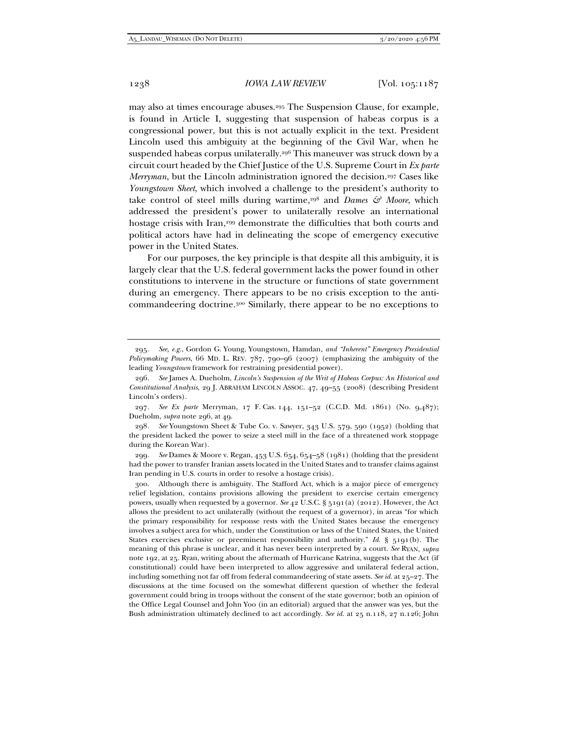may also at times encourage abuses.[295] The Suspension Clause, for example, is found in Article I, suggesting that suspension of habeas corpus is a congressional power, but this is not actually explicit in the text. President Lincoln used this ambiguity at the beginning of the Civil War, when he suspended habeas corpus unilaterally.[296] This maneuver was struck down by a circuit court headed by the Chief Justice of the U.S. Supreme Court in *Ex parte Merryman*, but the Lincoln administration ignored the decision.[297] Cases like *Youngstown Sheet*, which involved a challenge to the president's authority to take control of steel mills during wartime,[298] and *Dames & Moore*, which addressed the president's power to unilaterally resolve an international hostage crisis with Iran,[299] demonstrate the difficulties that both courts and political actors have had in delineating the scope of emergency executive power in the United States.

For our purposes, the key principle is that despite all this ambiguity, it is largely clear that the U.S. federal government lacks the power found in other constitutions to intervene in the structure or functions of state government during an emergency. There appears to be no crisis exception to the anti-commandeering doctrine.[300] Similarly, there appear to be no exceptions to

---

295. *See, e.g.*, Gordon G. Young, Youngstown*,* Hamdan*, and "Inherent" Emergency Presidential Policymaking Powers*, 66 MD. L. REV. 787, 790–96 (2007) (emphasizing the ambiguity of the leading *Youngstown* framework for restraining presidential power).

296. *See* James A. Dueholm, *Lincoln's Suspension of the Writ of Habeas Corpus: An Historical and Constitutional Analysis*, 29 J. ABRAHAM LINCOLN ASSOC. 47, 49–55 (2008) (describing President Lincoln's orders).

297. *See Ex parte* Merryman, 17 F. Cas. 144, 151–52 (C.C.D. Md. 1861) (No. 9,487); Dueholm, *supra* note 296, at 49.

298. *See* Youngstown Sheet & Tube Co. v. Sawyer, 343 U.S. 579, 590 (1952) (holding that the president lacked the power to seize a steel mill in the face of a threatened work stoppage during the Korean War).

299. *See* Dames & Moore v. Regan, 453 U.S. 654, 654–58 (1981) (holding that the president had the power to transfer Iranian assets located in the United States and to transfer claims against Iran pending in U.S. courts in order to resolve a hostage crisis).

300. Although there is ambiguity. The Stafford Act, which is a major piece of emergency relief legislation, contains provisions allowing the president to exercise certain emergency powers, usually when requested by a governor. *See* 42 U.S.C. § 5191(a) (2012). However, the Act allows the president to act unilaterally (without the request of a governor), in areas "for which the primary responsibility for response rests with the United States because the emergency involves a subject area for which, under the Constitution or laws of the United States, the United States exercises exclusive or preeminent responsibility and authority." *Id.* § 5191(b). The meaning of this phrase is unclear, and it has never been interpreted by a court. *See* RYAN, *supra* note 192, at 25. Ryan, writing about the aftermath of Hurricane Katrina, suggests that the Act (if constitutional) could have been interpreted to allow aggressive and unilateral federal action, including something not far off from federal commandeering of state assets. *See id.* at 25–27. The discussions at the time focused on the somewhat different question of whether the federal government could bring in troops without the consent of the state governor; both an opinion of the Office Legal Counsel and John Yoo (in an editorial) argued that the answer was yes, but the Bush administration ultimately declined to act accordingly. *See id.* at 25 n.118, 27 n.126; John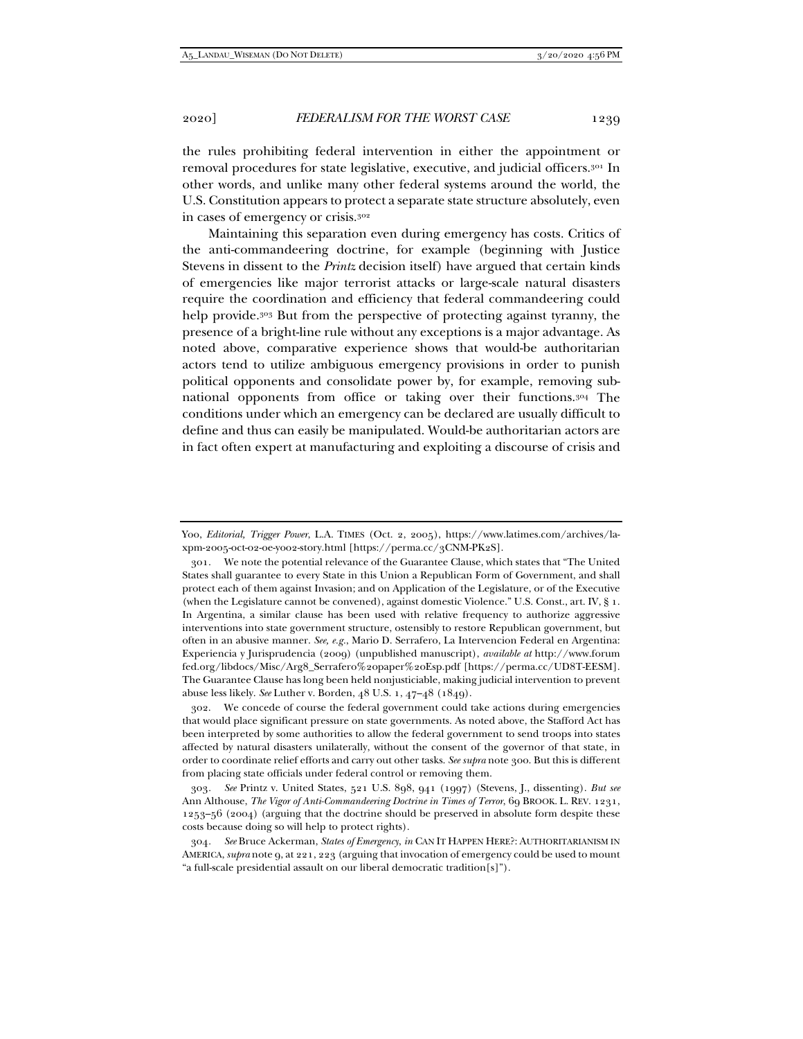the rules prohibiting federal intervention in either the appointment or removal procedures for state legislative, executive, and judicial officers.[301] In other words, and unlike many other federal systems around the world, the U.S. Constitution appears to protect a separate state structure absolutely, even in cases of emergency or crisis.[302]

Maintaining this separation even during emergency has costs. Critics of the anti-commandeering doctrine, for example (beginning with Justice Stevens in dissent to the *Printz* decision itself) have argued that certain kinds of emergencies like major terrorist attacks or large-scale natural disasters require the coordination and efficiency that federal commandeering could help provide.[303] But from the perspective of protecting against tyranny, the presence of a bright-line rule without any exceptions is a major advantage. As noted above, comparative experience shows that would-be authoritarian actors tend to utilize ambiguous emergency provisions in order to punish political opponents and consolidate power by, for example, removing sub-national opponents from office or taking over their functions.[304] The conditions under which an emergency can be declared are usually difficult to define and thus can easily be manipulated. Would-be authoritarian actors are in fact often expert at manufacturing and exploiting a discourse of crisis and

---

Yoo, *Editorial, Trigger Power*, L.A. TIMES (Oct. 2, 2005), https://www.latimes.com/archives/la-xpm-2005-oct-02-oe-yoo2-story.html [https://perma.cc/3CNM-PK2S].

301. We note the potential relevance of the Guarantee Clause, which states that "The United States shall guarantee to every State in this Union a Republican Form of Government, and shall protect each of them against Invasion; and on Application of the Legislature, or of the Executive (when the Legislature cannot be convened), against domestic Violence." U.S. Const., art. IV, § 1. In Argentina, a similar clause has been used with relative frequency to authorize aggressive interventions into state government structure, ostensibly to restore Republican government, but often in an abusive manner. *See, e.g.*, Mario D. Serrafero, La Intervencion Federal en Argentina: Experiencia y Jurisprudencia (2009) (unpublished manuscript), *available at* http://www.forumfed.org/libdocs/Misc/Arg8_Serrafero%20paper%20Esp.pdf [https://perma.cc/UD8T-EESM]. The Guarantee Clause has long been held nonjusticiable, making judicial intervention to prevent abuse less likely. *See* Luther v. Borden, 48 U.S. 1, 47–48 (1849).

302. We concede of course the federal government could take actions during emergencies that would place significant pressure on state governments. As noted above, the Stafford Act has been interpreted by some authorities to allow the federal government to send troops into states affected by natural disasters unilaterally, without the consent of the governor of that state, in order to coordinate relief efforts and carry out other tasks. *See supra* note 300. But this is different from placing state officials under federal control or removing them.

303. *See* Printz v. United States, 521 U.S. 898, 941 (1997) (Stevens, J., dissenting). *But see* Ann Althouse, *The Vigor of Anti-Commandeering Doctrine in Times of Terror*, 69 BROOK. L. REV. 1231, 1253–56 (2004) (arguing that the doctrine should be preserved in absolute form despite these costs because doing so will help to protect rights).

304. *See* Bruce Ackerman, *States of Emergency*, *in* CAN IT HAPPEN HERE?: AUTHORITARIANISM IN AMERICA, *supra* note 9, at 221, 223 (arguing that invocation of emergency could be used to mount "a full-scale presidential assault on our liberal democratic tradition[s]").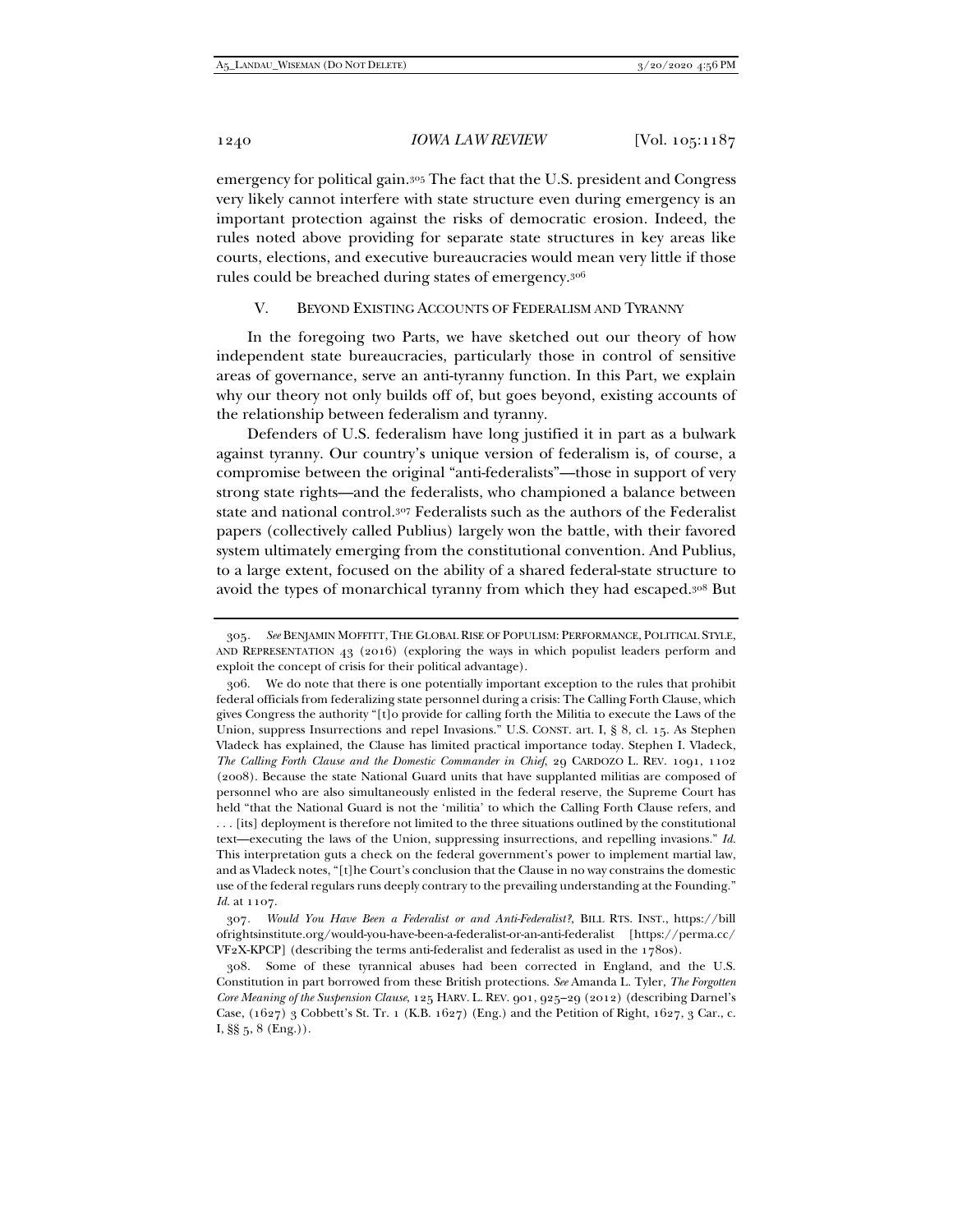emergency for political gain.[305] The fact that the U.S. president and Congress very likely cannot interfere with state structure even during emergency is an important protection against the risks of democratic erosion. Indeed, the rules noted above providing for separate state structures in key areas like courts, elections, and executive bureaucracies would mean very little if those rules could be breached during states of emergency.[306]

## V. BEYOND EXISTING ACCOUNTS OF FEDERALISM AND TYRANNY

In the foregoing two Parts, we have sketched out our theory of how independent state bureaucracies, particularly those in control of sensitive areas of governance, serve an anti-tyranny function. In this Part, we explain why our theory not only builds off of, but goes beyond, existing accounts of the relationship between federalism and tyranny.

Defenders of U.S. federalism have long justified it in part as a bulwark against tyranny. Our country's unique version of federalism is, of course, a compromise between the original "anti-federalists"—those in support of very strong state rights—and the federalists, who championed a balance between state and national control.[307] Federalists such as the authors of the Federalist papers (collectively called Publius) largely won the battle, with their favored system ultimately emerging from the constitutional convention. And Publius, to a large extent, focused on the ability of a shared federal-state structure to avoid the types of monarchical tyranny from which they had escaped.[308] But

---

305. *See* BENJAMIN MOFFITT, THE GLOBAL RISE OF POPULISM: PERFORMANCE, POLITICAL STYLE, AND REPRESENTATION 43 (2016) (exploring the ways in which populist leaders perform and exploit the concept of crisis for their political advantage).

306. We do note that there is one potentially important exception to the rules that prohibit federal officials from federalizing state personnel during a crisis: The Calling Forth Clause, which gives Congress the authority "[t]o provide for calling forth the Militia to execute the Laws of the Union, suppress Insurrections and repel Invasions." U.S. CONST. art. I, § 8, cl. 15. As Stephen Vladeck has explained, the Clause has limited practical importance today. Stephen I. Vladeck, *The Calling Forth Clause and the Domestic Commander in Chief*, 29 CARDOZO L. REV. 1091, 1102 (2008). Because the state National Guard units that have supplanted militias are composed of personnel who are also simultaneously enlisted in the federal reserve, the Supreme Court has held "that the National Guard is not the 'militia' to which the Calling Forth Clause refers, and . . . [its] deployment is therefore not limited to the three situations outlined by the constitutional text—executing the laws of the Union, suppressing insurrections, and repelling invasions." *Id.* This interpretation guts a check on the federal government's power to implement martial law, and as Vladeck notes, "[t]he Court's conclusion that the Clause in no way constrains the domestic use of the federal regulars runs deeply contrary to the prevailing understanding at the Founding." *Id.* at 1107.

307. *Would You Have Been a Federalist or and Anti-Federalist?*, BILL RTS. INST., https://billofrightsinstitute.org/would-you-have-been-a-federalist-or-an-anti-federalist [https://perma.cc/VF2X-KPCP] (describing the terms anti-federalist and federalist as used in the 1780s).

308. Some of these tyrannical abuses had been corrected in England, and the U.S. Constitution in part borrowed from these British protections. *See* Amanda L. Tyler, *The Forgotten Core Meaning of the Suspension Clause*, 125 HARV. L. REV. 901, 925–29 (2012) (describing Darnel's Case, (1627) 3 Cobbett's St. Tr. 1 (K.B. 1627) (Eng.) and the Petition of Right, 1627, 3 Car., c. I, §§ 5, 8 (Eng.)).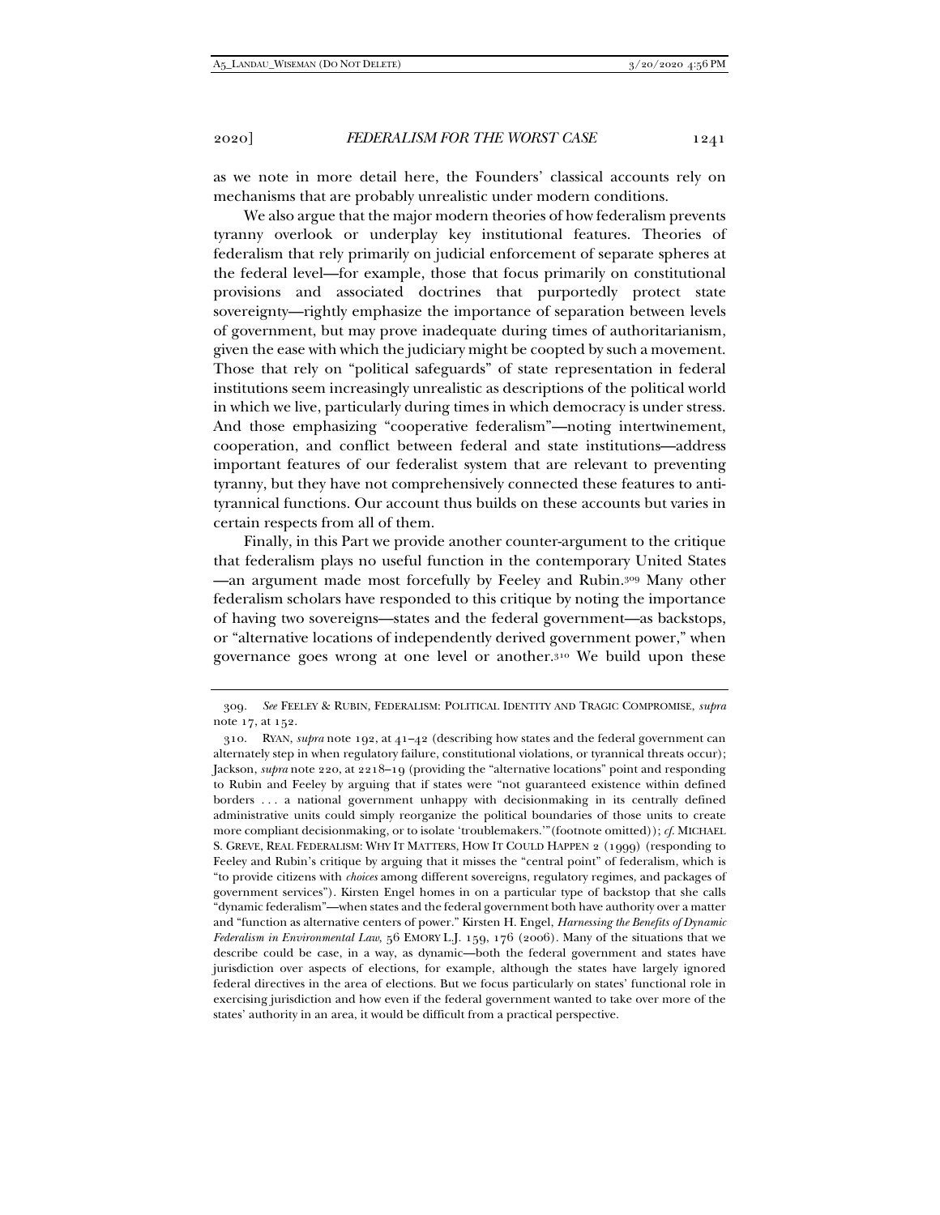as we note in more detail here, the Founders' classical accounts rely on mechanisms that are probably unrealistic under modern conditions.

We also argue that the major modern theories of how federalism prevents tyranny overlook or underplay key institutional features. Theories of federalism that rely primarily on judicial enforcement of separate spheres at the federal level—for example, those that focus primarily on constitutional provisions and associated doctrines that purportedly protect state sovereignty—rightly emphasize the importance of separation between levels of government, but may prove inadequate during times of authoritarianism, given the ease with which the judiciary might be coopted by such a movement. Those that rely on "political safeguards" of state representation in federal institutions seem increasingly unrealistic as descriptions of the political world in which we live, particularly during times in which democracy is under stress. And those emphasizing "cooperative federalism"—noting intertwinement, cooperation, and conflict between federal and state institutions—address important features of our federalist system that are relevant to preventing tyranny, but they have not comprehensively connected these features to anti-tyrannical functions. Our account thus builds on these accounts but varies in certain respects from all of them.

Finally, in this Part we provide another counter-argument to the critique that federalism plays no useful function in the contemporary United States—an argument made most forcefully by Feeley and Rubin.[309] Many other federalism scholars have responded to this critique by noting the importance of having two sovereigns—states and the federal government—as backstops, or "alternative locations of independently derived government power," when governance goes wrong at one level or another.[310] We build upon these

---

309. *See* FEELEY & RUBIN, FEDERALISM: POLITICAL IDENTITY AND TRAGIC COMPROMISE, *supra* note 17, at 152.

310. RYAN, *supra* note 192, at 41–42 (describing how states and the federal government can alternately step in when regulatory failure, constitutional violations, or tyrannical threats occur); Jackson, *supra* note 220, at 2218–19 (providing the "alternative locations" point and responding to Rubin and Feeley by arguing that if states were "not guaranteed existence within defined borders . . . a national government unhappy with decisionmaking in its centrally defined administrative units could simply reorganize the political boundaries of those units to create more compliant decisionmaking, or to isolate 'troublemakers.'" (footnote omitted)); *cf.* MICHAEL S. GREVE, REAL FEDERALISM: WHY IT MATTERS, HOW IT COULD HAPPEN 2 (1999) (responding to Feeley and Rubin's critique by arguing that it misses the "central point" of federalism, which is "to provide citizens with *choices* among different sovereigns, regulatory regimes, and packages of government services"). Kirsten Engel homes in on a particular type of backstop that she calls "dynamic federalism"—when states and the federal government both have authority over a matter and "function as alternative centers of power." Kirsten H. Engel, *Harnessing the Benefits of Dynamic Federalism in Environmental Law*, 56 EMORY L.J. 159, 176 (2006). Many of the situations that we describe could be case, in a way, as dynamic—both the federal government and states have jurisdiction over aspects of elections, for example, although the states have largely ignored federal directives in the area of elections. But we focus particularly on states' functional role in exercising jurisdiction and how even if the federal government wanted to take over more of the states' authority in an area, it would be difficult from a practical perspective.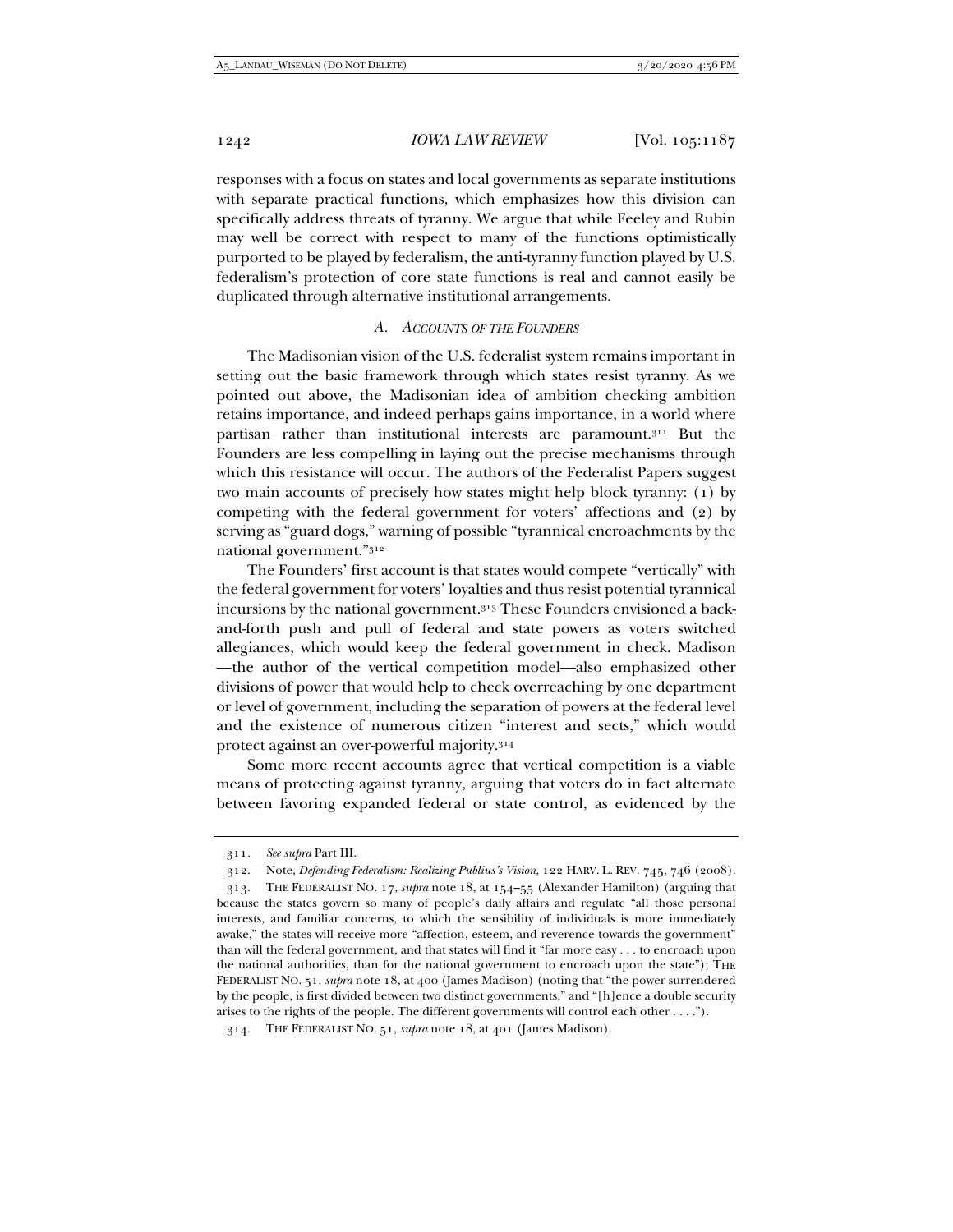responses with a focus on states and local governments as separate institutions with separate practical functions, which emphasizes how this division can specifically address threats of tyranny. We argue that while Feeley and Rubin may well be correct with respect to many of the functions optimistically purported to be played by federalism, the anti-tyranny function played by U.S. federalism's protection of core state functions is real and cannot easily be duplicated through alternative institutional arrangements.

### A. ACCOUNTS OF THE FOUNDERS

The Madisonian vision of the U.S. federalist system remains important in setting out the basic framework through which states resist tyranny. As we pointed out above, the Madisonian idea of ambition checking ambition retains importance, and indeed perhaps gains importance, in a world where partisan rather than institutional interests are paramount.[311] But the Founders are less compelling in laying out the precise mechanisms through which this resistance will occur. The authors of the Federalist Papers suggest two main accounts of precisely how states might help block tyranny: (1) by competing with the federal government for voters' affections and (2) by serving as "guard dogs," warning of possible "tyrannical encroachments by the national government."[312]

The Founders' first account is that states would compete "vertically" with the federal government for voters' loyalties and thus resist potential tyrannical incursions by the national government.[313] These Founders envisioned a back-and-forth push and pull of federal and state powers as voters switched allegiances, which would keep the federal government in check. Madison —the author of the vertical competition model—also emphasized other divisions of power that would help to check overreaching by one department or level of government, including the separation of powers at the federal level and the existence of numerous citizen "interest and sects," which would protect against an over-powerful majority.[314]

Some more recent accounts agree that vertical competition is a viable means of protecting against tyranny, arguing that voters do in fact alternate between favoring expanded federal or state control, as evidenced by the

---

311. *See supra* Part III.

312. Note, *Defending Federalism: Realizing Publius's Vision*, 122 HARV. L. REV. 745, 746 (2008).

313. THE FEDERALIST NO. 17, *supra* note 18, at 154–55 (Alexander Hamilton) (arguing that because the states govern so many of people's daily affairs and regulate "all those personal interests, and familiar concerns, to which the sensibility of individuals is more immediately awake," the states will receive more "affection, esteem, and reverence towards the government" than will the federal government, and that states will find it "far more easy . . . to encroach upon the national authorities, than for the national government to encroach upon the state"); THE FEDERALIST NO. 51, *supra* note 18, at 400 (James Madison) (noting that "the power surrendered by the people, is first divided between two distinct governments," and "[h]ence a double security arises to the rights of the people. The different governments will control each other . . . .").

314. THE FEDERALIST NO. 51, *supra* note 18, at 401 (James Madison).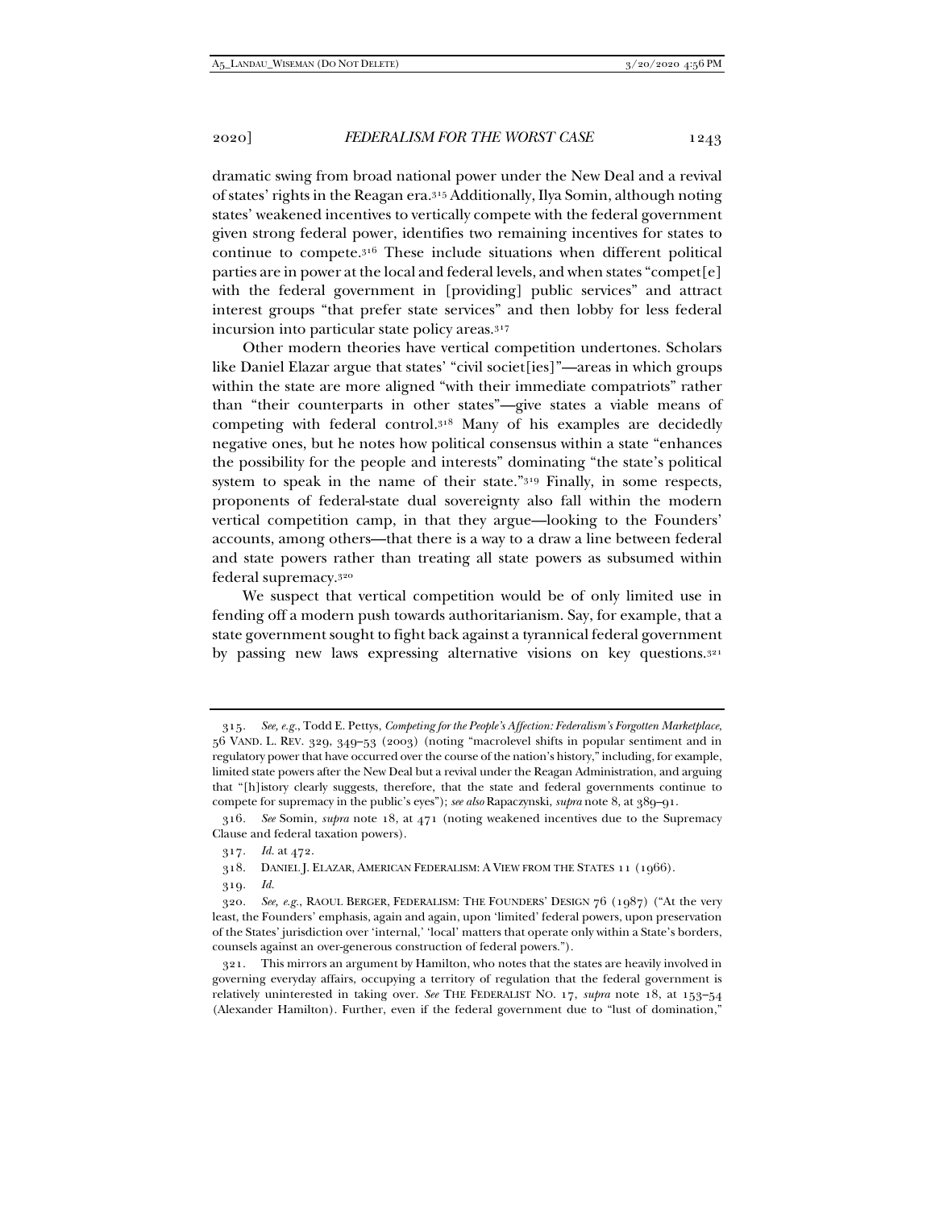dramatic swing from broad national power under the New Deal and a revival of states' rights in the Reagan era.[315] Additionally, Ilya Somin, although noting states' weakened incentives to vertically compete with the federal government given strong federal power, identifies two remaining incentives for states to continue to compete.[316] These include situations when different political parties are in power at the local and federal levels, and when states "compet[e] with the federal government in [providing] public services" and attract interest groups "that prefer state services" and then lobby for less federal incursion into particular state policy areas.[317]

Other modern theories have vertical competition undertones. Scholars like Daniel Elazar argue that states' "civil societ[ies]"—areas in which groups within the state are more aligned "with their immediate compatriots" rather than "their counterparts in other states"—give states a viable means of competing with federal control.[318] Many of his examples are decidedly negative ones, but he notes how political consensus within a state "enhances the possibility for the people and interests" dominating "the state's political system to speak in the name of their state."[319] Finally, in some respects, proponents of federal-state dual sovereignty also fall within the modern vertical competition camp, in that they argue—looking to the Founders' accounts, among others—that there is a way to a draw a line between federal and state powers rather than treating all state powers as subsumed within federal supremacy.[320]

We suspect that vertical competition would be of only limited use in fending off a modern push towards authoritarianism. Say, for example, that a state government sought to fight back against a tyrannical federal government by passing new laws expressing alternative visions on key questions.[321]

---

315. *See, e.g.*, Todd E. Pettys, *Competing for the People's Affection: Federalism's Forgotten Marketplace*, 56 VAND. L. REV. 329, 349–53 (2003) (noting "macrolevel shifts in popular sentiment and in regulatory power that have occurred over the course of the nation's history," including, for example, limited state powers after the New Deal but a revival under the Reagan Administration, and arguing that "[h]istory clearly suggests, therefore, that the state and federal governments continue to compete for supremacy in the public's eyes"); *see also* Rapaczynski, *supra* note 8, at 389–91.

316. *See* Somin, *supra* note 18, at 471 (noting weakened incentives due to the Supremacy Clause and federal taxation powers).

317. *Id.* at 472.

318. DANIEL J. ELAZAR, AMERICAN FEDERALISM: A VIEW FROM THE STATES 11 (1966).

319. *Id.*

320. *See, e.g.*, RAOUL BERGER, FEDERALISM: THE FOUNDERS' DESIGN 76 (1987) ("At the very least, the Founders' emphasis, again and again, upon 'limited' federal powers, upon preservation of the States' jurisdiction over 'internal,' 'local' matters that operate only within a State's borders, counsels against an over-generous construction of federal powers.").

321. This mirrors an argument by Hamilton, who notes that the states are heavily involved in governing everyday affairs, occupying a territory of regulation that the federal government is relatively uninterested in taking over. *See* THE FEDERALIST NO. 17, *supra* note 18, at 153–54 (Alexander Hamilton). Further, even if the federal government due to "lust of domination,"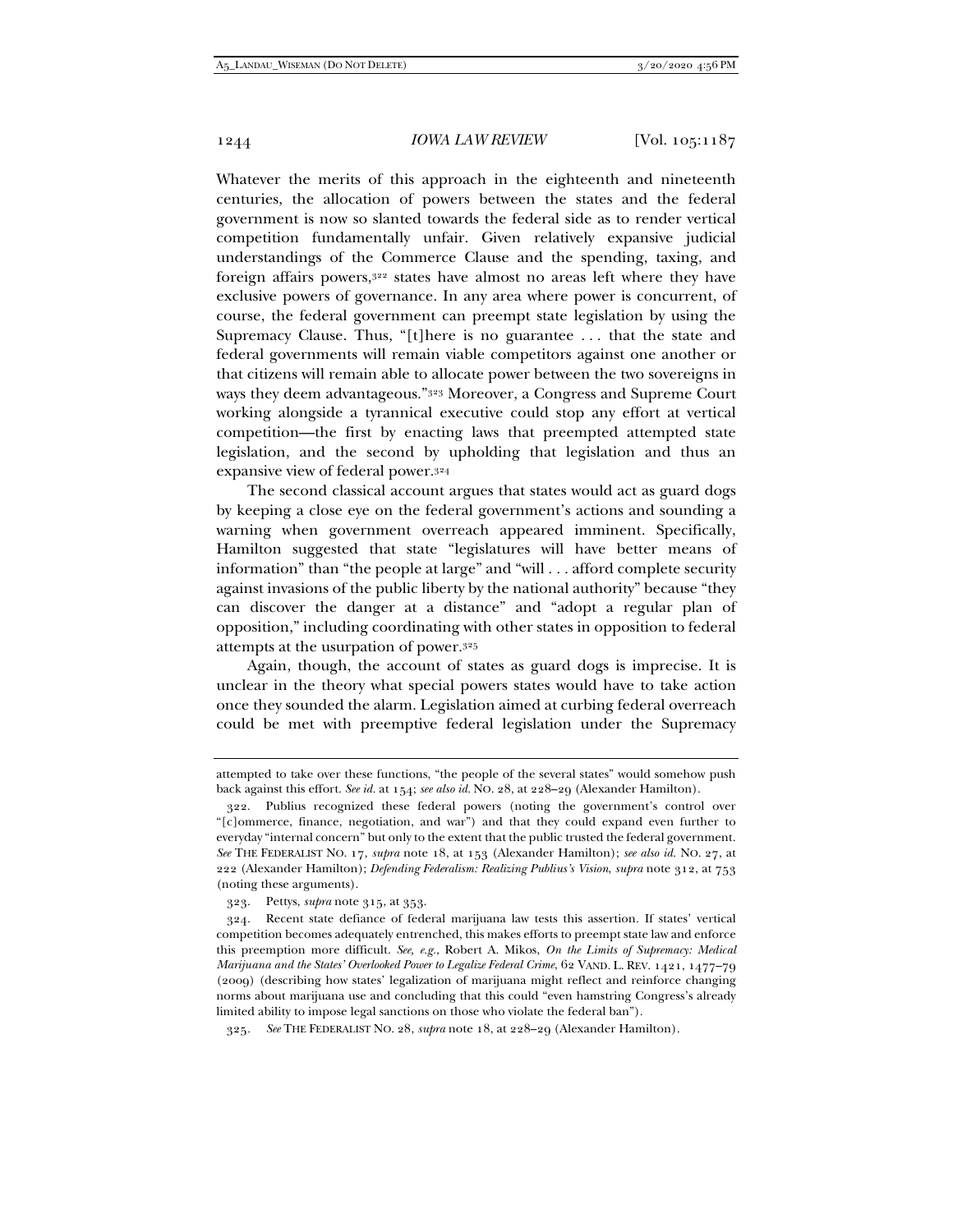Whatever the merits of this approach in the eighteenth and nineteenth centuries, the allocation of powers between the states and the federal government is now so slanted towards the federal side as to render vertical competition fundamentally unfair. Given relatively expansive judicial understandings of the Commerce Clause and the spending, taxing, and foreign affairs powers,[322] states have almost no areas left where they have exclusive powers of governance. In any area where power is concurrent, of course, the federal government can preempt state legislation by using the Supremacy Clause. Thus, "[t]here is no guarantee . . . that the state and federal governments will remain viable competitors against one another or that citizens will remain able to allocate power between the two sovereigns in ways they deem advantageous."[323] Moreover, a Congress and Supreme Court working alongside a tyrannical executive could stop any effort at vertical competition—the first by enacting laws that preempted attempted state legislation, and the second by upholding that legislation and thus an expansive view of federal power.[324]

The second classical account argues that states would act as guard dogs by keeping a close eye on the federal government's actions and sounding a warning when government overreach appeared imminent. Specifically, Hamilton suggested that state "legislatures will have better means of information" than "the people at large" and "will . . . afford complete security against invasions of the public liberty by the national authority" because "they can discover the danger at a distance" and "adopt a regular plan of opposition," including coordinating with other states in opposition to federal attempts at the usurpation of power.[325]

Again, though, the account of states as guard dogs is imprecise. It is unclear in the theory what special powers states would have to take action once they sounded the alarm. Legislation aimed at curbing federal overreach could be met with preemptive federal legislation under the Supremacy

---

attempted to take over these functions, "the people of the several states" would somehow push back against this effort. *See id.* at 154; *see also id.* NO. 28, at 228–29 (Alexander Hamilton).

322. Publius recognized these federal powers (noting the government's control over "[c]ommerce, finance, negotiation, and war") and that they could expand even further to everyday "internal concern" but only to the extent that the public trusted the federal government. *See* THE FEDERALIST NO. 17, *supra* note 18, at 153 (Alexander Hamilton); *see also id.* NO. 27, at 222 (Alexander Hamilton); *Defending Federalism: Realizing Publius's Vision*, *supra* note 312, at 753 (noting these arguments).

323. Pettys, *supra* note 315, at 353.

324. Recent state defiance of federal marijuana law tests this assertion. If states' vertical competition becomes adequately entrenched, this makes efforts to preempt state law and enforce this preemption more difficult. *See, e.g.*, Robert A. Mikos, *On the Limits of Supremacy: Medical Marijuana and the States' Overlooked Power to Legalize Federal Crime*, 62 VAND. L. REV. 1421, 1477–79 (2009) (describing how states' legalization of marijuana might reflect and reinforce changing norms about marijuana use and concluding that this could "even hamstring Congress's already limited ability to impose legal sanctions on those who violate the federal ban").

325. *See* THE FEDERALIST NO. 28, *supra* note 18, at 228–29 (Alexander Hamilton).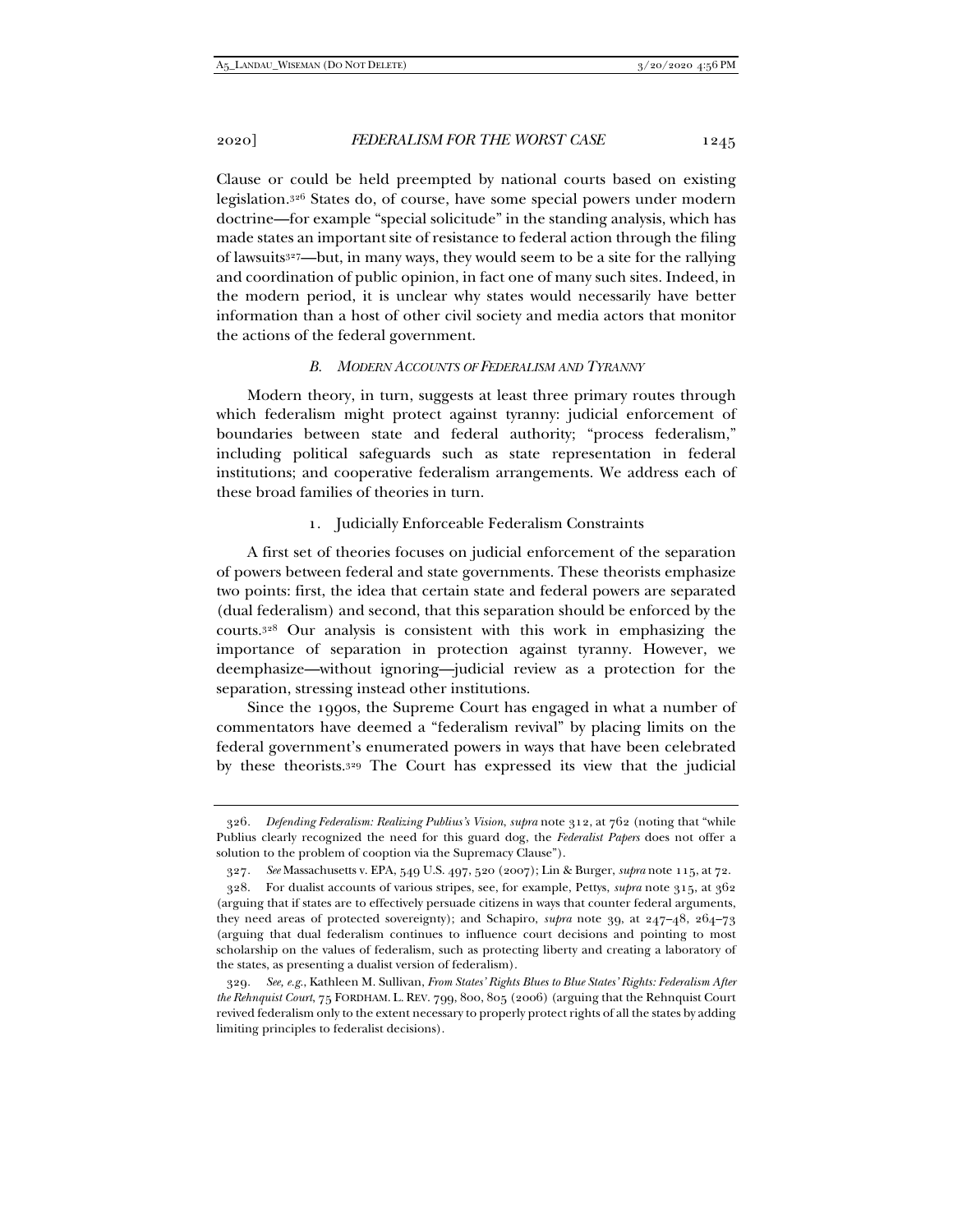Clause or could be held preempted by national courts based on existing legislation.[326] States do, of course, have some special powers under modern doctrine—for example "special solicitude" in the standing analysis, which has made states an important site of resistance to federal action through the filing of lawsuits[327]—but, in many ways, they would seem to be a site for the rallying and coordination of public opinion, in fact one of many such sites. Indeed, in the modern period, it is unclear why states would necessarily have better information than a host of other civil society and media actors that monitor the actions of the federal government.

### *B. Modern Accounts of Federalism and Tyranny*

Modern theory, in turn, suggests at least three primary routes through which federalism might protect against tyranny: judicial enforcement of boundaries between state and federal authority; "process federalism," including political safeguards such as state representation in federal institutions; and cooperative federalism arrangements. We address each of these broad families of theories in turn.

#### 1. Judicially Enforceable Federalism Constraints

A first set of theories focuses on judicial enforcement of the separation of powers between federal and state governments. These theorists emphasize two points: first, the idea that certain state and federal powers are separated (dual federalism) and second, that this separation should be enforced by the courts.[328] Our analysis is consistent with this work in emphasizing the importance of separation in protection against tyranny. However, we deemphasize—without ignoring—judicial review as a protection for the separation, stressing instead other institutions.

Since the 1990s, the Supreme Court has engaged in what a number of commentators have deemed a "federalism revival" by placing limits on the federal government's enumerated powers in ways that have been celebrated by these theorists.[329] The Court has expressed its view that the judicial

---

326. *Defending Federalism: Realizing Publius's Vision*, *supra* note 312, at 762 (noting that "while Publius clearly recognized the need for this guard dog, the *Federalist Papers* does not offer a solution to the problem of cooption via the Supremacy Clause").

327. *See* Massachusetts v. EPA, 549 U.S. 497, 520 (2007); Lin & Burger, *supra* note 115, at 72.

328. For dualist accounts of various stripes, see, for example, Pettys, *supra* note 315, at 362 (arguing that if states are to effectively persuade citizens in ways that counter federal arguments, they need areas of protected sovereignty); and Schapiro, *supra* note 39, at 247–48, 264–73 (arguing that dual federalism continues to influence court decisions and pointing to most scholarship on the values of federalism, such as protecting liberty and creating a laboratory of the states, as presenting a dualist version of federalism).

329. *See, e.g.*, Kathleen M. Sullivan, *From States' Rights Blues to Blue States' Rights: Federalism After the Rehnquist Court*, 75 FORDHAM. L. REV. 799, 800, 805 (2006) (arguing that the Rehnquist Court revived federalism only to the extent necessary to properly protect rights of all the states by adding limiting principles to federalist decisions).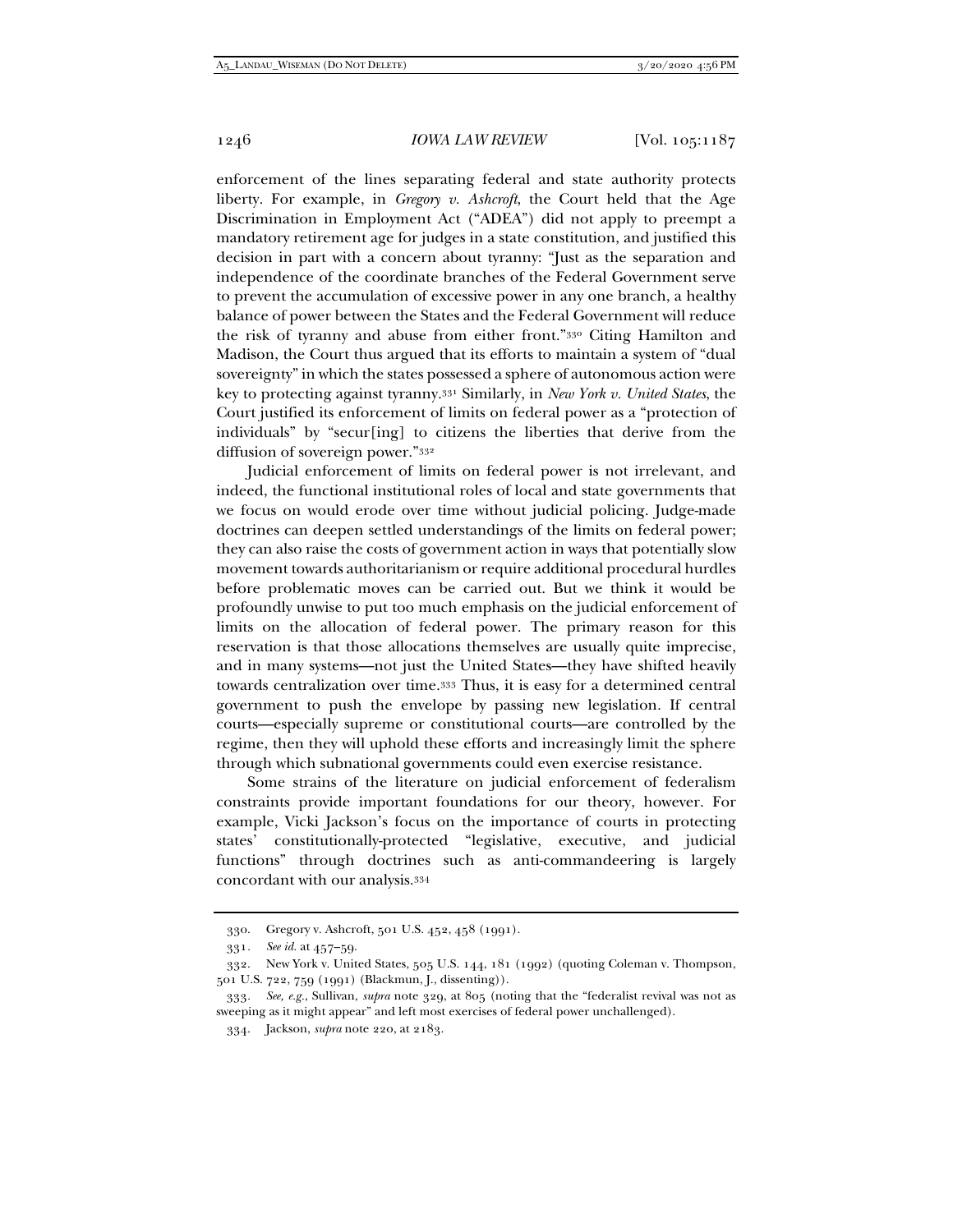enforcement of the lines separating federal and state authority protects liberty. For example, in *Gregory v. Ashcroft*, the Court held that the Age Discrimination in Employment Act ("ADEA") did not apply to preempt a mandatory retirement age for judges in a state constitution, and justified this decision in part with a concern about tyranny: "Just as the separation and independence of the coordinate branches of the Federal Government serve to prevent the accumulation of excessive power in any one branch, a healthy balance of power between the States and the Federal Government will reduce the risk of tyranny and abuse from either front."[330] Citing Hamilton and Madison, the Court thus argued that its efforts to maintain a system of "dual sovereignty" in which the states possessed a sphere of autonomous action were key to protecting against tyranny.[331] Similarly, in *New York v. United States*, the Court justified its enforcement of limits on federal power as a "protection of individuals" by "secur[ing] to citizens the liberties that derive from the diffusion of sovereign power."[332]

Judicial enforcement of limits on federal power is not irrelevant, and indeed, the functional institutional roles of local and state governments that we focus on would erode over time without judicial policing. Judge-made doctrines can deepen settled understandings of the limits on federal power; they can also raise the costs of government action in ways that potentially slow movement towards authoritarianism or require additional procedural hurdles before problematic moves can be carried out. But we think it would be profoundly unwise to put too much emphasis on the judicial enforcement of limits on the allocation of federal power. The primary reason for this reservation is that those allocations themselves are usually quite imprecise, and in many systems—not just the United States—they have shifted heavily towards centralization over time.[333] Thus, it is easy for a determined central government to push the envelope by passing new legislation. If central courts—especially supreme or constitutional courts—are controlled by the regime, then they will uphold these efforts and increasingly limit the sphere through which subnational governments could even exercise resistance.

Some strains of the literature on judicial enforcement of federalism constraints provide important foundations for our theory, however. For example, Vicki Jackson's focus on the importance of courts in protecting states' constitutionally-protected "legislative, executive, and judicial functions" through doctrines such as anti-commandeering is largely concordant with our analysis.[334]

---

330. Gregory v. Ashcroft, 501 U.S. 452, 458 (1991).

331. *See id.* at 457–59.

332. New York v. United States, 505 U.S. 144, 181 (1992) (quoting Coleman v. Thompson, 501 U.S. 722, 759 (1991) (Blackmun, J., dissenting)).

333. *See, e.g.*, Sullivan, *supra* note 329, at 805 (noting that the "federalist revival was not as sweeping as it might appear" and left most exercises of federal power unchallenged).

334. Jackson, *supra* note 220, at 2183.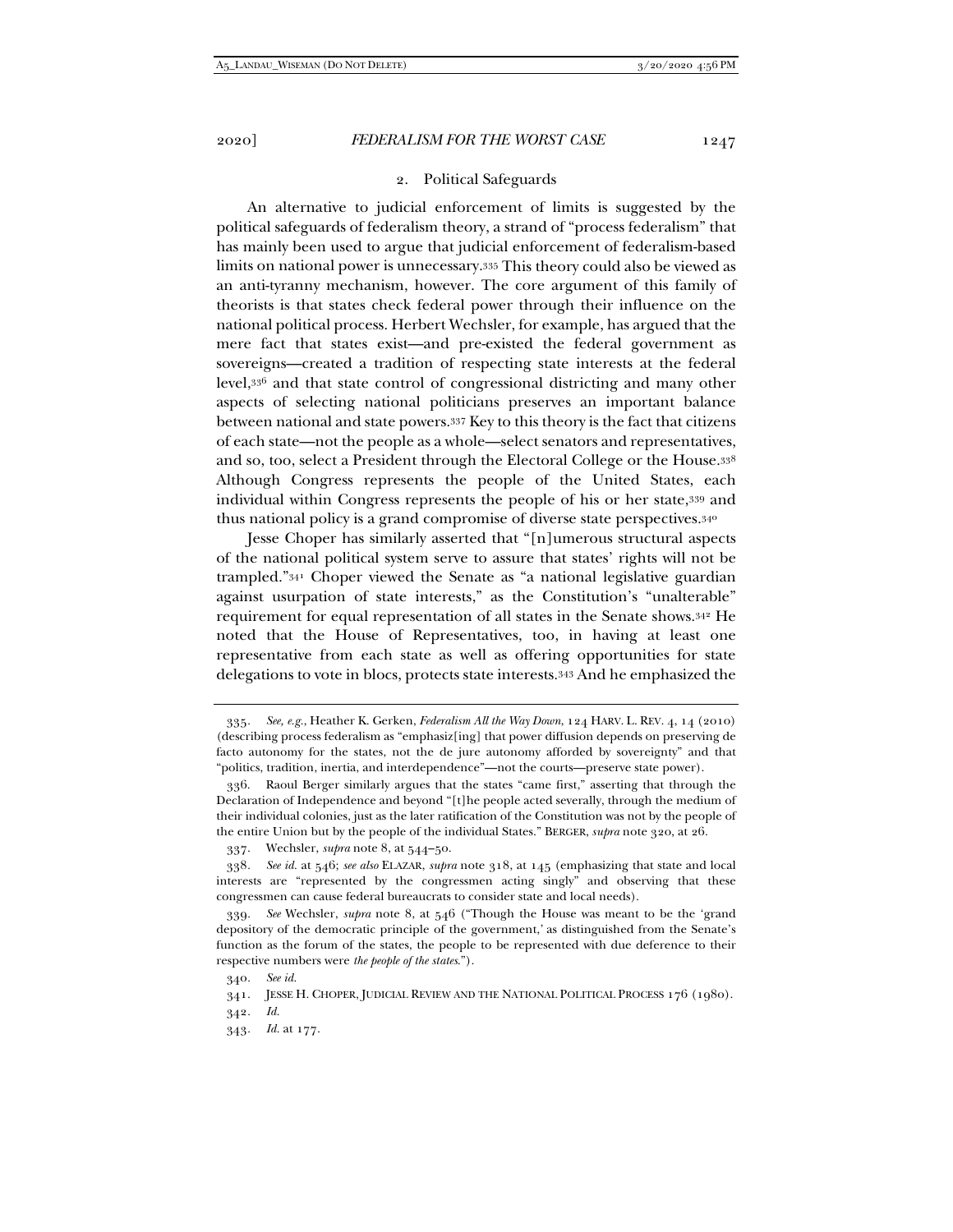### 2. Political Safeguards

An alternative to judicial enforcement of limits is suggested by the political safeguards of federalism theory, a strand of "process federalism" that has mainly been used to argue that judicial enforcement of federalism-based limits on national power is unnecessary.[335] This theory could also be viewed as an anti-tyranny mechanism, however. The core argument of this family of theorists is that states check federal power through their influence on the national political process. Herbert Wechsler, for example, has argued that the mere fact that states exist—and pre-existed the federal government as sovereigns—created a tradition of respecting state interests at the federal level,[336] and that state control of congressional districting and many other aspects of selecting national politicians preserves an important balance between national and state powers.[337] Key to this theory is the fact that citizens of each state—not the people as a whole—select senators and representatives, and so, too, select a President through the Electoral College or the House.[338] Although Congress represents the people of the United States, each individual within Congress represents the people of his or her state,[339] and thus national policy is a grand compromise of diverse state perspectives.[340]

Jesse Choper has similarly asserted that "[n]umerous structural aspects of the national political system serve to assure that states' rights will not be trampled."[341] Choper viewed the Senate as "a national legislative guardian against usurpation of state interests," as the Constitution's "unalterable" requirement for equal representation of all states in the Senate shows.[342] He noted that the House of Representatives, too, in having at least one representative from each state as well as offering opportunities for state delegations to vote in blocs, protects state interests.[343] And he emphasized the

---

335. *See, e.g.*, Heather K. Gerken, *Federalism All the Way Down*, 124 HARV. L. REV. 4, 14 (2010) (describing process federalism as "emphasiz[ing] that power diffusion depends on preserving de facto autonomy for the states, not the de jure autonomy afforded by sovereignty" and that "politics, tradition, inertia, and interdependence"—not the courts—preserve state power).

336. Raoul Berger similarly argues that the states "came first," asserting that through the Declaration of Independence and beyond "[t]he people acted severally, through the medium of their individual colonies, just as the later ratification of the Constitution was not by the people of the entire Union but by the people of the individual States." BERGER, *supra* note 320, at 26.

337. Wechsler, *supra* note 8, at 544–50.

338. *See id.* at 546; *see also* ELAZAR, *supra* note 318, at 145 (emphasizing that state and local interests are "represented by the congressmen acting singly" and observing that these congressmen can cause federal bureaucrats to consider state and local needs).

339. *See* Wechsler, *supra* note 8, at 546 ("Though the House was meant to be the 'grand depository of the democratic principle of the government,' as distinguished from the Senate's function as the forum of the states, the people to be represented with due deference to their respective numbers were *the people of the states*.").

340. *See id.*

341. JESSE H. CHOPER, JUDICIAL REVIEW AND THE NATIONAL POLITICAL PROCESS 176 (1980).

342. *Id.*

343. *Id.* at 177.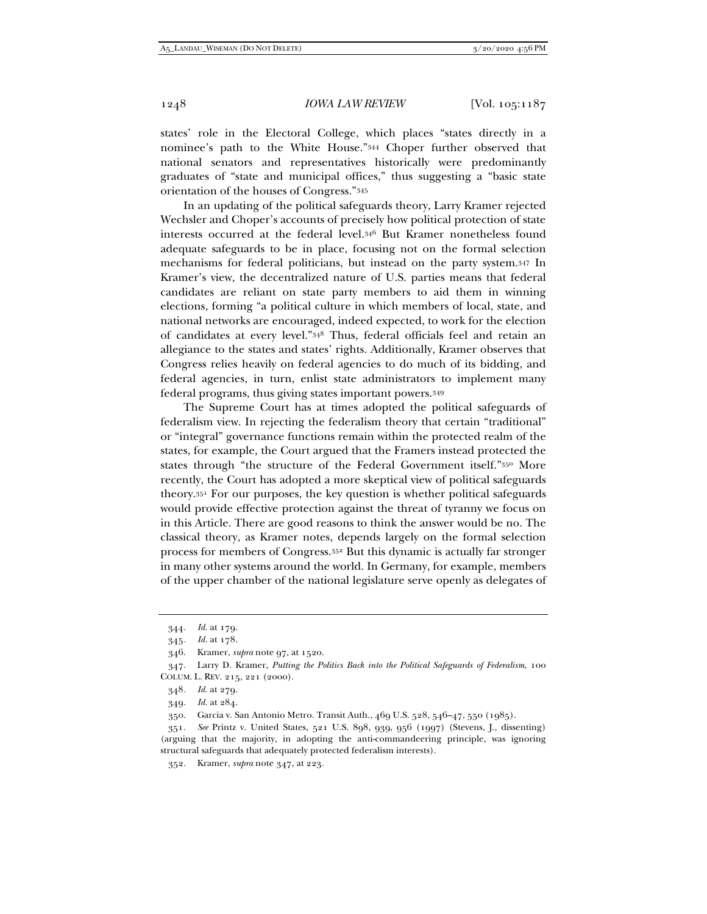states' role in the Electoral College, which places "states directly in a nominee's path to the White House."[344] Choper further observed that national senators and representatives historically were predominantly graduates of "state and municipal offices," thus suggesting a "basic state orientation of the houses of Congress."[345]

In an updating of the political safeguards theory, Larry Kramer rejected Wechsler and Choper's accounts of precisely how political protection of state interests occurred at the federal level.[346] But Kramer nonetheless found adequate safeguards to be in place, focusing not on the formal selection mechanisms for federal politicians, but instead on the party system.[347] In Kramer's view, the decentralized nature of U.S. parties means that federal candidates are reliant on state party members to aid them in winning elections, forming "a political culture in which members of local, state, and national networks are encouraged, indeed expected, to work for the election of candidates at every level."[348] Thus, federal officials feel and retain an allegiance to the states and states' rights. Additionally, Kramer observes that Congress relies heavily on federal agencies to do much of its bidding, and federal agencies, in turn, enlist state administrators to implement many federal programs, thus giving states important powers.[349]

The Supreme Court has at times adopted the political safeguards of federalism view. In rejecting the federalism theory that certain "traditional" or "integral" governance functions remain within the protected realm of the states, for example, the Court argued that the Framers instead protected the states through "the structure of the Federal Government itself."[350] More recently, the Court has adopted a more skeptical view of political safeguards theory.[351] For our purposes, the key question is whether political safeguards would provide effective protection against the threat of tyranny we focus on in this Article. There are good reasons to think the answer would be no. The classical theory, as Kramer notes, depends largely on the formal selection process for members of Congress.[352] But this dynamic is actually far stronger in many other systems around the world. In Germany, for example, members of the upper chamber of the national legislature serve openly as delegates of

---

344. *Id.* at 179.

345. *Id.* at 178.

346. Kramer, *supra* note 97, at 1520.

347. Larry D. Kramer, *Putting the Politics Back into the Political Safeguards of Federalism*, 100 COLUM. L. REV. 215, 221 (2000).

348. *Id.* at 279.

349. *Id.* at 284.

350. Garcia v. San Antonio Metro. Transit Auth., 469 U.S. 528, 546–47, 550 (1985).

351. *See* Printz v. United States, 521 U.S. 898, 939, 956 (1997) (Stevens, J., dissenting) (arguing that the majority, in adopting the anti-commandeering principle, was ignoring structural safeguards that adequately protected federalism interests).

352. Kramer, *supra* note 347, at 223.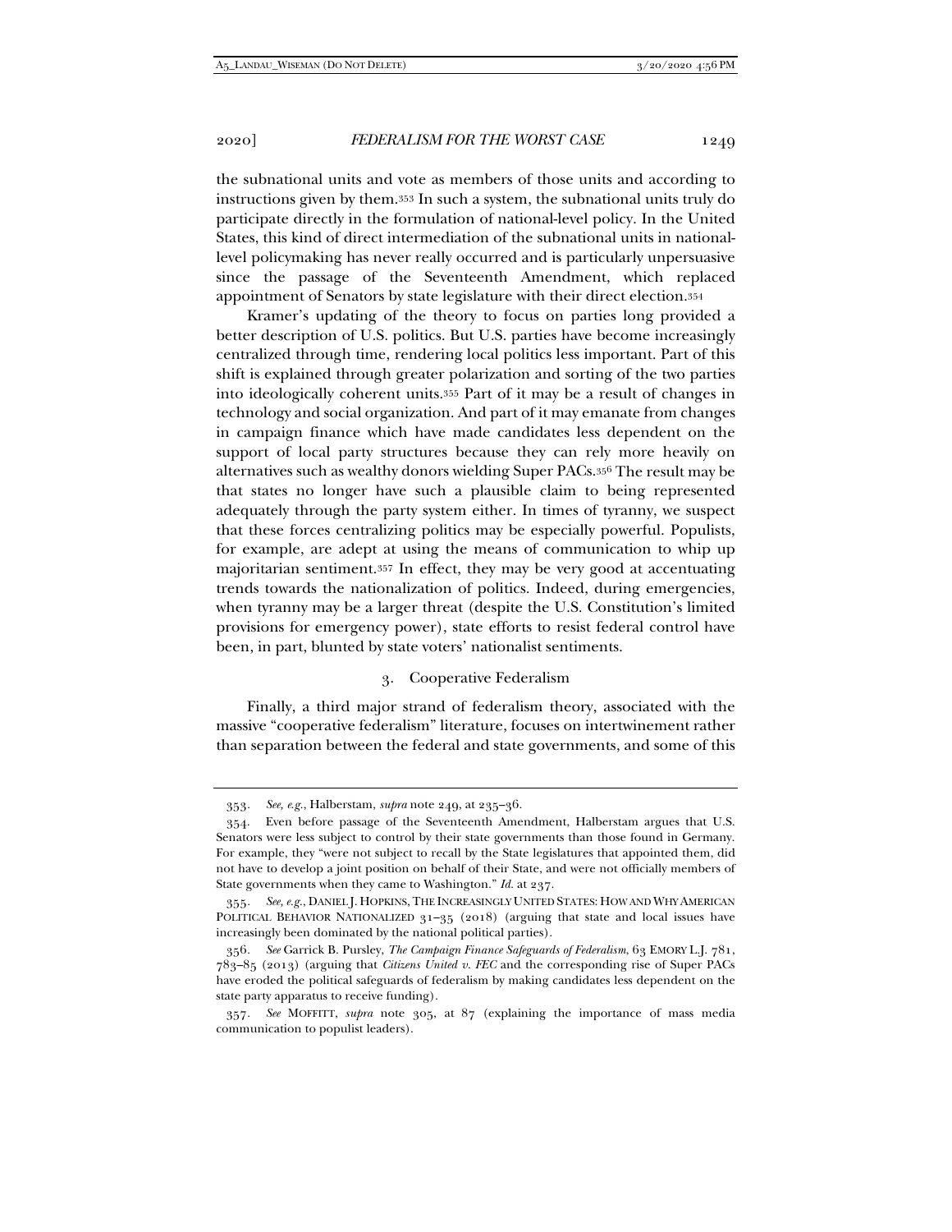the subnational units and vote as members of those units and according to instructions given by them.[353] In such a system, the subnational units truly do participate directly in the formulation of national-level policy. In the United States, this kind of direct intermediation of the subnational units in national-level policymaking has never really occurred and is particularly unpersuasive since the passage of the Seventeenth Amendment, which replaced appointment of Senators by state legislature with their direct election.[354]

Kramer's updating of the theory to focus on parties long provided a better description of U.S. politics. But U.S. parties have become increasingly centralized through time, rendering local politics less important. Part of this shift is explained through greater polarization and sorting of the two parties into ideologically coherent units.[355] Part of it may be a result of changes in technology and social organization. And part of it may emanate from changes in campaign finance which have made candidates less dependent on the support of local party structures because they can rely more heavily on alternatives such as wealthy donors wielding Super PACs.[356] The result may be that states no longer have such a plausible claim to being represented adequately through the party system either. In times of tyranny, we suspect that these forces centralizing politics may be especially powerful. Populists, for example, are adept at using the means of communication to whip up majoritarian sentiment.[357] In effect, they may be very good at accentuating trends towards the nationalization of politics. Indeed, during emergencies, when tyranny may be a larger threat (despite the U.S. Constitution's limited provisions for emergency power), state efforts to resist federal control have been, in part, blunted by state voters' nationalist sentiments.

### 3. Cooperative Federalism

Finally, a third major strand of federalism theory, associated with the massive "cooperative federalism" literature, focuses on intertwinement rather than separation between the federal and state governments, and some of this

---

353. *See, e.g.*, Halberstam, *supra* note 249, at 235–36.

354. Even before passage of the Seventeenth Amendment, Halberstam argues that U.S. Senators were less subject to control by their state governments than those found in Germany. For example, they "were not subject to recall by the State legislatures that appointed them, did not have to develop a joint position on behalf of their State, and were not officially members of State governments when they came to Washington." *Id.* at 237.

355. *See, e.g.*, DANIEL J. HOPKINS, THE INCREASINGLY UNITED STATES: HOW AND WHY AMERICAN POLITICAL BEHAVIOR NATIONALIZED 31–35 (2018) (arguing that state and local issues have increasingly been dominated by the national political parties).

356. *See* Garrick B. Pursley, *The Campaign Finance Safeguards of Federalism*, 63 EMORY L.J. 781, 783–85 (2013) (arguing that *Citizens United v. FEC* and the corresponding rise of Super PACs have eroded the political safeguards of federalism by making candidates less dependent on the state party apparatus to receive funding).

357. *See* MOFFITT, *supra* note 305, at 87 (explaining the importance of mass media communication to populist leaders).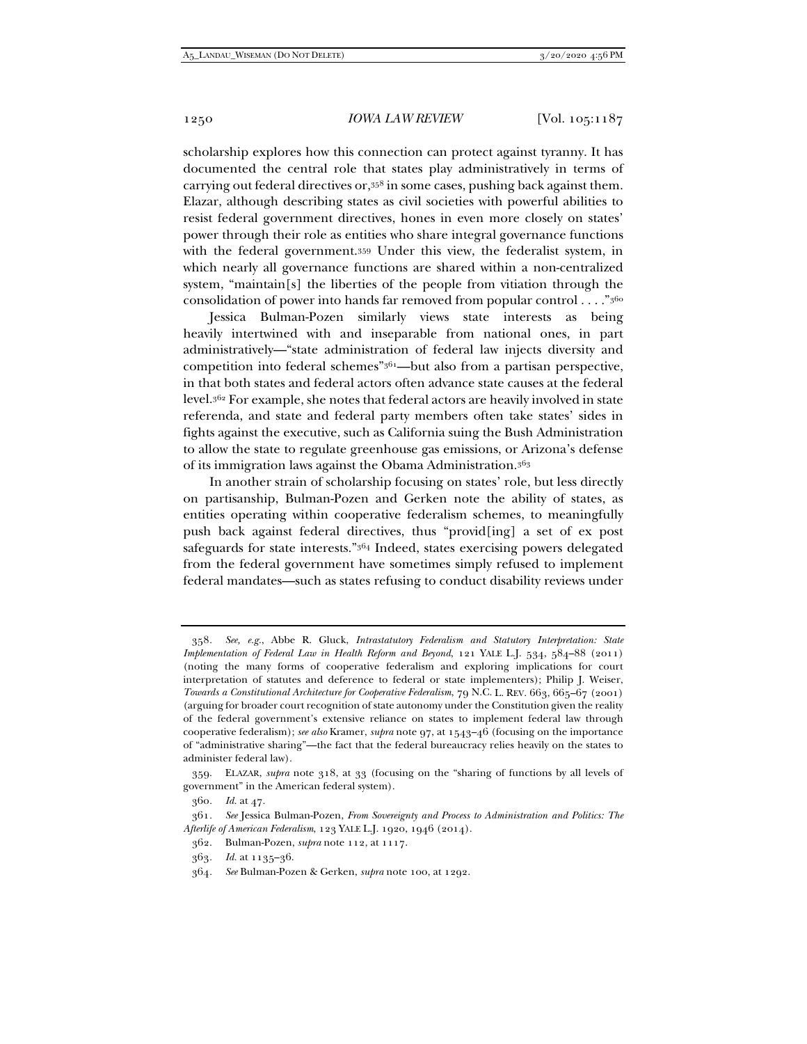scholarship explores how this connection can protect against tyranny. It has documented the central role that states play administratively in terms of carrying out federal directives or,[358] in some cases, pushing back against them. Elazar, although describing states as civil societies with powerful abilities to resist federal government directives, hones in even more closely on states' power through their role as entities who share integral governance functions with the federal government.[359] Under this view, the federalist system, in which nearly all governance functions are shared within a non-centralized system, "maintain[s] the liberties of the people from vitiation through the consolidation of power into hands far removed from popular control . . . ."[360]

Jessica Bulman-Pozen similarly views state interests as being heavily intertwined with and inseparable from national ones, in part administratively—"state administration of federal law injects diversity and competition into federal schemes"[361]—but also from a partisan perspective, in that both states and federal actors often advance state causes at the federal level.[362] For example, she notes that federal actors are heavily involved in state referenda, and state and federal party members often take states' sides in fights against the executive, such as California suing the Bush Administration to allow the state to regulate greenhouse gas emissions, or Arizona's defense of its immigration laws against the Obama Administration.[363]

In another strain of scholarship focusing on states' role, but less directly on partisanship, Bulman-Pozen and Gerken note the ability of states, as entities operating within cooperative federalism schemes, to meaningfully push back against federal directives, thus "provid[ing] a set of ex post safeguards for state interests."[364] Indeed, states exercising powers delegated from the federal government have sometimes simply refused to implement federal mandates—such as states refusing to conduct disability reviews under

---

358. *See, e.g.*, Abbe R. Gluck, *Intrastatutory Federalism and Statutory Interpretation: State Implementation of Federal Law in Health Reform and Beyond*, 121 YALE L.J. 534, 584–88 (2011) (noting the many forms of cooperative federalism and exploring implications for court interpretation of statutes and deference to federal or state implementers); Philip J. Weiser, *Towards a Constitutional Architecture for Cooperative Federalism*, 79 N.C. L. REV. 663, 665–67 (2001) (arguing for broader court recognition of state autonomy under the Constitution given the reality of the federal government's extensive reliance on states to implement federal law through cooperative federalism); *see also* Kramer, *supra* note 97, at 1543–46 (focusing on the importance of "administrative sharing"—the fact that the federal bureaucracy relies heavily on the states to administer federal law).

359. ELAZAR, *supra* note 318, at 33 (focusing on the "sharing of functions by all levels of government" in the American federal system).

360. *Id.* at 47.

361. *See* Jessica Bulman-Pozen, *From Sovereignty and Process to Administration and Politics: The Afterlife of American Federalism*, 123 YALE L.J. 1920, 1946 (2014).

362. Bulman-Pozen, *supra* note 112, at 1117.

363. *Id.* at 1135–36.

364. *See* Bulman-Pozen & Gerken, *supra* note 100, at 1292.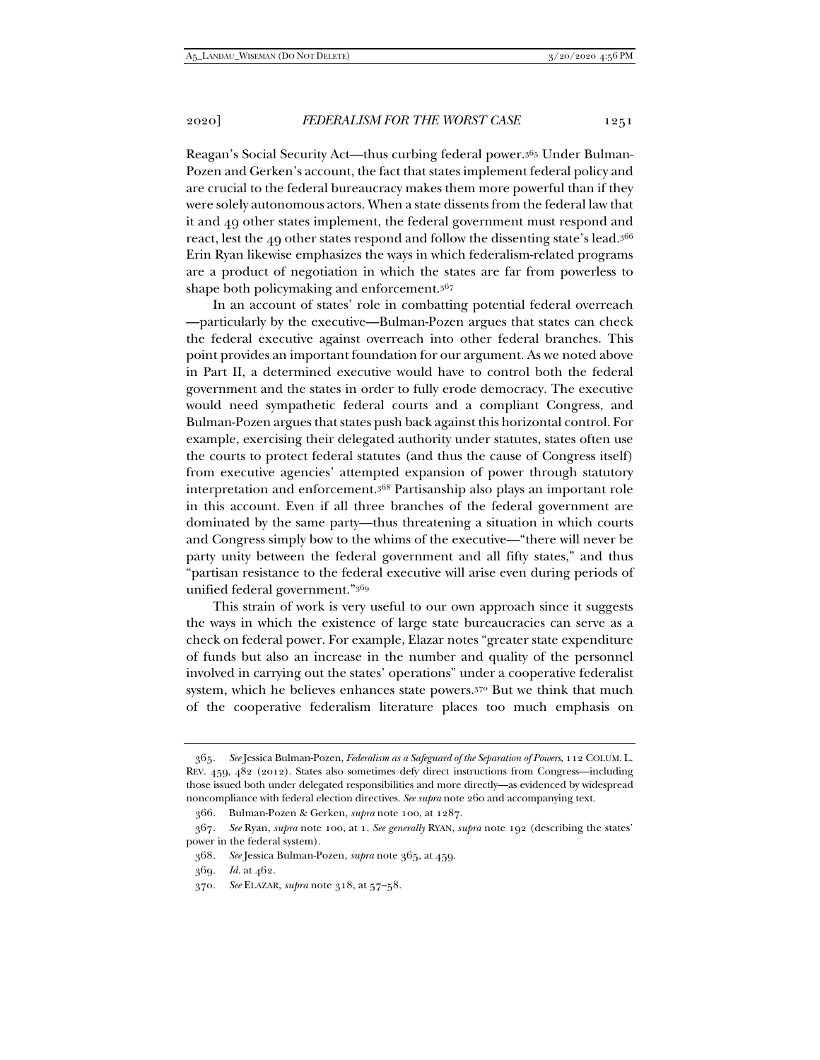Reagan's Social Security Act—thus curbing federal power.[365] Under Bulman-Pozen and Gerken's account, the fact that states implement federal policy and are crucial to the federal bureaucracy makes them more powerful than if they were solely autonomous actors. When a state dissents from the federal law that it and 49 other states implement, the federal government must respond and react, lest the 49 other states respond and follow the dissenting state's lead.[366] Erin Ryan likewise emphasizes the ways in which federalism-related programs are a product of negotiation in which the states are far from powerless to shape both policymaking and enforcement.[367]

In an account of states' role in combatting potential federal overreach—particularly by the executive—Bulman-Pozen argues that states can check the federal executive against overreach into other federal branches. This point provides an important foundation for our argument. As we noted above in Part II, a determined executive would have to control both the federal government and the states in order to fully erode democracy. The executive would need sympathetic federal courts and a compliant Congress, and Bulman-Pozen argues that states push back against this horizontal control. For example, exercising their delegated authority under statutes, states often use the courts to protect federal statutes (and thus the cause of Congress itself) from executive agencies' attempted expansion of power through statutory interpretation and enforcement.[368] Partisanship also plays an important role in this account. Even if all three branches of the federal government are dominated by the same party—thus threatening a situation in which courts and Congress simply bow to the whims of the executive—"there will never be party unity between the federal government and all fifty states," and thus "partisan resistance to the federal executive will arise even during periods of unified federal government."[369]

This strain of work is very useful to our own approach since it suggests the ways in which the existence of large state bureaucracies can serve as a check on federal power. For example, Elazar notes "greater state expenditure of funds but also an increase in the number and quality of the personnel involved in carrying out the states' operations" under a cooperative federalist system, which he believes enhances state powers.[370] But we think that much of the cooperative federalism literature places too much emphasis on

---

365. *See* Jessica Bulman-Pozen, *Federalism as a Safeguard of the Separation of Powers*, 112 COLUM. L. REV. 459, 482 (2012). States also sometimes defy direct instructions from Congress—including those issued both under delegated responsibilities and more directly—as evidenced by widespread noncompliance with federal election directives. *See supra* note 260 and accompanying text.

366. Bulman-Pozen & Gerken, *supra* note 100, at 1287.

367. *See* Ryan, *supra* note 100, at 1. *See generally* RYAN, *supra* note 192 (describing the states' power in the federal system).

368. *See* Jessica Bulman-Pozen, *supra* note 365, at 459.

369. *Id.* at 462.

370. *See* ELAZAR, *supra* note 318, at 57–58.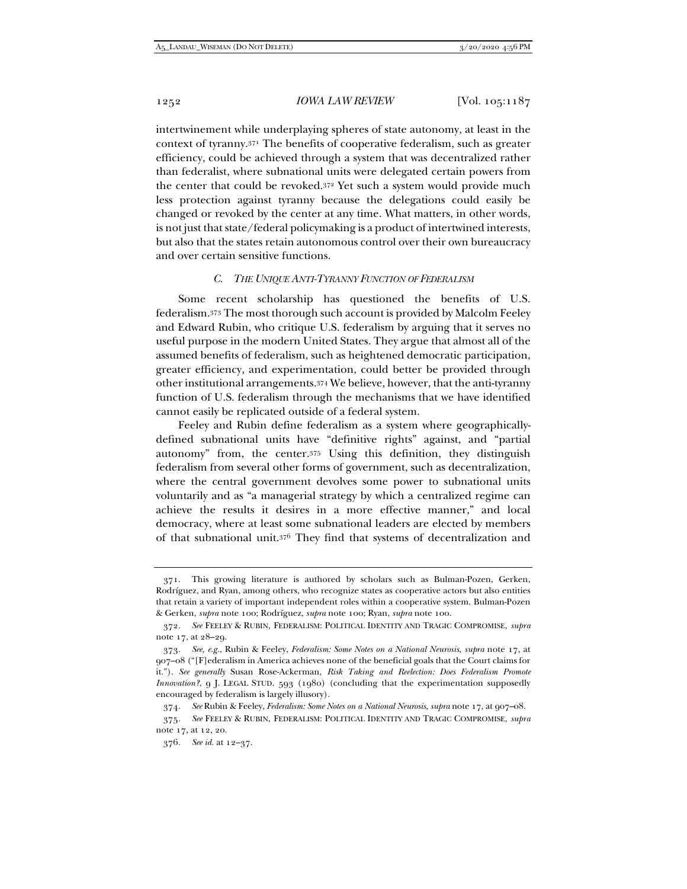intertwinement while underplaying spheres of state autonomy, at least in the context of tyranny.[371] The benefits of cooperative federalism, such as greater efficiency, could be achieved through a system that was decentralized rather than federalist, where subnational units were delegated certain powers from the center that could be revoked.[372] Yet such a system would provide much less protection against tyranny because the delegations could easily be changed or revoked by the center at any time. What matters, in other words, is not just that state/federal policymaking is a product of intertwined interests, but also that the states retain autonomous control over their own bureaucracy and over certain sensitive functions.

### *C. The Unique Anti-Tyranny Function of Federalism*

Some recent scholarship has questioned the benefits of U.S. federalism.[373] The most thorough such account is provided by Malcolm Feeley and Edward Rubin, who critique U.S. federalism by arguing that it serves no useful purpose in the modern United States. They argue that almost all of the assumed benefits of federalism, such as heightened democratic participation, greater efficiency, and experimentation, could better be provided through other institutional arrangements.[374] We believe, however, that the anti-tyranny function of U.S. federalism through the mechanisms that we have identified cannot easily be replicated outside of a federal system.

Feeley and Rubin define federalism as a system where geographically-defined subnational units have "definitive rights" against, and "partial autonomy" from, the center.[375] Using this definition, they distinguish federalism from several other forms of government, such as decentralization, where the central government devolves some power to subnational units voluntarily and as "a managerial strategy by which a centralized regime can achieve the results it desires in a more effective manner," and local democracy, where at least some subnational leaders are elected by members of that subnational unit.[376] They find that systems of decentralization and

---

371. This growing literature is authored by scholars such as Bulman-Pozen, Gerken, Rodríguez, and Ryan, among others, who recognize states as cooperative actors but also entities that retain a variety of important independent roles within a cooperative system. Bulman-Pozen & Gerken, *supra* note 100; Rodríguez, *supra* note 100; Ryan, *supra* note 100.

372. *See* FEELEY & RUBIN, FEDERALISM: POLITICAL IDENTITY AND TRAGIC COMPROMISE, *supra* note 17, at 28–29.

373. *See, e.g.*, Rubin & Feeley, *Federalism: Some Notes on a National Neurosis*, *supra* note 17, at 907–08 ("[F]ederalism in America achieves none of the beneficial goals that the Court claims for it."). *See generally* Susan Rose-Ackerman, *Risk Taking and Reelection: Does Federalism Promote Innovation?*, 9 J. LEGAL STUD. 593 (1980) (concluding that the experimentation supposedly encouraged by federalism is largely illusory).

374. *See* Rubin & Feeley, *Federalism: Some Notes on a National Neurosis*, *supra* note 17, at 907–08.

375. *See* FEELEY & RUBIN, FEDERALISM: POLITICAL IDENTITY AND TRAGIC COMPROMISE, *supra* note 17, at 12, 20.

376. *See id.* at 12–37.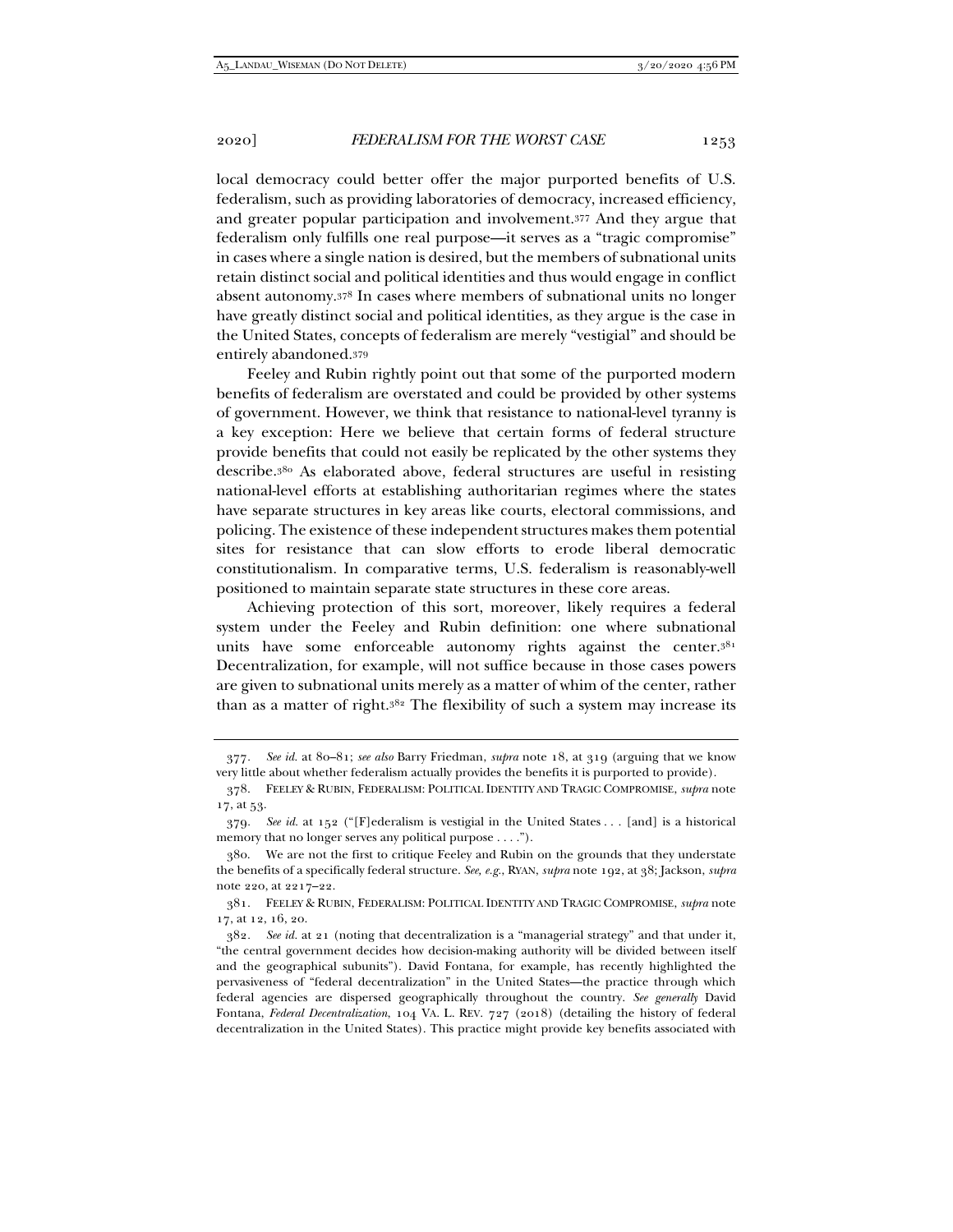local democracy could better offer the major purported benefits of U.S. federalism, such as providing laboratories of democracy, increased efficiency, and greater popular participation and involvement.[377] And they argue that federalism only fulfills one real purpose—it serves as a "tragic compromise" in cases where a single nation is desired, but the members of subnational units retain distinct social and political identities and thus would engage in conflict absent autonomy.[378] In cases where members of subnational units no longer have greatly distinct social and political identities, as they argue is the case in the United States, concepts of federalism are merely "vestigial" and should be entirely abandoned.[379]

Feeley and Rubin rightly point out that some of the purported modern benefits of federalism are overstated and could be provided by other systems of government. However, we think that resistance to national-level tyranny is a key exception: Here we believe that certain forms of federal structure provide benefits that could not easily be replicated by the other systems they describe.[380] As elaborated above, federal structures are useful in resisting national-level efforts at establishing authoritarian regimes where the states have separate structures in key areas like courts, electoral commissions, and policing. The existence of these independent structures makes them potential sites for resistance that can slow efforts to erode liberal democratic constitutionalism. In comparative terms, U.S. federalism is reasonably-well positioned to maintain separate state structures in these core areas.

Achieving protection of this sort, moreover, likely requires a federal system under the Feeley and Rubin definition: one where subnational units have some enforceable autonomy rights against the center.[381] Decentralization, for example, will not suffice because in those cases powers are given to subnational units merely as a matter of whim of the center, rather than as a matter of right.[382] The flexibility of such a system may increase its

---

377. *See id.* at 80–81; *see also* Barry Friedman, *supra* note 18, at 319 (arguing that we know very little about whether federalism actually provides the benefits it is purported to provide).

378. FEELEY & RUBIN, FEDERALISM: POLITICAL IDENTITY AND TRAGIC COMPROMISE, *supra* note 17, at 53.

379. *See id.* at 152 ("[F]ederalism is vestigial in the United States . . . [and] is a historical memory that no longer serves any political purpose . . . .").

380. We are not the first to critique Feeley and Rubin on the grounds that they understate the benefits of a specifically federal structure. *See, e.g.*, RYAN, *supra* note 192, at 38; Jackson, *supra* note 220, at 2217–22.

381. FEELEY & RUBIN, FEDERALISM: POLITICAL IDENTITY AND TRAGIC COMPROMISE, *supra* note 17, at 12, 16, 20.

382. *See id.* at 21 (noting that decentralization is a "managerial strategy" and that under it, "the central government decides how decision-making authority will be divided between itself and the geographical subunits"). David Fontana, for example, has recently highlighted the pervasiveness of "federal decentralization" in the United States—the practice through which federal agencies are dispersed geographically throughout the country. *See generally* David Fontana, *Federal Decentralization*, 104 VA. L. REV. 727 (2018) (detailing the history of federal decentralization in the United States). This practice might provide key benefits associated with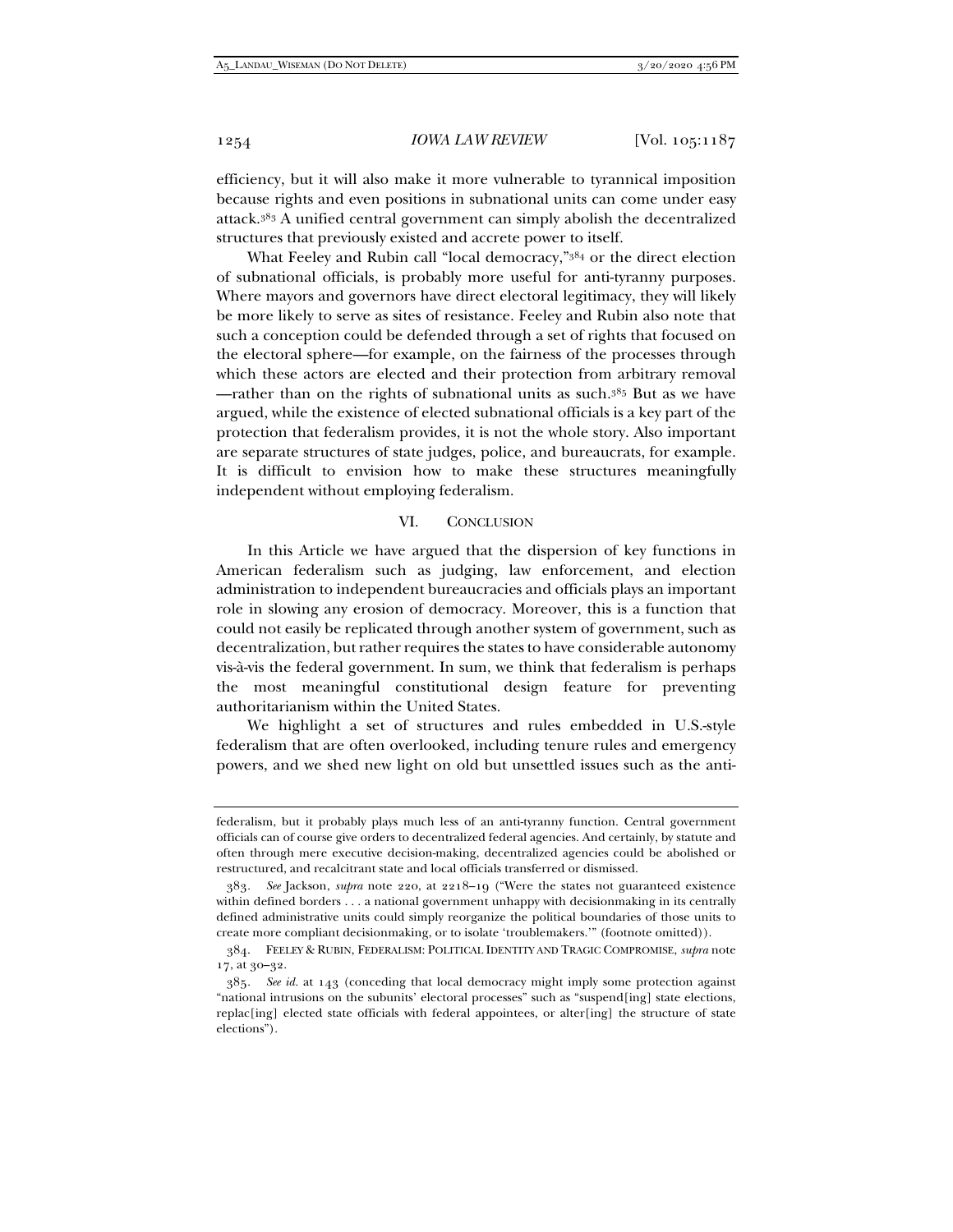efficiency, but it will also make it more vulnerable to tyrannical imposition because rights and even positions in subnational units can come under easy attack.[383] A unified central government can simply abolish the decentralized structures that previously existed and accrete power to itself.

What Feeley and Rubin call "local democracy,"[384] or the direct election of subnational officials, is probably more useful for anti-tyranny purposes. Where mayors and governors have direct electoral legitimacy, they will likely be more likely to serve as sites of resistance. Feeley and Rubin also note that such a conception could be defended through a set of rights that focused on the electoral sphere—for example, on the fairness of the processes through which these actors are elected and their protection from arbitrary removal—rather than on the rights of subnational units as such.[385] But as we have argued, while the existence of elected subnational officials is a key part of the protection that federalism provides, it is not the whole story. Also important are separate structures of state judges, police, and bureaucrats, for example. It is difficult to envision how to make these structures meaningfully independent without employing federalism.

## VI. CONCLUSION

In this Article we have argued that the dispersion of key functions in American federalism such as judging, law enforcement, and election administration to independent bureaucracies and officials plays an important role in slowing any erosion of democracy. Moreover, this is a function that could not easily be replicated through another system of government, such as decentralization, but rather requires the states to have considerable autonomy vis-à-vis the federal government. In sum, we think that federalism is perhaps the most meaningful constitutional design feature for preventing authoritarianism within the United States.

We highlight a set of structures and rules embedded in U.S.-style federalism that are often overlooked, including tenure rules and emergency powers, and we shed new light on old but unsettled issues such as the anti-

---

federalism, but it probably plays much less of an anti-tyranny function. Central government officials can of course give orders to decentralized federal agencies. And certainly, by statute and often through mere executive decision-making, decentralized agencies could be abolished or restructured, and recalcitrant state and local officials transferred or dismissed.

383. *See* Jackson, *supra* note 220, at 2218–19 ("Were the states not guaranteed existence within defined borders . . . a national government unhappy with decisionmaking in its centrally defined administrative units could simply reorganize the political boundaries of those units to create more compliant decisionmaking, or to isolate 'troublemakers.'" (footnote omitted)).

384. FEELEY & RUBIN, FEDERALISM: POLITICAL IDENTITY AND TRAGIC COMPROMISE, *supra* note 17, at 30–32.

385. *See id.* at 143 (conceding that local democracy might imply some protection against "national intrusions on the subunits' electoral processes" such as "suspend[ing] state elections, replac[ing] elected state officials with federal appointees, or alter[ing] the structure of state elections").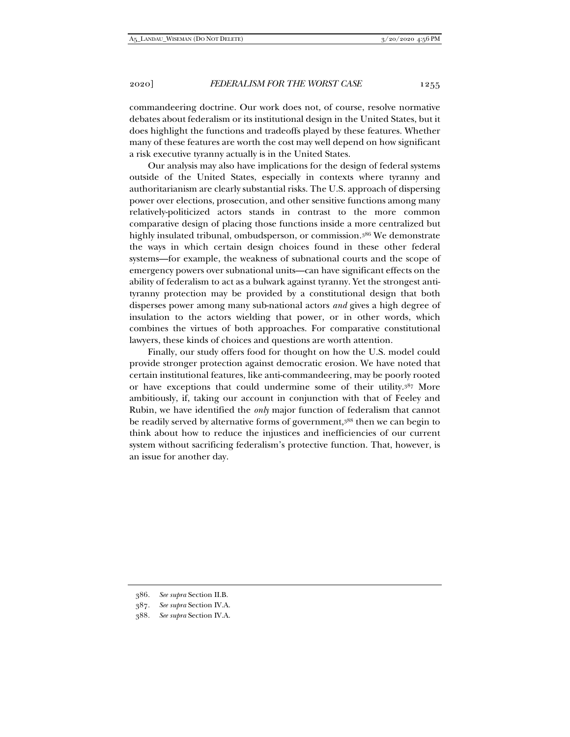commandeering doctrine. Our work does not, of course, resolve normative debates about federalism or its institutional design in the United States, but it does highlight the functions and tradeoffs played by these features. Whether many of these features are worth the cost may well depend on how significant a risk executive tyranny actually is in the United States.

Our analysis may also have implications for the design of federal systems outside of the United States, especially in contexts where tyranny and authoritarianism are clearly substantial risks. The U.S. approach of dispersing power over elections, prosecution, and other sensitive functions among many relatively-politicized actors stands in contrast to the more common comparative design of placing those functions inside a more centralized but highly insulated tribunal, ombudsperson, or commission.[386] We demonstrate the ways in which certain design choices found in these other federal systems—for example, the weakness of subnational courts and the scope of emergency powers over subnational units—can have significant effects on the ability of federalism to act as a bulwark against tyranny. Yet the strongest anti-tyranny protection may be provided by a constitutional design that both disperses power among many sub-national actors *and* gives a high degree of insulation to the actors wielding that power, or in other words, which combines the virtues of both approaches. For comparative constitutional lawyers, these kinds of choices and questions are worth attention.

Finally, our study offers food for thought on how the U.S. model could provide stronger protection against democratic erosion. We have noted that certain institutional features, like anti-commandeering, may be poorly rooted or have exceptions that could undermine some of their utility.[387] More ambitiously, if, taking our account in conjunction with that of Feeley and Rubin, we have identified the *only* major function of federalism that cannot be readily served by alternative forms of government,[388] then we can begin to think about how to reduce the injustices and inefficiencies of our current system without sacrificing federalism's protective function. That, however, is an issue for another day.

---

386. *See supra* Section II.B.

387. *See supra* Section IV.A.

388. *See supra* Section IV.A.